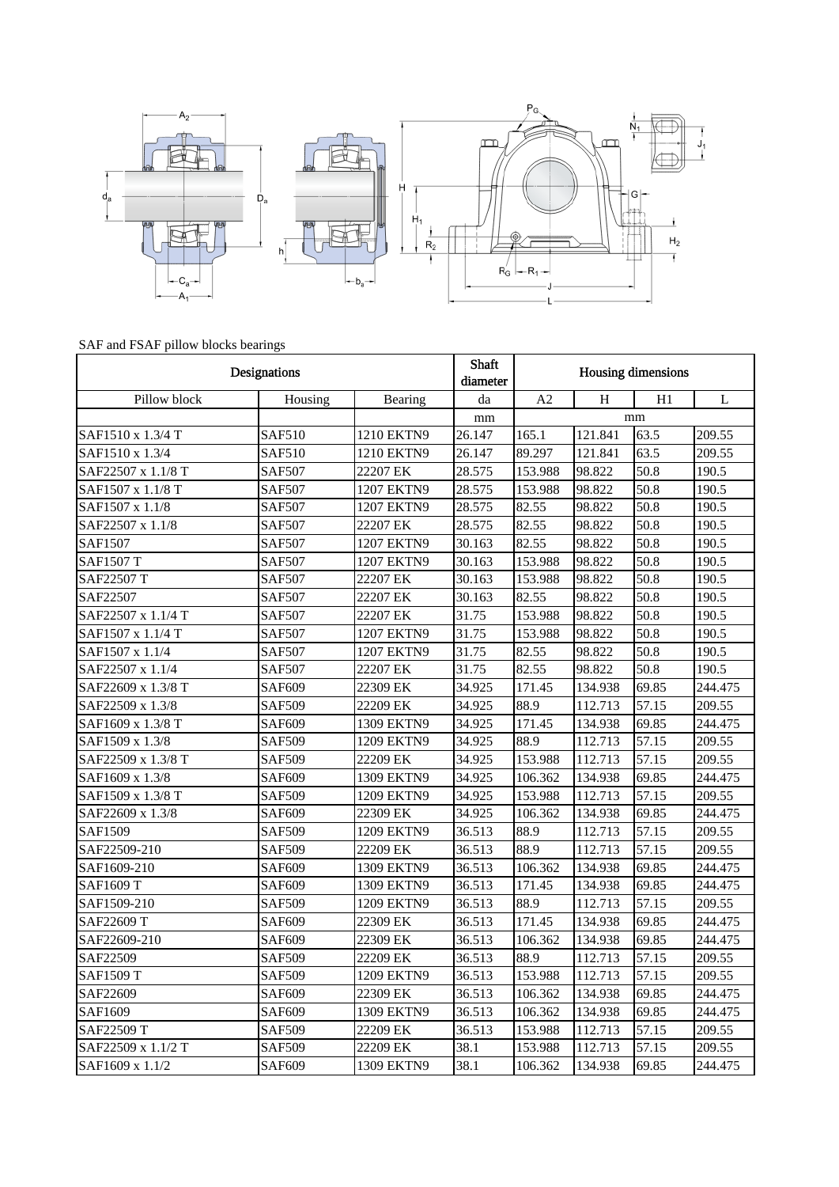SAF and FSAF pillow blocks bearings

| Designations | | | Shaft diameter | Housing dimensions | | | |
|---|---|---|---|---|---|---|---|
| Pillow block | Housing | Bearing | da | A2 | H | H1 | L |
| | | | mm | mm | | | |
| SAF1510 x 1.3/4 T | SAF510 | 1210 EKTN9 | 26.147 | 165.1 | 121.841 | 63.5 | 209.55 |
| SAF1510 x 1.3/4 | SAF510 | 1210 EKTN9 | 26.147 | 89.297 | 121.841 | 63.5 | 209.55 |
| SAF22507 x 1.1/8 T | SAF507 | 22207 EK | 28.575 | 153.988 | 98.822 | 50.8 | 190.5 |
| SAF1507 x 1.1/8 T | SAF507 | 1207 EKTN9 | 28.575 | 153.988 | 98.822 | 50.8 | 190.5 |
| SAF1507 x 1.1/8 | SAF507 | 1207 EKTN9 | 28.575 | 82.55 | 98.822 | 50.8 | 190.5 |
| SAF22507 x 1.1/8 | SAF507 | 22207 EK | 28.575 | 82.55 | 98.822 | 50.8 | 190.5 |
| SAF1507 | SAF507 | 1207 EKTN9 | 30.163 | 82.55 | 98.822 | 50.8 | 190.5 |
| SAF1507 T | SAF507 | 1207 EKTN9 | 30.163 | 153.988 | 98.822 | 50.8 | 190.5 |
| SAF22507 T | SAF507 | 22207 EK | 30.163 | 153.988 | 98.822 | 50.8 | 190.5 |
| SAF22507 | SAF507 | 22207 EK | 30.163 | 82.55 | 98.822 | 50.8 | 190.5 |
| SAF22507 x 1.1/4 T | SAF507 | 22207 EK | 31.75 | 153.988 | 98.822 | 50.8 | 190.5 |
| SAF1507 x 1.1/4 T | SAF507 | 1207 EKTN9 | 31.75 | 153.988 | 98.822 | 50.8 | 190.5 |
| SAF1507 x 1.1/4 | SAF507 | 1207 EKTN9 | 31.75 | 82.55 | 98.822 | 50.8 | 190.5 |
| SAF22507 x 1.1/4 | SAF507 | 22207 EK | 31.75 | 82.55 | 98.822 | 50.8 | 190.5 |
| SAF22609 x 1.3/8 T | SAF609 | 22309 EK | 34.925 | 171.45 | 134.938 | 69.85 | 244.475 |
| SAF22509 x 1.3/8 | SAF509 | 22209 EK | 34.925 | 88.9 | 112.713 | 57.15 | 209.55 |
| SAF1609 x 1.3/8 T | SAF609 | 1309 EKTN9 | 34.925 | 171.45 | 134.938 | 69.85 | 244.475 |
| SAF1509 x 1.3/8 | SAF509 | 1209 EKTN9 | 34.925 | 88.9 | 112.713 | 57.15 | 209.55 |
| SAF22509 x 1.3/8 T | SAF509 | 22209 EK | 34.925 | 153.988 | 112.713 | 57.15 | 209.55 |
| SAF1609 x 1.3/8 | SAF609 | 1309 EKTN9 | 34.925 | 106.362 | 134.938 | 69.85 | 244.475 |
| SAF1509 x 1.3/8 T | SAF509 | 1209 EKTN9 | 34.925 | 153.988 | 112.713 | 57.15 | 209.55 |
| SAF22609 x 1.3/8 | SAF609 | 22309 EK | 34.925 | 106.362 | 134.938 | 69.85 | 244.475 |
| SAF1509 | SAF509 | 1209 EKTN9 | 36.513 | 88.9 | 112.713 | 57.15 | 209.55 |
| SAF22509-210 | SAF509 | 22209 EK | 36.513 | 88.9 | 112.713 | 57.15 | 209.55 |
| SAF1609-210 | SAF609 | 1309 EKTN9 | 36.513 | 106.362 | 134.938 | 69.85 | 244.475 |
| SAF1609 T | SAF609 | 1309 EKTN9 | 36.513 | 171.45 | 134.938 | 69.85 | 244.475 |
| SAF1509-210 | SAF509 | 1209 EKTN9 | 36.513 | 88.9 | 112.713 | 57.15 | 209.55 |
| SAF22609 T | SAF609 | 22309 EK | 36.513 | 171.45 | 134.938 | 69.85 | 244.475 |
| SAF22609-210 | SAF609 | 22309 EK | 36.513 | 106.362 | 134.938 | 69.85 | 244.475 |
| SAF22509 | SAF509 | 22209 EK | 36.513 | 88.9 | 112.713 | 57.15 | 209.55 |
| SAF1509 T | SAF509 | 1209 EKTN9 | 36.513 | 153.988 | 112.713 | 57.15 | 209.55 |
| SAF22609 | SAF609 | 22309 EK | 36.513 | 106.362 | 134.938 | 69.85 | 244.475 |
| SAF1609 | SAF609 | 1309 EKTN9 | 36.513 | 106.362 | 134.938 | 69.85 | 244.475 |
| SAF22509 T | SAF509 | 22209 EK | 36.513 | 153.988 | 112.713 | 57.15 | 209.55 |
| SAF22509 x 1.1/2 T | SAF509 | 22209 EK | 38.1 | 153.988 | 112.713 | 57.15 | 209.55 |
| SAF1609 x 1.1/2 | SAF609 | 1309 EKTN9 | 38.1 | 106.362 | 134.938 | 69.85 | 244.475 |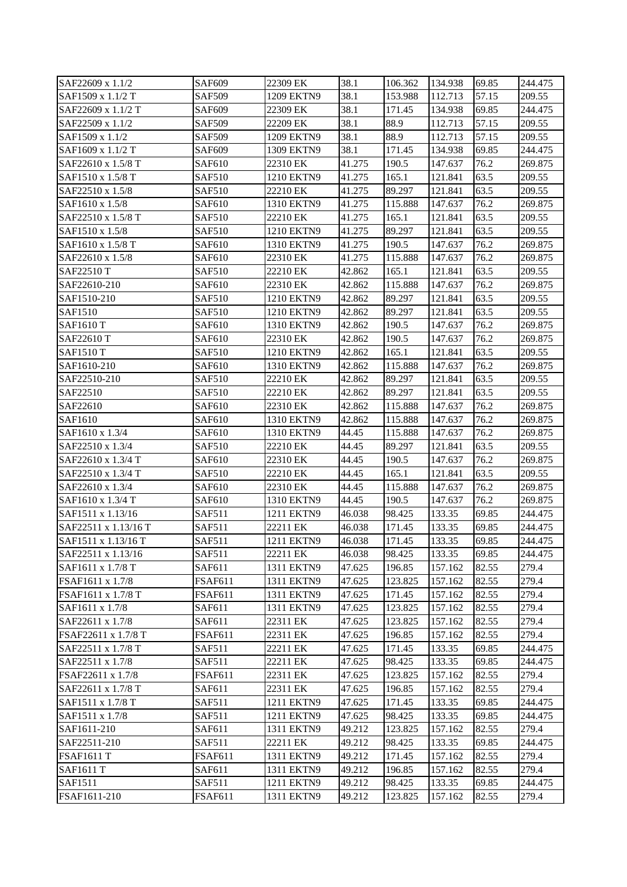| SAF22609 x 1.1/2 | SAF609 | 22309 EK | 38.1 | 106.362 | 134.938 | 69.85 | 244.475 |
|---|---|---|---|---|---|---|---|
| SAF1509 x 1.1/2 T | SAF509 | 1209 EKTN9 | 38.1 | 153.988 | 112.713 | 57.15 | 209.55 |
| SAF22609 x 1.1/2 T | SAF609 | 22309 EK | 38.1 | 171.45 | 134.938 | 69.85 | 244.475 |
| SAF22509 x 1.1/2 | SAF509 | 22209 EK | 38.1 | 88.9 | 112.713 | 57.15 | 209.55 |
| SAF1509 x 1.1/2 | SAF509 | 1209 EKTN9 | 38.1 | 88.9 | 112.713 | 57.15 | 209.55 |
| SAF1609 x 1.1/2 T | SAF609 | 1309 EKTN9 | 38.1 | 171.45 | 134.938 | 69.85 | 244.475 |
| SAF22610 x 1.5/8 T | SAF610 | 22310 EK | 41.275 | 190.5 | 147.637 | 76.2 | 269.875 |
| SAF1510 x 1.5/8 T | SAF510 | 1210 EKTN9 | 41.275 | 165.1 | 121.841 | 63.5 | 209.55 |
| SAF22510 x 1.5/8 | SAF510 | 22210 EK | 41.275 | 89.297 | 121.841 | 63.5 | 209.55 |
| SAF1610 x 1.5/8 | SAF610 | 1310 EKTN9 | 41.275 | 115.888 | 147.637 | 76.2 | 269.875 |
| SAF22510 x 1.5/8 T | SAF510 | 22210 EK | 41.275 | 165.1 | 121.841 | 63.5 | 209.55 |
| SAF1510 x 1.5/8 | SAF510 | 1210 EKTN9 | 41.275 | 89.297 | 121.841 | 63.5 | 209.55 |
| SAF1610 x 1.5/8 T | SAF610 | 1310 EKTN9 | 41.275 | 190.5 | 147.637 | 76.2 | 269.875 |
| SAF22610 x 1.5/8 | SAF610 | 22310 EK | 41.275 | 115.888 | 147.637 | 76.2 | 269.875 |
| SAF22510 T | SAF510 | 22210 EK | 42.862 | 165.1 | 121.841 | 63.5 | 209.55 |
| SAF22610-210 | SAF610 | 22310 EK | 42.862 | 115.888 | 147.637 | 76.2 | 269.875 |
| SAF1510-210 | SAF510 | 1210 EKTN9 | 42.862 | 89.297 | 121.841 | 63.5 | 209.55 |
| SAF1510 | SAF510 | 1210 EKTN9 | 42.862 | 89.297 | 121.841 | 63.5 | 209.55 |
| SAF1610 T | SAF610 | 1310 EKTN9 | 42.862 | 190.5 | 147.637 | 76.2 | 269.875 |
| SAF22610 T | SAF610 | 22310 EK | 42.862 | 190.5 | 147.637 | 76.2 | 269.875 |
| SAF1510 T | SAF510 | 1210 EKTN9 | 42.862 | 165.1 | 121.841 | 63.5 | 209.55 |
| SAF1610-210 | SAF610 | 1310 EKTN9 | 42.862 | 115.888 | 147.637 | 76.2 | 269.875 |
| SAF22510-210 | SAF510 | 22210 EK | 42.862 | 89.297 | 121.841 | 63.5 | 209.55 |
| SAF22510 | SAF510 | 22210 EK | 42.862 | 89.297 | 121.841 | 63.5 | 209.55 |
| SAF22610 | SAF610 | 22310 EK | 42.862 | 115.888 | 147.637 | 76.2 | 269.875 |
| SAF1610 | SAF610 | 1310 EKTN9 | 42.862 | 115.888 | 147.637 | 76.2 | 269.875 |
| SAF1610 x 1.3/4 | SAF610 | 1310 EKTN9 | 44.45 | 115.888 | 147.637 | 76.2 | 269.875 |
| SAF22510 x 1.3/4 | SAF510 | 22210 EK | 44.45 | 89.297 | 121.841 | 63.5 | 209.55 |
| SAF22610 x 1.3/4 T | SAF610 | 22310 EK | 44.45 | 190.5 | 147.637 | 76.2 | 269.875 |
| SAF22510 x 1.3/4 T | SAF510 | 22210 EK | 44.45 | 165.1 | 121.841 | 63.5 | 209.55 |
| SAF22610 x 1.3/4 | SAF610 | 22310 EK | 44.45 | 115.888 | 147.637 | 76.2 | 269.875 |
| SAF1610 x 1.3/4 T | SAF610 | 1310 EKTN9 | 44.45 | 190.5 | 147.637 | 76.2 | 269.875 |
| SAF1511 x 1.13/16 | SAF511 | 1211 EKTN9 | 46.038 | 98.425 | 133.35 | 69.85 | 244.475 |
| SAF22511 x 1.13/16 T | SAF511 | 22211 EK | 46.038 | 171.45 | 133.35 | 69.85 | 244.475 |
| SAF1511 x 1.13/16 T | SAF511 | 1211 EKTN9 | 46.038 | 171.45 | 133.35 | 69.85 | 244.475 |
| SAF22511 x 1.13/16 | SAF511 | 22211 EK | 46.038 | 98.425 | 133.35 | 69.85 | 244.475 |
| SAF1611 x 1.7/8 T | SAF611 | 1311 EKTN9 | 47.625 | 196.85 | 157.162 | 82.55 | 279.4 |
| FSAF1611 x 1.7/8 | FSAF611 | 1311 EKTN9 | 47.625 | 123.825 | 157.162 | 82.55 | 279.4 |
| FSAF1611 x 1.7/8 T | FSAF611 | 1311 EKTN9 | 47.625 | 171.45 | 157.162 | 82.55 | 279.4 |
| SAF1611 x 1.7/8 | SAF611 | 1311 EKTN9 | 47.625 | 123.825 | 157.162 | 82.55 | 279.4 |
| SAF22611 x 1.7/8 | SAF611 | 22311 EK | 47.625 | 123.825 | 157.162 | 82.55 | 279.4 |
| FSAF22611 x 1.7/8 T | FSAF611 | 22311 EK | 47.625 | 196.85 | 157.162 | 82.55 | 279.4 |
| SAF22511 x 1.7/8 T | SAF511 | 22211 EK | 47.625 | 171.45 | 133.35 | 69.85 | 244.475 |
| SAF22511 x 1.7/8 | SAF511 | 22211 EK | 47.625 | 98.425 | 133.35 | 69.85 | 244.475 |
| FSAF22611 x 1.7/8 | FSAF611 | 22311 EK | 47.625 | 123.825 | 157.162 | 82.55 | 279.4 |
| SAF22611 x 1.7/8 T | SAF611 | 22311 EK | 47.625 | 196.85 | 157.162 | 82.55 | 279.4 |
| SAF1511 x 1.7/8 T | SAF511 | 1211 EKTN9 | 47.625 | 171.45 | 133.35 | 69.85 | 244.475 |
| SAF1511 x 1.7/8 | SAF511 | 1211 EKTN9 | 47.625 | 98.425 | 133.35 | 69.85 | 244.475 |
| SAF1611-210 | SAF611 | 1311 EKTN9 | 49.212 | 123.825 | 157.162 | 82.55 | 279.4 |
| SAF22511-210 | SAF511 | 22211 EK | 49.212 | 98.425 | 133.35 | 69.85 | 244.475 |
| FSAF1611 T | FSAF611 | 1311 EKTN9 | 49.212 | 171.45 | 157.162 | 82.55 | 279.4 |
| SAF1611 T | SAF611 | 1311 EKTN9 | 49.212 | 196.85 | 157.162 | 82.55 | 279.4 |
| SAF1511 | SAF511 | 1211 EKTN9 | 49.212 | 98.425 | 133.35 | 69.85 | 244.475 |
| FSAF1611-210 | FSAF611 | 1311 EKTN9 | 49.212 | 123.825 | 157.162 | 82.55 | 279.4 |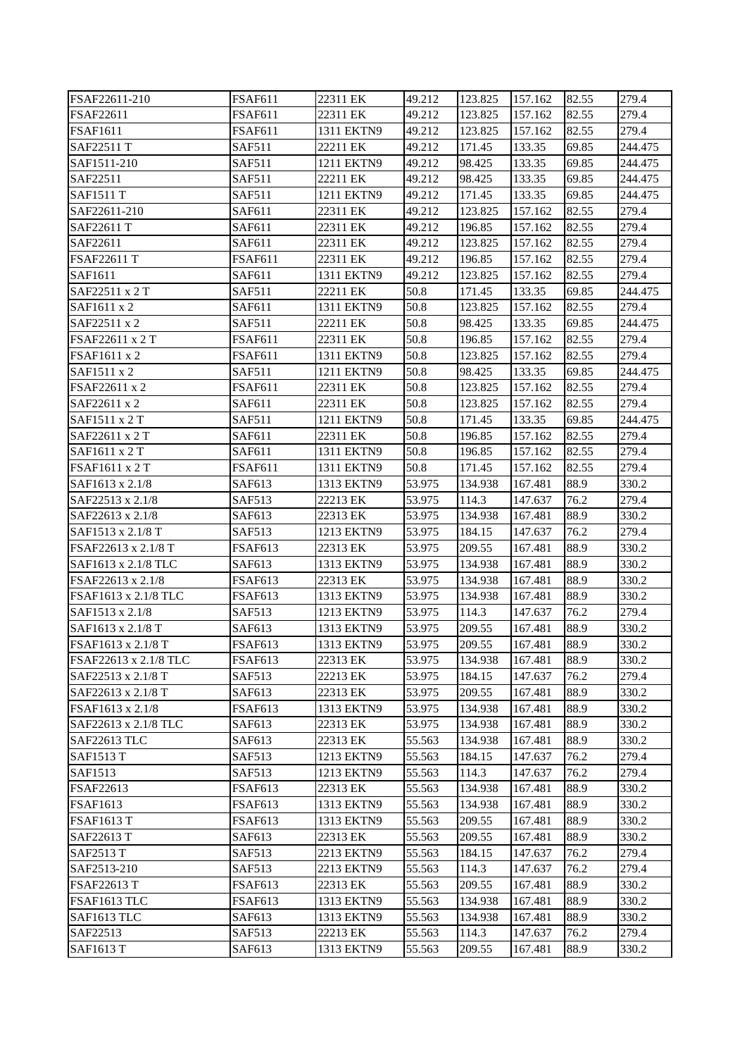| | | | | | | | |
|---|---|---|---|---|---|---|---|
| FSAF22611-210 | FSAF611 | 22311 EK | 49.212 | 123.825 | 157.162 | 82.55 | 279.4 |
| FSAF22611 | FSAF611 | 22311 EK | 49.212 | 123.825 | 157.162 | 82.55 | 279.4 |
| FSAF1611 | FSAF611 | 1311 EKTN9 | 49.212 | 123.825 | 157.162 | 82.55 | 279.4 |
| SAF22511 T | SAF511 | 22211 EK | 49.212 | 171.45 | 133.35 | 69.85 | 244.475 |
| SAF1511-210 | SAF511 | 1211 EKTN9 | 49.212 | 98.425 | 133.35 | 69.85 | 244.475 |
| SAF22511 | SAF511 | 22211 EK | 49.212 | 98.425 | 133.35 | 69.85 | 244.475 |
| SAF1511 T | SAF511 | 1211 EKTN9 | 49.212 | 171.45 | 133.35 | 69.85 | 244.475 |
| SAF22611-210 | SAF611 | 22311 EK | 49.212 | 123.825 | 157.162 | 82.55 | 279.4 |
| SAF22611 T | SAF611 | 22311 EK | 49.212 | 196.85 | 157.162 | 82.55 | 279.4 |
| SAF22611 | SAF611 | 22311 EK | 49.212 | 123.825 | 157.162 | 82.55 | 279.4 |
| FSAF22611 T | FSAF611 | 22311 EK | 49.212 | 196.85 | 157.162 | 82.55 | 279.4 |
| SAF1611 | SAF611 | 1311 EKTN9 | 49.212 | 123.825 | 157.162 | 82.55 | 279.4 |
| SAF22511 x 2 T | SAF511 | 22211 EK | 50.8 | 171.45 | 133.35 | 69.85 | 244.475 |
| SAF1611 x 2 | SAF611 | 1311 EKTN9 | 50.8 | 123.825 | 157.162 | 82.55 | 279.4 |
| SAF22511 x 2 | SAF511 | 22211 EK | 50.8 | 98.425 | 133.35 | 69.85 | 244.475 |
| FSAF22611 x 2 T | FSAF611 | 22311 EK | 50.8 | 196.85 | 157.162 | 82.55 | 279.4 |
| FSAF1611 x 2 | FSAF611 | 1311 EKTN9 | 50.8 | 123.825 | 157.162 | 82.55 | 279.4 |
| SAF1511 x 2 | SAF511 | 1211 EKTN9 | 50.8 | 98.425 | 133.35 | 69.85 | 244.475 |
| FSAF22611 x 2 | FSAF611 | 22311 EK | 50.8 | 123.825 | 157.162 | 82.55 | 279.4 |
| SAF22611 x 2 | SAF611 | 22311 EK | 50.8 | 123.825 | 157.162 | 82.55 | 279.4 |
| SAF1511 x 2 T | SAF511 | 1211 EKTN9 | 50.8 | 171.45 | 133.35 | 69.85 | 244.475 |
| SAF22611 x 2 T | SAF611 | 22311 EK | 50.8 | 196.85 | 157.162 | 82.55 | 279.4 |
| SAF1611 x 2 T | SAF611 | 1311 EKTN9 | 50.8 | 196.85 | 157.162 | 82.55 | 279.4 |
| FSAF1611 x 2 T | FSAF611 | 1311 EKTN9 | 50.8 | 171.45 | 157.162 | 82.55 | 279.4 |
| SAF1613 x 2.1/8 | SAF613 | 1313 EKTN9 | 53.975 | 134.938 | 167.481 | 88.9 | 330.2 |
| SAF22513 x 2.1/8 | SAF513 | 22213 EK | 53.975 | 114.3 | 147.637 | 76.2 | 279.4 |
| SAF22613 x 2.1/8 | SAF613 | 22313 EK | 53.975 | 134.938 | 167.481 | 88.9 | 330.2 |
| SAF1513 x 2.1/8 T | SAF513 | 1213 EKTN9 | 53.975 | 184.15 | 147.637 | 76.2 | 279.4 |
| FSAF22613 x 2.1/8 T | FSAF613 | 22313 EK | 53.975 | 209.55 | 167.481 | 88.9 | 330.2 |
| SAF1613 x 2.1/8 TLC | SAF613 | 1313 EKTN9 | 53.975 | 134.938 | 167.481 | 88.9 | 330.2 |
| FSAF22613 x 2.1/8 | FSAF613 | 22313 EK | 53.975 | 134.938 | 167.481 | 88.9 | 330.2 |
| FSAF1613 x 2.1/8 TLC | FSAF613 | 1313 EKTN9 | 53.975 | 134.938 | 167.481 | 88.9 | 330.2 |
| SAF1513 x 2.1/8 | SAF513 | 1213 EKTN9 | 53.975 | 114.3 | 147.637 | 76.2 | 279.4 |
| SAF1613 x 2.1/8 T | SAF613 | 1313 EKTN9 | 53.975 | 209.55 | 167.481 | 88.9 | 330.2 |
| FSAF1613 x 2.1/8 T | FSAF613 | 1313 EKTN9 | 53.975 | 209.55 | 167.481 | 88.9 | 330.2 |
| FSAF22613 x 2.1/8 TLC | FSAF613 | 22313 EK | 53.975 | 134.938 | 167.481 | 88.9 | 330.2 |
| SAF22513 x 2.1/8 T | SAF513 | 22213 EK | 53.975 | 184.15 | 147.637 | 76.2 | 279.4 |
| SAF22613 x 2.1/8 T | SAF613 | 22313 EK | 53.975 | 209.55 | 167.481 | 88.9 | 330.2 |
| FSAF1613 x 2.1/8 | FSAF613 | 1313 EKTN9 | 53.975 | 134.938 | 167.481 | 88.9 | 330.2 |
| SAF22613 x 2.1/8 TLC | SAF613 | 22313 EK | 53.975 | 134.938 | 167.481 | 88.9 | 330.2 |
| SAF22613 TLC | SAF613 | 22313 EK | 55.563 | 134.938 | 167.481 | 88.9 | 330.2 |
| SAF1513 T | SAF513 | 1213 EKTN9 | 55.563 | 184.15 | 147.637 | 76.2 | 279.4 |
| SAF1513 | SAF513 | 1213 EKTN9 | 55.563 | 114.3 | 147.637 | 76.2 | 279.4 |
| FSAF22613 | FSAF613 | 22313 EK | 55.563 | 134.938 | 167.481 | 88.9 | 330.2 |
| FSAF1613 | FSAF613 | 1313 EKTN9 | 55.563 | 134.938 | 167.481 | 88.9 | 330.2 |
| FSAF1613 T | FSAF613 | 1313 EKTN9 | 55.563 | 209.55 | 167.481 | 88.9 | 330.2 |
| SAF22613 T | SAF613 | 22313 EK | 55.563 | 209.55 | 167.481 | 88.9 | 330.2 |
| SAF2513 T | SAF513 | 2213 EKTN9 | 55.563 | 184.15 | 147.637 | 76.2 | 279.4 |
| SAF2513-210 | SAF513 | 2213 EKTN9 | 55.563 | 114.3 | 147.637 | 76.2 | 279.4 |
| FSAF22613 T | FSAF613 | 22313 EK | 55.563 | 209.55 | 167.481 | 88.9 | 330.2 |
| FSAF1613 TLC | FSAF613 | 1313 EKTN9 | 55.563 | 134.938 | 167.481 | 88.9 | 330.2 |
| SAF1613 TLC | SAF613 | 1313 EKTN9 | 55.563 | 134.938 | 167.481 | 88.9 | 330.2 |
| SAF22513 | SAF513 | 22213 EK | 55.563 | 114.3 | 147.637 | 76.2 | 279.4 |
| SAF1613 T | SAF613 | 1313 EKTN9 | 55.563 | 209.55 | 167.481 | 88.9 | 330.2 |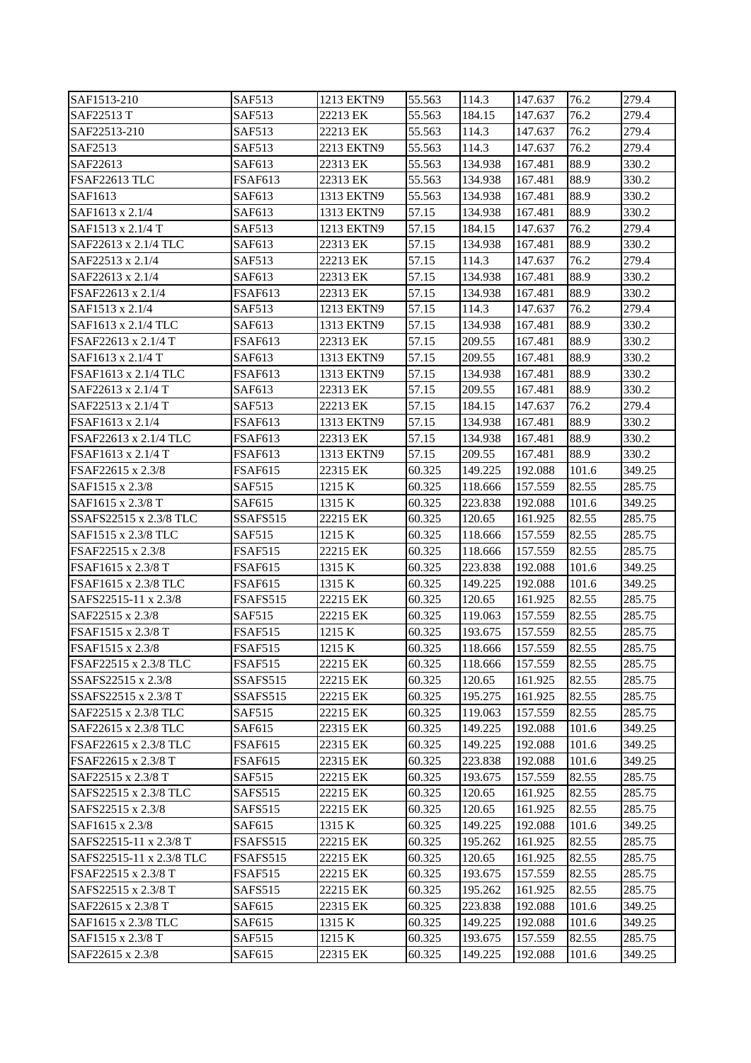| SAF1513-210 | SAF513 | 1213 EKTN9 | 55.563 | 114.3 | 147.637 | 76.2 | 279.4 |
|---|---|---|---|---|---|---|---|
| SAF22513 T | SAF513 | 22213 EK | 55.563 | 184.15 | 147.637 | 76.2 | 279.4 |
| SAF22513-210 | SAF513 | 22213 EK | 55.563 | 114.3 | 147.637 | 76.2 | 279.4 |
| SAF2513 | SAF513 | 2213 EKTN9 | 55.563 | 114.3 | 147.637 | 76.2 | 279.4 |
| SAF22613 | SAF613 | 22313 EK | 55.563 | 134.938 | 167.481 | 88.9 | 330.2 |
| FSAF22613 TLC | FSAF613 | 22313 EK | 55.563 | 134.938 | 167.481 | 88.9 | 330.2 |
| SAF1613 | SAF613 | 1313 EKTN9 | 55.563 | 134.938 | 167.481 | 88.9 | 330.2 |
| SAF1613 x 2.1/4 | SAF613 | 1313 EKTN9 | 57.15 | 134.938 | 167.481 | 88.9 | 330.2 |
| SAF1513 x 2.1/4 T | SAF513 | 1213 EKTN9 | 57.15 | 184.15 | 147.637 | 76.2 | 279.4 |
| SAF22613 x 2.1/4 TLC | SAF613 | 22313 EK | 57.15 | 134.938 | 167.481 | 88.9 | 330.2 |
| SAF22513 x 2.1/4 | SAF513 | 22213 EK | 57.15 | 114.3 | 147.637 | 76.2 | 279.4 |
| SAF22613 x 2.1/4 | SAF613 | 22313 EK | 57.15 | 134.938 | 167.481 | 88.9 | 330.2 |
| FSAF22613 x 2.1/4 | FSAF613 | 22313 EK | 57.15 | 134.938 | 167.481 | 88.9 | 330.2 |
| SAF1513 x 2.1/4 | SAF513 | 1213 EKTN9 | 57.15 | 114.3 | 147.637 | 76.2 | 279.4 |
| SAF1613 x 2.1/4 TLC | SAF613 | 1313 EKTN9 | 57.15 | 134.938 | 167.481 | 88.9 | 330.2 |
| FSAF22613 x 2.1/4 T | FSAF613 | 22313 EK | 57.15 | 209.55 | 167.481 | 88.9 | 330.2 |
| SAF1613 x 2.1/4 T | SAF613 | 1313 EKTN9 | 57.15 | 209.55 | 167.481 | 88.9 | 330.2 |
| FSAF1613 x 2.1/4 TLC | FSAF613 | 1313 EKTN9 | 57.15 | 134.938 | 167.481 | 88.9 | 330.2 |
| SAF22613 x 2.1/4 T | SAF613 | 22313 EK | 57.15 | 209.55 | 167.481 | 88.9 | 330.2 |
| SAF22513 x 2.1/4 T | SAF513 | 22213 EK | 57.15 | 184.15 | 147.637 | 76.2 | 279.4 |
| FSAF1613 x 2.1/4 | FSAF613 | 1313 EKTN9 | 57.15 | 134.938 | 167.481 | 88.9 | 330.2 |
| FSAF22613 x 2.1/4 TLC | FSAF613 | 22313 EK | 57.15 | 134.938 | 167.481 | 88.9 | 330.2 |
| FSAF1613 x 2.1/4 T | FSAF613 | 1313 EKTN9 | 57.15 | 209.55 | 167.481 | 88.9 | 330.2 |
| FSAF22615 x 2.3/8 | FSAF615 | 22315 EK | 60.325 | 149.225 | 192.088 | 101.6 | 349.25 |
| SAF1515 x 2.3/8 | SAF515 | 1215 K | 60.325 | 118.666 | 157.559 | 82.55 | 285.75 |
| SAF1615 x 2.3/8 T | SAF615 | 1315 K | 60.325 | 223.838 | 192.088 | 101.6 | 349.25 |
| SSAFS22515 x 2.3/8 TLC | SSAFS515 | 22215 EK | 60.325 | 120.65 | 161.925 | 82.55 | 285.75 |
| SAF1515 x 2.3/8 TLC | SAF515 | 1215 K | 60.325 | 118.666 | 157.559 | 82.55 | 285.75 |
| FSAF22515 x 2.3/8 | FSAF515 | 22215 EK | 60.325 | 118.666 | 157.559 | 82.55 | 285.75 |
| FSAF1615 x 2.3/8 T | FSAF615 | 1315 K | 60.325 | 223.838 | 192.088 | 101.6 | 349.25 |
| FSAF1615 x 2.3/8 TLC | FSAF615 | 1315 K | 60.325 | 149.225 | 192.088 | 101.6 | 349.25 |
| SAFS22515-11 x 2.3/8 | FSAFS515 | 22215 EK | 60.325 | 120.65 | 161.925 | 82.55 | 285.75 |
| SAF22515 x 2.3/8 | SAF515 | 22215 EK | 60.325 | 119.063 | 157.559 | 82.55 | 285.75 |
| FSAF1515 x 2.3/8 T | FSAF515 | 1215 K | 60.325 | 193.675 | 157.559 | 82.55 | 285.75 |
| FSAF1515 x 2.3/8 | FSAF515 | 1215 K | 60.325 | 118.666 | 157.559 | 82.55 | 285.75 |
| FSAF22515 x 2.3/8 TLC | FSAF515 | 22215 EK | 60.325 | 118.666 | 157.559 | 82.55 | 285.75 |
| SSAFS22515 x 2.3/8 | SSAFS515 | 22215 EK | 60.325 | 120.65 | 161.925 | 82.55 | 285.75 |
| SSAFS22515 x 2.3/8 T | SSAFS515 | 22215 EK | 60.325 | 195.275 | 161.925 | 82.55 | 285.75 |
| SAF22515 x 2.3/8 TLC | SAF515 | 22215 EK | 60.325 | 119.063 | 157.559 | 82.55 | 285.75 |
| SAF22615 x 2.3/8 TLC | SAF615 | 22315 EK | 60.325 | 149.225 | 192.088 | 101.6 | 349.25 |
| FSAF22615 x 2.3/8 TLC | FSAF615 | 22315 EK | 60.325 | 149.225 | 192.088 | 101.6 | 349.25 |
| FSAF22615 x 2.3/8 T | FSAF615 | 22315 EK | 60.325 | 223.838 | 192.088 | 101.6 | 349.25 |
| SAF22515 x 2.3/8 T | SAF515 | 22215 EK | 60.325 | 193.675 | 157.559 | 82.55 | 285.75 |
| SAFS22515 x 2.3/8 TLC | SAFS515 | 22215 EK | 60.325 | 120.65 | 161.925 | 82.55 | 285.75 |
| SAFS22515 x 2.3/8 | SAFS515 | 22215 EK | 60.325 | 120.65 | 161.925 | 82.55 | 285.75 |
| SAF1615 x 2.3/8 | SAF615 | 1315 K | 60.325 | 149.225 | 192.088 | 101.6 | 349.25 |
| SAFS22515-11 x 2.3/8 T | FSAFS515 | 22215 EK | 60.325 | 195.262 | 161.925 | 82.55 | 285.75 |
| SAFS22515-11 x 2.3/8 TLC | FSAFS515 | 22215 EK | 60.325 | 120.65 | 161.925 | 82.55 | 285.75 |
| FSAF22515 x 2.3/8 T | FSAF515 | 22215 EK | 60.325 | 193.675 | 157.559 | 82.55 | 285.75 |
| SAFS22515 x 2.3/8 T | SAFS515 | 22215 EK | 60.325 | 195.262 | 161.925 | 82.55 | 285.75 |
| SAF22615 x 2.3/8 T | SAF615 | 22315 EK | 60.325 | 223.838 | 192.088 | 101.6 | 349.25 |
| SAF1615 x 2.3/8 TLC | SAF615 | 1315 K | 60.325 | 149.225 | 192.088 | 101.6 | 349.25 |
| SAF1515 x 2.3/8 T | SAF515 | 1215 K | 60.325 | 193.675 | 157.559 | 82.55 | 285.75 |
| SAF22615 x 2.3/8 | SAF615 | 22315 EK | 60.325 | 149.225 | 192.088 | 101.6 | 349.25 |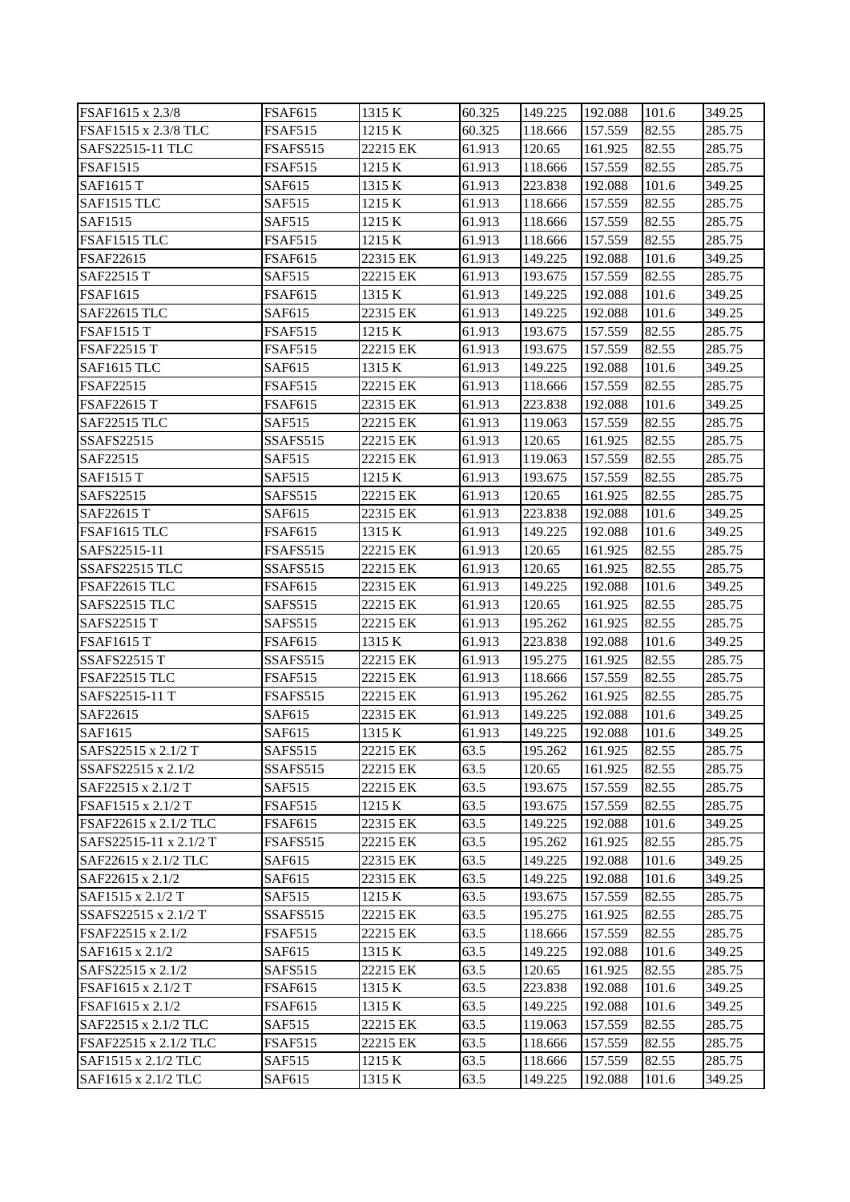| FSAF1615 x 2.3/8 | FSAF615 | 1315 K | 60.325 | 149.225 | 192.088 | 101.6 | 349.25 |
|---|---|---|---|---|---|---|---|
| FSAF1515 x 2.3/8 TLC | FSAF515 | 1215 K | 60.325 | 118.666 | 157.559 | 82.55 | 285.75 |
| SAFS22515-11 TLC | FSAFS515 | 22215 EK | 61.913 | 120.65 | 161.925 | 82.55 | 285.75 |
| FSAF1515 | FSAF515 | 1215 K | 61.913 | 118.666 | 157.559 | 82.55 | 285.75 |
| SAF1615 T | SAF615 | 1315 K | 61.913 | 223.838 | 192.088 | 101.6 | 349.25 |
| SAF1515 TLC | SAF515 | 1215 K | 61.913 | 118.666 | 157.559 | 82.55 | 285.75 |
| SAF1515 | SAF515 | 1215 K | 61.913 | 118.666 | 157.559 | 82.55 | 285.75 |
| FSAF1515 TLC | FSAF515 | 1215 K | 61.913 | 118.666 | 157.559 | 82.55 | 285.75 |
| FSAF22615 | FSAF615 | 22315 EK | 61.913 | 149.225 | 192.088 | 101.6 | 349.25 |
| SAF22515 T | SAF515 | 22215 EK | 61.913 | 193.675 | 157.559 | 82.55 | 285.75 |
| FSAF1615 | FSAF615 | 1315 K | 61.913 | 149.225 | 192.088 | 101.6 | 349.25 |
| SAF22615 TLC | SAF615 | 22315 EK | 61.913 | 149.225 | 192.088 | 101.6 | 349.25 |
| FSAF1515 T | FSAF515 | 1215 K | 61.913 | 193.675 | 157.559 | 82.55 | 285.75 |
| FSAF22515 T | FSAF515 | 22215 EK | 61.913 | 193.675 | 157.559 | 82.55 | 285.75 |
| SAF1615 TLC | SAF615 | 1315 K | 61.913 | 149.225 | 192.088 | 101.6 | 349.25 |
| FSAF22515 | FSAF515 | 22215 EK | 61.913 | 118.666 | 157.559 | 82.55 | 285.75 |
| FSAF22615 T | FSAF615 | 22315 EK | 61.913 | 223.838 | 192.088 | 101.6 | 349.25 |
| SAF22515 TLC | SAF515 | 22215 EK | 61.913 | 119.063 | 157.559 | 82.55 | 285.75 |
| SSAFS22515 | SSAFS515 | 22215 EK | 61.913 | 120.65 | 161.925 | 82.55 | 285.75 |
| SAF22515 | SAF515 | 22215 EK | 61.913 | 119.063 | 157.559 | 82.55 | 285.75 |
| SAF1515 T | SAF515 | 1215 K | 61.913 | 193.675 | 157.559 | 82.55 | 285.75 |
| SAFS22515 | SAFS515 | 22215 EK | 61.913 | 120.65 | 161.925 | 82.55 | 285.75 |
| SAF22615 T | SAF615 | 22315 EK | 61.913 | 223.838 | 192.088 | 101.6 | 349.25 |
| FSAF1615 TLC | FSAF615 | 1315 K | 61.913 | 149.225 | 192.088 | 101.6 | 349.25 |
| SAFS22515-11 | FSAFS515 | 22215 EK | 61.913 | 120.65 | 161.925 | 82.55 | 285.75 |
| SSAFS22515 TLC | SSAFS515 | 22215 EK | 61.913 | 120.65 | 161.925 | 82.55 | 285.75 |
| FSAF22615 TLC | FSAF615 | 22315 EK | 61.913 | 149.225 | 192.088 | 101.6 | 349.25 |
| SAFS22515 TLC | SAFS515 | 22215 EK | 61.913 | 120.65 | 161.925 | 82.55 | 285.75 |
| SAFS22515 T | SAFS515 | 22215 EK | 61.913 | 195.262 | 161.925 | 82.55 | 285.75 |
| FSAF1615 T | FSAF615 | 1315 K | 61.913 | 223.838 | 192.088 | 101.6 | 349.25 |
| SSAFS22515 T | SSAFS515 | 22215 EK | 61.913 | 195.275 | 161.925 | 82.55 | 285.75 |
| FSAF22515 TLC | FSAF515 | 22215 EK | 61.913 | 118.666 | 157.559 | 82.55 | 285.75 |
| SAFS22515-11 T | FSAFS515 | 22215 EK | 61.913 | 195.262 | 161.925 | 82.55 | 285.75 |
| SAF22615 | SAF615 | 22315 EK | 61.913 | 149.225 | 192.088 | 101.6 | 349.25 |
| SAF1615 | SAF615 | 1315 K | 61.913 | 149.225 | 192.088 | 101.6 | 349.25 |
| SAFS22515 x 2.1/2 T | SAFS515 | 22215 EK | 63.5 | 195.262 | 161.925 | 82.55 | 285.75 |
| SSAFS22515 x 2.1/2 | SSAFS515 | 22215 EK | 63.5 | 120.65 | 161.925 | 82.55 | 285.75 |
| SAF22515 x 2.1/2 T | SAF515 | 22215 EK | 63.5 | 193.675 | 157.559 | 82.55 | 285.75 |
| FSAF1515 x 2.1/2 T | FSAF515 | 1215 K | 63.5 | 193.675 | 157.559 | 82.55 | 285.75 |
| FSAF22615 x 2.1/2 TLC | FSAF615 | 22315 EK | 63.5 | 149.225 | 192.088 | 101.6 | 349.25 |
| SAFS22515-11 x 2.1/2 T | FSAFS515 | 22215 EK | 63.5 | 195.262 | 161.925 | 82.55 | 285.75 |
| SAF22615 x 2.1/2 TLC | SAF615 | 22315 EK | 63.5 | 149.225 | 192.088 | 101.6 | 349.25 |
| SAF22615 x 2.1/2 | SAF615 | 22315 EK | 63.5 | 149.225 | 192.088 | 101.6 | 349.25 |
| SAF1515 x 2.1/2 T | SAF515 | 1215 K | 63.5 | 193.675 | 157.559 | 82.55 | 285.75 |
| SSAFS22515 x 2.1/2 T | SSAFS515 | 22215 EK | 63.5 | 195.275 | 161.925 | 82.55 | 285.75 |
| FSAF22515 x 2.1/2 | FSAF515 | 22215 EK | 63.5 | 118.666 | 157.559 | 82.55 | 285.75 |
| SAF1615 x 2.1/2 | SAF615 | 1315 K | 63.5 | 149.225 | 192.088 | 101.6 | 349.25 |
| SAFS22515 x 2.1/2 | SAFS515 | 22215 EK | 63.5 | 120.65 | 161.925 | 82.55 | 285.75 |
| FSAF1615 x 2.1/2 T | FSAF615 | 1315 K | 63.5 | 223.838 | 192.088 | 101.6 | 349.25 |
| FSAF1615 x 2.1/2 | FSAF615 | 1315 K | 63.5 | 149.225 | 192.088 | 101.6 | 349.25 |
| SAF22515 x 2.1/2 TLC | SAF515 | 22215 EK | 63.5 | 119.063 | 157.559 | 82.55 | 285.75 |
| FSAF22515 x 2.1/2 TLC | FSAF515 | 22215 EK | 63.5 | 118.666 | 157.559 | 82.55 | 285.75 |
| SAF1515 x 2.1/2 TLC | SAF515 | 1215 K | 63.5 | 118.666 | 157.559 | 82.55 | 285.75 |
| SAF1615 x 2.1/2 TLC | SAF615 | 1315 K | 63.5 | 149.225 | 192.088 | 101.6 | 349.25 |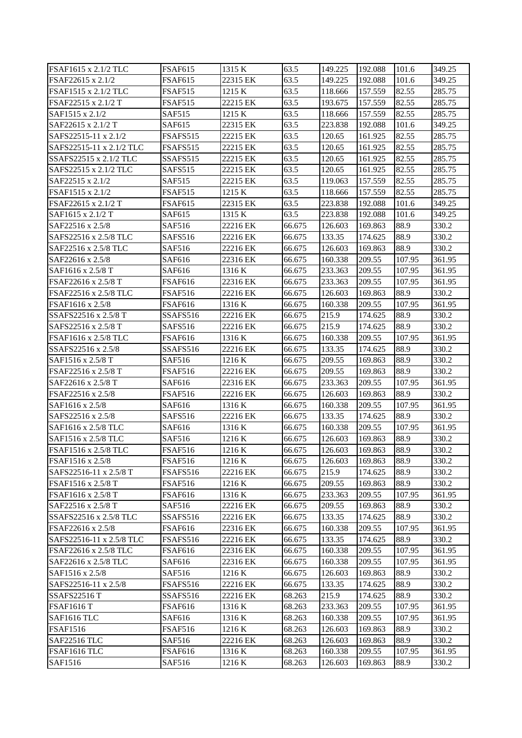| FSAF1615 x 2.1/2 TLC | FSAF615 | 1315 K | 63.5 | 149.225 | 192.088 | 101.6 | 349.25 |
|---|---|---|---|---|---|---|---|
| FSAF22615 x 2.1/2 | FSAF615 | 22315 EK | 63.5 | 149.225 | 192.088 | 101.6 | 349.25 |
| FSAF1515 x 2.1/2 TLC | FSAF515 | 1215 K | 63.5 | 118.666 | 157.559 | 82.55 | 285.75 |
| FSAF22515 x 2.1/2 T | FSAF515 | 22215 EK | 63.5 | 193.675 | 157.559 | 82.55 | 285.75 |
| SAF1515 x 2.1/2 | SAF515 | 1215 K | 63.5 | 118.666 | 157.559 | 82.55 | 285.75 |
| SAF22615 x 2.1/2 T | SAF615 | 22315 EK | 63.5 | 223.838 | 192.088 | 101.6 | 349.25 |
| SAFS22515-11 x 2.1/2 | FSAFS515 | 22215 EK | 63.5 | 120.65 | 161.925 | 82.55 | 285.75 |
| SAFS22515-11 x 2.1/2 TLC | FSAFS515 | 22215 EK | 63.5 | 120.65 | 161.925 | 82.55 | 285.75 |
| SSAFS22515 x 2.1/2 TLC | SSAFS515 | 22215 EK | 63.5 | 120.65 | 161.925 | 82.55 | 285.75 |
| SAFS22515 x 2.1/2 TLC | SAFS515 | 22215 EK | 63.5 | 120.65 | 161.925 | 82.55 | 285.75 |
| SAF22515 x 2.1/2 | SAF515 | 22215 EK | 63.5 | 119.063 | 157.559 | 82.55 | 285.75 |
| FSAF1515 x 2.1/2 | FSAF515 | 1215 K | 63.5 | 118.666 | 157.559 | 82.55 | 285.75 |
| FSAF22615 x 2.1/2 T | FSAF615 | 22315 EK | 63.5 | 223.838 | 192.088 | 101.6 | 349.25 |
| SAF1615 x 2.1/2 T | SAF615 | 1315 K | 63.5 | 223.838 | 192.088 | 101.6 | 349.25 |
| SAF22516 x 2.5/8 | SAF516 | 22216 EK | 66.675 | 126.603 | 169.863 | 88.9 | 330.2 |
| SAFS22516 x 2.5/8 TLC | SAFS516 | 22216 EK | 66.675 | 133.35 | 174.625 | 88.9 | 330.2 |
| SAF22516 x 2.5/8 TLC | SAF516 | 22216 EK | 66.675 | 126.603 | 169.863 | 88.9 | 330.2 |
| SAF22616 x 2.5/8 | SAF616 | 22316 EK | 66.675 | 160.338 | 209.55 | 107.95 | 361.95 |
| SAF1616 x 2.5/8 T | SAF616 | 1316 K | 66.675 | 233.363 | 209.55 | 107.95 | 361.95 |
| FSAF22616 x 2.5/8 T | FSAF616 | 22316 EK | 66.675 | 233.363 | 209.55 | 107.95 | 361.95 |
| FSAF22516 x 2.5/8 TLC | FSAF516 | 22216 EK | 66.675 | 126.603 | 169.863 | 88.9 | 330.2 |
| FSAF1616 x 2.5/8 | FSAF616 | 1316 K | 66.675 | 160.338 | 209.55 | 107.95 | 361.95 |
| SSAFS22516 x 2.5/8 T | SSAFS516 | 22216 EK | 66.675 | 215.9 | 174.625 | 88.9 | 330.2 |
| SAFS22516 x 2.5/8 T | SAFS516 | 22216 EK | 66.675 | 215.9 | 174.625 | 88.9 | 330.2 |
| FSAF1616 x 2.5/8 TLC | FSAF616 | 1316 K | 66.675 | 160.338 | 209.55 | 107.95 | 361.95 |
| SSAFS22516 x 2.5/8 | SSAFS516 | 22216 EK | 66.675 | 133.35 | 174.625 | 88.9 | 330.2 |
| SAF1516 x 2.5/8 T | SAF516 | 1216 K | 66.675 | 209.55 | 169.863 | 88.9 | 330.2 |
| FSAF22516 x 2.5/8 T | FSAF516 | 22216 EK | 66.675 | 209.55 | 169.863 | 88.9 | 330.2 |
| SAF22616 x 2.5/8 T | SAF616 | 22316 EK | 66.675 | 233.363 | 209.55 | 107.95 | 361.95 |
| FSAF22516 x 2.5/8 | FSAF516 | 22216 EK | 66.675 | 126.603 | 169.863 | 88.9 | 330.2 |
| SAF1616 x 2.5/8 | SAF616 | 1316 K | 66.675 | 160.338 | 209.55 | 107.95 | 361.95 |
| SAFS22516 x 2.5/8 | SAFS516 | 22216 EK | 66.675 | 133.35 | 174.625 | 88.9 | 330.2 |
| SAF1616 x 2.5/8 TLC | SAF616 | 1316 K | 66.675 | 160.338 | 209.55 | 107.95 | 361.95 |
| SAF1516 x 2.5/8 TLC | SAF516 | 1216 K | 66.675 | 126.603 | 169.863 | 88.9 | 330.2 |
| FSAF1516 x 2.5/8 TLC | FSAF516 | 1216 K | 66.675 | 126.603 | 169.863 | 88.9 | 330.2 |
| FSAF1516 x 2.5/8 | FSAF516 | 1216 K | 66.675 | 126.603 | 169.863 | 88.9 | 330.2 |
| SAFS22516-11 x 2.5/8 T | FSAFS516 | 22216 EK | 66.675 | 215.9 | 174.625 | 88.9 | 330.2 |
| FSAF1516 x 2.5/8 T | FSAF516 | 1216 K | 66.675 | 209.55 | 169.863 | 88.9 | 330.2 |
| FSAF1616 x 2.5/8 T | FSAF616 | 1316 K | 66.675 | 233.363 | 209.55 | 107.95 | 361.95 |
| SAF22516 x 2.5/8 T | SAF516 | 22216 EK | 66.675 | 209.55 | 169.863 | 88.9 | 330.2 |
| SSAFS22516 x 2.5/8 TLC | SSAFS516 | 22216 EK | 66.675 | 133.35 | 174.625 | 88.9 | 330.2 |
| FSAF22616 x 2.5/8 | FSAF616 | 22316 EK | 66.675 | 160.338 | 209.55 | 107.95 | 361.95 |
| SAFS22516-11 x 2.5/8 TLC | FSAFS516 | 22216 EK | 66.675 | 133.35 | 174.625 | 88.9 | 330.2 |
| FSAF22616 x 2.5/8 TLC | FSAF616 | 22316 EK | 66.675 | 160.338 | 209.55 | 107.95 | 361.95 |
| SAF22616 x 2.5/8 TLC | SAF616 | 22316 EK | 66.675 | 160.338 | 209.55 | 107.95 | 361.95 |
| SAF1516 x 2.5/8 | SAF516 | 1216 K | 66.675 | 126.603 | 169.863 | 88.9 | 330.2 |
| SAFS22516-11 x 2.5/8 | FSAFS516 | 22216 EK | 66.675 | 133.35 | 174.625 | 88.9 | 330.2 |
| SSAFS22516 T | SSAFS516 | 22216 EK | 68.263 | 215.9 | 174.625 | 88.9 | 330.2 |
| FSAF1616 T | FSAF616 | 1316 K | 68.263 | 233.363 | 209.55 | 107.95 | 361.95 |
| SAF1616 TLC | SAF616 | 1316 K | 68.263 | 160.338 | 209.55 | 107.95 | 361.95 |
| FSAF1516 | FSAF516 | 1216 K | 68.263 | 126.603 | 169.863 | 88.9 | 330.2 |
| SAF22516 TLC | SAF516 | 22216 EK | 68.263 | 126.603 | 169.863 | 88.9 | 330.2 |
| FSAF1616 TLC | FSAF616 | 1316 K | 68.263 | 160.338 | 209.55 | 107.95 | 361.95 |
| SAF1516 | SAF516 | 1216 K | 68.263 | 126.603 | 169.863 | 88.9 | 330.2 |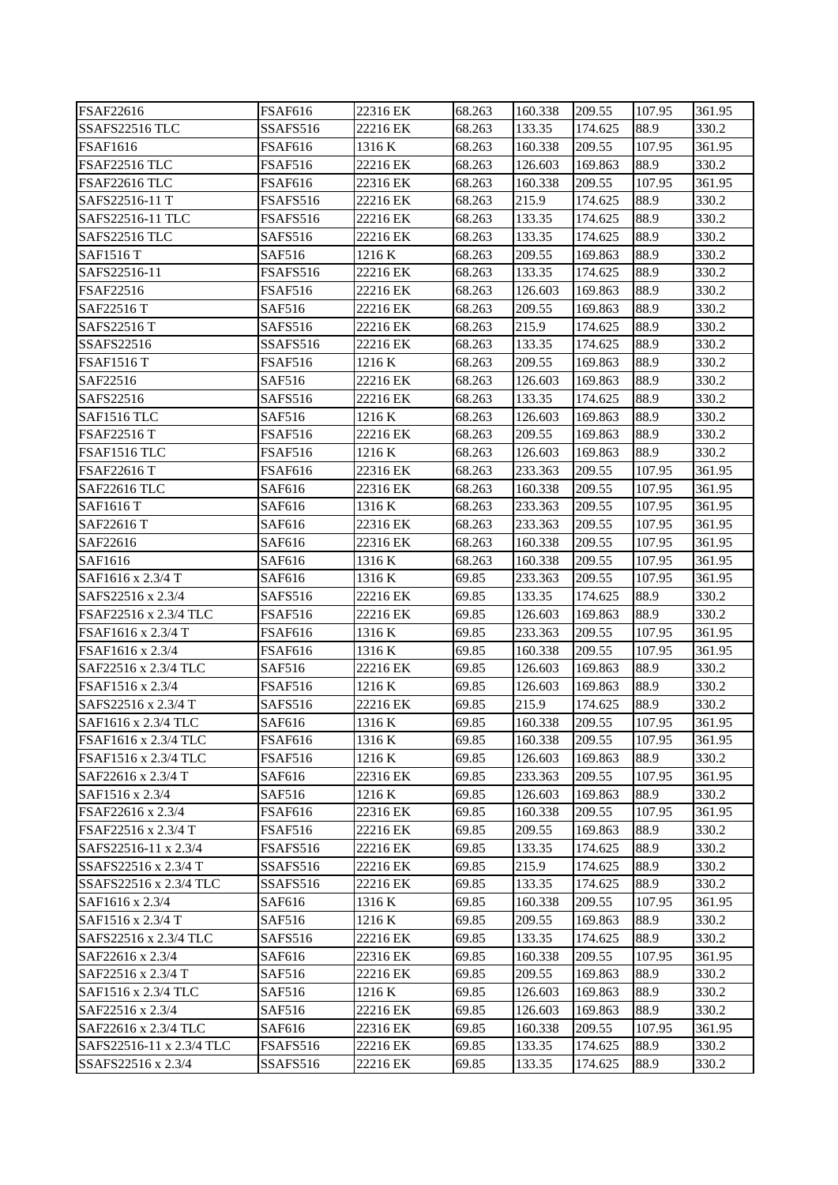| FSAF22616 | FSAF616 | 22316 EK | 68.263 | 160.338 | 209.55 | 107.95 | 361.95 |
|---|---|---|---|---|---|---|---|
| SSAFS22516 TLC | SSAFS516 | 22216 EK | 68.263 | 133.35 | 174.625 | 88.9 | 330.2 |
| FSAF1616 | FSAF616 | 1316 K | 68.263 | 160.338 | 209.55 | 107.95 | 361.95 |
| FSAF22516 TLC | FSAF516 | 22216 EK | 68.263 | 126.603 | 169.863 | 88.9 | 330.2 |
| FSAF22616 TLC | FSAF616 | 22316 EK | 68.263 | 160.338 | 209.55 | 107.95 | 361.95 |
| SAFS22516-11 T | FSAFS516 | 22216 EK | 68.263 | 215.9 | 174.625 | 88.9 | 330.2 |
| SAFS22516-11 TLC | FSAFS516 | 22216 EK | 68.263 | 133.35 | 174.625 | 88.9 | 330.2 |
| SAFS22516 TLC | SAFS516 | 22216 EK | 68.263 | 133.35 | 174.625 | 88.9 | 330.2 |
| SAF1516 T | SAF516 | 1216 K | 68.263 | 209.55 | 169.863 | 88.9 | 330.2 |
| SAFS22516-11 | FSAFS516 | 22216 EK | 68.263 | 133.35 | 174.625 | 88.9 | 330.2 |
| FSAF22516 | FSAF516 | 22216 EK | 68.263 | 126.603 | 169.863 | 88.9 | 330.2 |
| SAF22516 T | SAF516 | 22216 EK | 68.263 | 209.55 | 169.863 | 88.9 | 330.2 |
| SAFS22516 T | SAFS516 | 22216 EK | 68.263 | 215.9 | 174.625 | 88.9 | 330.2 |
| SSAFS22516 | SSAFS516 | 22216 EK | 68.263 | 133.35 | 174.625 | 88.9 | 330.2 |
| FSAF1516 T | FSAF516 | 1216 K | 68.263 | 209.55 | 169.863 | 88.9 | 330.2 |
| SAF22516 | SAF516 | 22216 EK | 68.263 | 126.603 | 169.863 | 88.9 | 330.2 |
| SAFS22516 | SAFS516 | 22216 EK | 68.263 | 133.35 | 174.625 | 88.9 | 330.2 |
| SAF1516 TLC | SAF516 | 1216 K | 68.263 | 126.603 | 169.863 | 88.9 | 330.2 |
| FSAF22516 T | FSAF516 | 22216 EK | 68.263 | 209.55 | 169.863 | 88.9 | 330.2 |
| FSAF1516 TLC | FSAF516 | 1216 K | 68.263 | 126.603 | 169.863 | 88.9 | 330.2 |
| FSAF22616 T | FSAF616 | 22316 EK | 68.263 | 233.363 | 209.55 | 107.95 | 361.95 |
| SAF22616 TLC | SAF616 | 22316 EK | 68.263 | 160.338 | 209.55 | 107.95 | 361.95 |
| SAF1616 T | SAF616 | 1316 K | 68.263 | 233.363 | 209.55 | 107.95 | 361.95 |
| SAF22616 T | SAF616 | 22316 EK | 68.263 | 233.363 | 209.55 | 107.95 | 361.95 |
| SAF22616 | SAF616 | 22316 EK | 68.263 | 160.338 | 209.55 | 107.95 | 361.95 |
| SAF1616 | SAF616 | 1316 K | 68.263 | 160.338 | 209.55 | 107.95 | 361.95 |
| SAF1616 x 2.3/4 T | SAF616 | 1316 K | 69.85 | 233.363 | 209.55 | 107.95 | 361.95 |
| SAFS22516 x 2.3/4 | SAFS516 | 22216 EK | 69.85 | 133.35 | 174.625 | 88.9 | 330.2 |
| FSAF22516 x 2.3/4 TLC | FSAF516 | 22216 EK | 69.85 | 126.603 | 169.863 | 88.9 | 330.2 |
| FSAF1616 x 2.3/4 T | FSAF616 | 1316 K | 69.85 | 233.363 | 209.55 | 107.95 | 361.95 |
| FSAF1616 x 2.3/4 | FSAF616 | 1316 K | 69.85 | 160.338 | 209.55 | 107.95 | 361.95 |
| SAF22516 x 2.3/4 TLC | SAF516 | 22216 EK | 69.85 | 126.603 | 169.863 | 88.9 | 330.2 |
| FSAF1516 x 2.3/4 | FSAF516 | 1216 K | 69.85 | 126.603 | 169.863 | 88.9 | 330.2 |
| SAFS22516 x 2.3/4 T | SAFS516 | 22216 EK | 69.85 | 215.9 | 174.625 | 88.9 | 330.2 |
| SAF1616 x 2.3/4 TLC | SAF616 | 1316 K | 69.85 | 160.338 | 209.55 | 107.95 | 361.95 |
| FSAF1616 x 2.3/4 TLC | FSAF616 | 1316 K | 69.85 | 160.338 | 209.55 | 107.95 | 361.95 |
| FSAF1516 x 2.3/4 TLC | FSAF516 | 1216 K | 69.85 | 126.603 | 169.863 | 88.9 | 330.2 |
| SAF22616 x 2.3/4 T | SAF616 | 22316 EK | 69.85 | 233.363 | 209.55 | 107.95 | 361.95 |
| SAF1516 x 2.3/4 | SAF516 | 1216 K | 69.85 | 126.603 | 169.863 | 88.9 | 330.2 |
| FSAF22616 x 2.3/4 | FSAF616 | 22316 EK | 69.85 | 160.338 | 209.55 | 107.95 | 361.95 |
| FSAF22516 x 2.3/4 T | FSAF516 | 22216 EK | 69.85 | 209.55 | 169.863 | 88.9 | 330.2 |
| SAFS22516-11 x 2.3/4 | FSAFS516 | 22216 EK | 69.85 | 133.35 | 174.625 | 88.9 | 330.2 |
| SSAFS22516 x 2.3/4 T | SSAFS516 | 22216 EK | 69.85 | 215.9 | 174.625 | 88.9 | 330.2 |
| SSAFS22516 x 2.3/4 TLC | SSAFS516 | 22216 EK | 69.85 | 133.35 | 174.625 | 88.9 | 330.2 |
| SAF1616 x 2.3/4 | SAF616 | 1316 K | 69.85 | 160.338 | 209.55 | 107.95 | 361.95 |
| SAF1516 x 2.3/4 T | SAF516 | 1216 K | 69.85 | 209.55 | 169.863 | 88.9 | 330.2 |
| SAFS22516 x 2.3/4 TLC | SAFS516 | 22216 EK | 69.85 | 133.35 | 174.625 | 88.9 | 330.2 |
| SAF22616 x 2.3/4 | SAF616 | 22316 EK | 69.85 | 160.338 | 209.55 | 107.95 | 361.95 |
| SAF22516 x 2.3/4 T | SAF516 | 22216 EK | 69.85 | 209.55 | 169.863 | 88.9 | 330.2 |
| SAF1516 x 2.3/4 TLC | SAF516 | 1216 K | 69.85 | 126.603 | 169.863 | 88.9 | 330.2 |
| SAF22516 x 2.3/4 | SAF516 | 22216 EK | 69.85 | 126.603 | 169.863 | 88.9 | 330.2 |
| SAF22616 x 2.3/4 TLC | SAF616 | 22316 EK | 69.85 | 160.338 | 209.55 | 107.95 | 361.95 |
| SAFS22516-11 x 2.3/4 TLC | FSAFS516 | 22216 EK | 69.85 | 133.35 | 174.625 | 88.9 | 330.2 |
| SSAFS22516 x 2.3/4 | SSAFS516 | 22216 EK | 69.85 | 133.35 | 174.625 | 88.9 | 330.2 |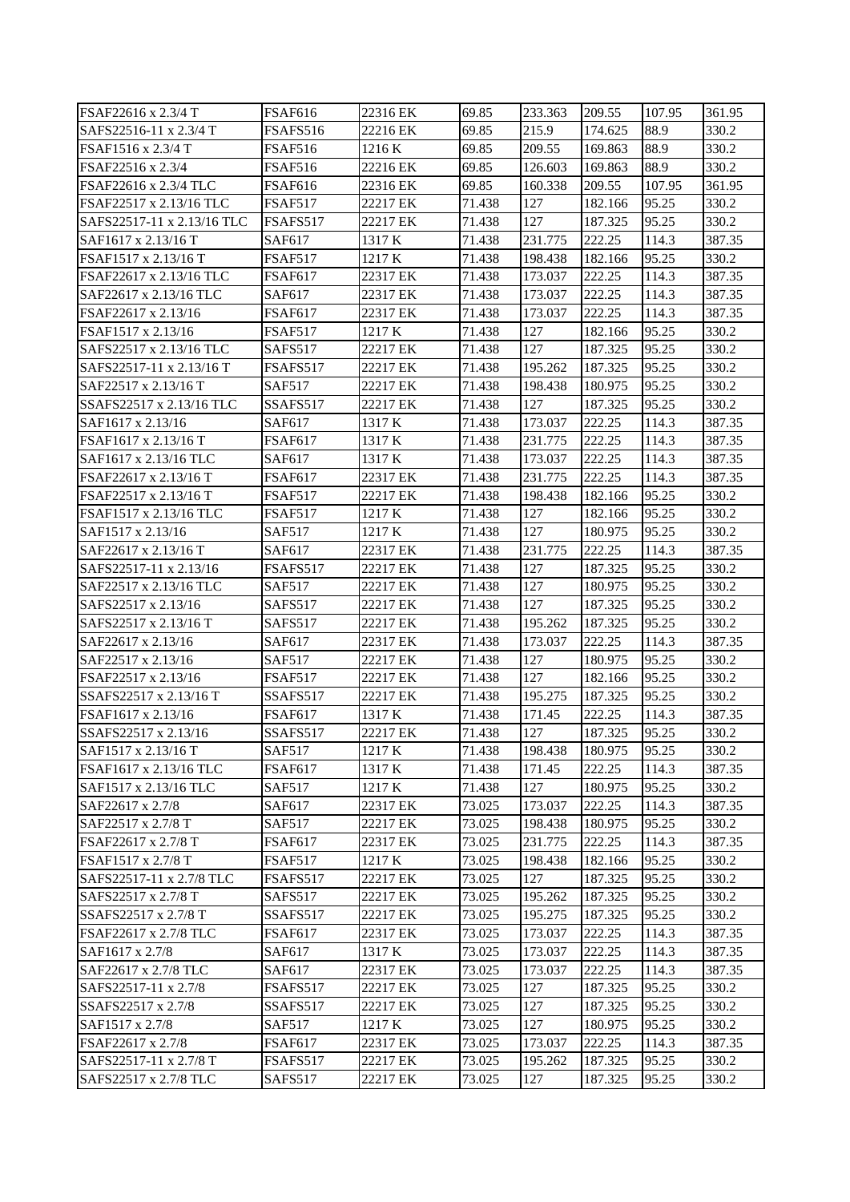| FSAF22616 x 2.3/4 T | FSAF616 | 22316 EK | 69.85 | 233.363 | 209.55 | 107.95 | 361.95 |
|---|---|---|---|---|---|---|---|
| SAFS22516-11 x 2.3/4 T | FSAFS516 | 22216 EK | 69.85 | 215.9 | 174.625 | 88.9 | 330.2 |
| FSAF1516 x 2.3/4 T | FSAF516 | 1216 K | 69.85 | 209.55 | 169.863 | 88.9 | 330.2 |
| FSAF22516 x 2.3/4 | FSAF516 | 22216 EK | 69.85 | 126.603 | 169.863 | 88.9 | 330.2 |
| FSAF22616 x 2.3/4 TLC | FSAF616 | 22316 EK | 69.85 | 160.338 | 209.55 | 107.95 | 361.95 |
| FSAF22517 x 2.13/16 TLC | FSAF517 | 22217 EK | 71.438 | 127 | 182.166 | 95.25 | 330.2 |
| SAFS22517-11 x 2.13/16 TLC | FSAFS517 | 22217 EK | 71.438 | 127 | 187.325 | 95.25 | 330.2 |
| SAF1617 x 2.13/16 T | SAF617 | 1317 K | 71.438 | 231.775 | 222.25 | 114.3 | 387.35 |
| FSAF1517 x 2.13/16 T | FSAF517 | 1217 K | 71.438 | 198.438 | 182.166 | 95.25 | 330.2 |
| FSAF22617 x 2.13/16 TLC | FSAF617 | 22317 EK | 71.438 | 173.037 | 222.25 | 114.3 | 387.35 |
| SAF22617 x 2.13/16 TLC | SAF617 | 22317 EK | 71.438 | 173.037 | 222.25 | 114.3 | 387.35 |
| FSAF22617 x 2.13/16 | FSAF617 | 22317 EK | 71.438 | 173.037 | 222.25 | 114.3 | 387.35 |
| FSAF1517 x 2.13/16 | FSAF517 | 1217 K | 71.438 | 127 | 182.166 | 95.25 | 330.2 |
| SAFS22517 x 2.13/16 TLC | SAFS517 | 22217 EK | 71.438 | 127 | 187.325 | 95.25 | 330.2 |
| SAFS22517-11 x 2.13/16 T | FSAFS517 | 22217 EK | 71.438 | 195.262 | 187.325 | 95.25 | 330.2 |
| SAF22517 x 2.13/16 T | SAF517 | 22217 EK | 71.438 | 198.438 | 180.975 | 95.25 | 330.2 |
| SSAFS22517 x 2.13/16 TLC | SSAFS517 | 22217 EK | 71.438 | 127 | 187.325 | 95.25 | 330.2 |
| SAF1617 x 2.13/16 | SAF617 | 1317 K | 71.438 | 173.037 | 222.25 | 114.3 | 387.35 |
| FSAF1617 x 2.13/16 T | FSAF617 | 1317 K | 71.438 | 231.775 | 222.25 | 114.3 | 387.35 |
| SAF1617 x 2.13/16 TLC | SAF617 | 1317 K | 71.438 | 173.037 | 222.25 | 114.3 | 387.35 |
| FSAF22617 x 2.13/16 T | FSAF617 | 22317 EK | 71.438 | 231.775 | 222.25 | 114.3 | 387.35 |
| FSAF22517 x 2.13/16 T | FSAF517 | 22217 EK | 71.438 | 198.438 | 182.166 | 95.25 | 330.2 |
| FSAF1517 x 2.13/16 TLC | FSAF517 | 1217 K | 71.438 | 127 | 182.166 | 95.25 | 330.2 |
| SAF1517 x 2.13/16 | SAF517 | 1217 K | 71.438 | 127 | 180.975 | 95.25 | 330.2 |
| SAF22617 x 2.13/16 T | SAF617 | 22317 EK | 71.438 | 231.775 | 222.25 | 114.3 | 387.35 |
| SAFS22517-11 x 2.13/16 | FSAFS517 | 22217 EK | 71.438 | 127 | 187.325 | 95.25 | 330.2 |
| SAF22517 x 2.13/16 TLC | SAF517 | 22217 EK | 71.438 | 127 | 180.975 | 95.25 | 330.2 |
| SAFS22517 x 2.13/16 | SAFS517 | 22217 EK | 71.438 | 127 | 187.325 | 95.25 | 330.2 |
| SAFS22517 x 2.13/16 T | SAFS517 | 22217 EK | 71.438 | 195.262 | 187.325 | 95.25 | 330.2 |
| SAF22617 x 2.13/16 | SAF617 | 22317 EK | 71.438 | 173.037 | 222.25 | 114.3 | 387.35 |
| SAF22517 x 2.13/16 | SAF517 | 22217 EK | 71.438 | 127 | 180.975 | 95.25 | 330.2 |
| FSAF22517 x 2.13/16 | FSAF517 | 22217 EK | 71.438 | 127 | 182.166 | 95.25 | 330.2 |
| SSAFS22517 x 2.13/16 T | SSAFS517 | 22217 EK | 71.438 | 195.275 | 187.325 | 95.25 | 330.2 |
| FSAF1617 x 2.13/16 | FSAF617 | 1317 K | 71.438 | 171.45 | 222.25 | 114.3 | 387.35 |
| SSAFS22517 x 2.13/16 | SSAFS517 | 22217 EK | 71.438 | 127 | 187.325 | 95.25 | 330.2 |
| SAF1517 x 2.13/16 T | SAF517 | 1217 K | 71.438 | 198.438 | 180.975 | 95.25 | 330.2 |
| FSAF1617 x 2.13/16 TLC | FSAF617 | 1317 K | 71.438 | 171.45 | 222.25 | 114.3 | 387.35 |
| SAF1517 x 2.13/16 TLC | SAF517 | 1217 K | 71.438 | 127 | 180.975 | 95.25 | 330.2 |
| SAF22617 x 2.7/8 | SAF617 | 22317 EK | 73.025 | 173.037 | 222.25 | 114.3 | 387.35 |
| SAF22517 x 2.7/8 T | SAF517 | 22217 EK | 73.025 | 198.438 | 180.975 | 95.25 | 330.2 |
| FSAF22617 x 2.7/8 T | FSAF617 | 22317 EK | 73.025 | 231.775 | 222.25 | 114.3 | 387.35 |
| FSAF1517 x 2.7/8 T | FSAF517 | 1217 K | 73.025 | 198.438 | 182.166 | 95.25 | 330.2 |
| SAFS22517-11 x 2.7/8 TLC | FSAFS517 | 22217 EK | 73.025 | 127 | 187.325 | 95.25 | 330.2 |
| SAFS22517 x 2.7/8 T | SAFS517 | 22217 EK | 73.025 | 195.262 | 187.325 | 95.25 | 330.2 |
| SSAFS22517 x 2.7/8 T | SSAFS517 | 22217 EK | 73.025 | 195.275 | 187.325 | 95.25 | 330.2 |
| FSAF22617 x 2.7/8 TLC | FSAF617 | 22317 EK | 73.025 | 173.037 | 222.25 | 114.3 | 387.35 |
| SAF1617 x 2.7/8 | SAF617 | 1317 K | 73.025 | 173.037 | 222.25 | 114.3 | 387.35 |
| SAF22617 x 2.7/8 TLC | SAF617 | 22317 EK | 73.025 | 173.037 | 222.25 | 114.3 | 387.35 |
| SAFS22517-11 x 2.7/8 | FSAFS517 | 22217 EK | 73.025 | 127 | 187.325 | 95.25 | 330.2 |
| SSAFS22517 x 2.7/8 | SSAFS517 | 22217 EK | 73.025 | 127 | 187.325 | 95.25 | 330.2 |
| SAF1517 x 2.7/8 | SAF517 | 1217 K | 73.025 | 127 | 180.975 | 95.25 | 330.2 |
| FSAF22617 x 2.7/8 | FSAF617 | 22317 EK | 73.025 | 173.037 | 222.25 | 114.3 | 387.35 |
| SAFS22517-11 x 2.7/8 T | FSAFS517 | 22217 EK | 73.025 | 195.262 | 187.325 | 95.25 | 330.2 |
| SAFS22517 x 2.7/8 TLC | SAFS517 | 22217 EK | 73.025 | 127 | 187.325 | 95.25 | 330.2 |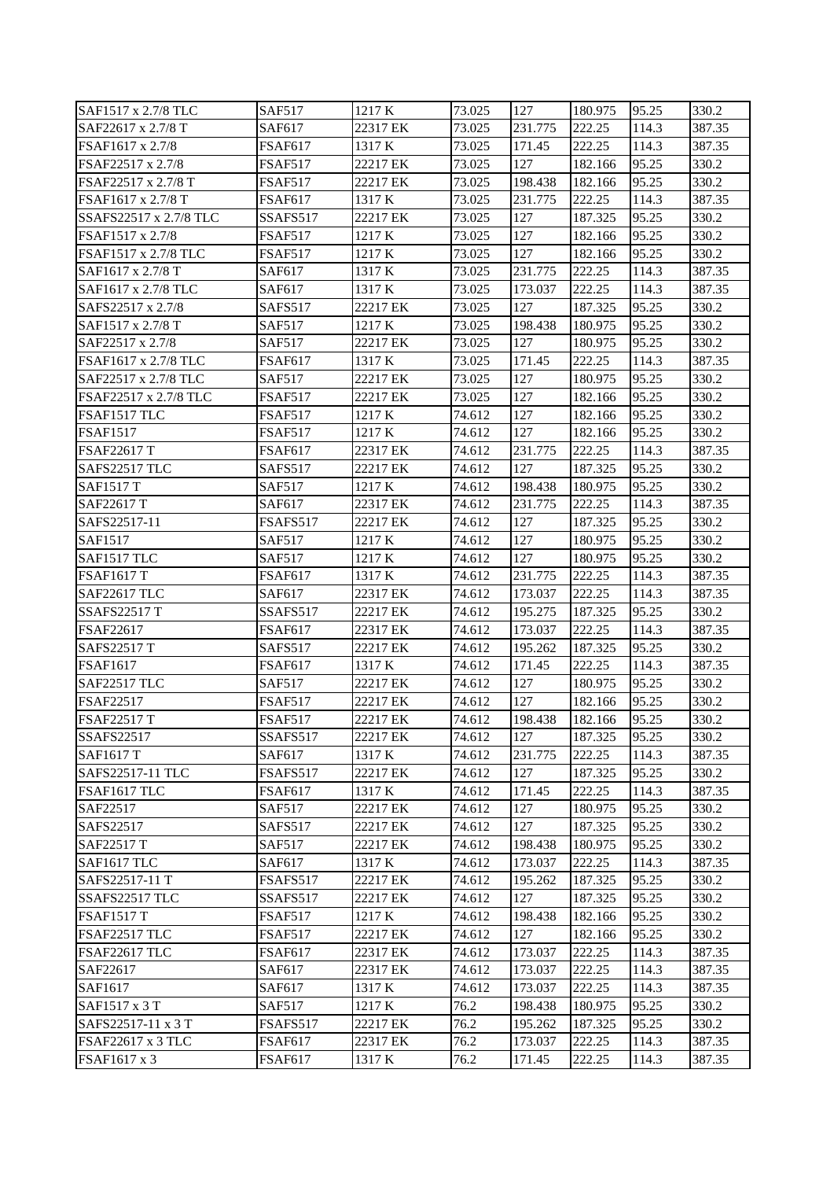| | | | | | | | |
|---|---|---|---|---|---|---|---|
| SAF1517 x 2.7/8 TLC | SAF517 | 1217 K | 73.025 | 127 | 180.975 | 95.25 | 330.2 |
| SAF22617 x 2.7/8 T | SAF617 | 22317 EK | 73.025 | 231.775 | 222.25 | 114.3 | 387.35 |
| FSAF1617 x 2.7/8 | FSAF617 | 1317 K | 73.025 | 171.45 | 222.25 | 114.3 | 387.35 |
| FSAF22517 x 2.7/8 | FSAF517 | 22217 EK | 73.025 | 127 | 182.166 | 95.25 | 330.2 |
| FSAF22517 x 2.7/8 T | FSAF517 | 22217 EK | 73.025 | 198.438 | 182.166 | 95.25 | 330.2 |
| FSAF1617 x 2.7/8 T | FSAF617 | 1317 K | 73.025 | 231.775 | 222.25 | 114.3 | 387.35 |
| SSAFS22517 x 2.7/8 TLC | SSAFS517 | 22217 EK | 73.025 | 127 | 187.325 | 95.25 | 330.2 |
| FSAF1517 x 2.7/8 | FSAF517 | 1217 K | 73.025 | 127 | 182.166 | 95.25 | 330.2 |
| FSAF1517 x 2.7/8 TLC | FSAF517 | 1217 K | 73.025 | 127 | 182.166 | 95.25 | 330.2 |
| SAF1617 x 2.7/8 T | SAF617 | 1317 K | 73.025 | 231.775 | 222.25 | 114.3 | 387.35 |
| SAF1617 x 2.7/8 TLC | SAF617 | 1317 K | 73.025 | 173.037 | 222.25 | 114.3 | 387.35 |
| SAFS22517 x 2.7/8 | SAFS517 | 22217 EK | 73.025 | 127 | 187.325 | 95.25 | 330.2 |
| SAF1517 x 2.7/8 T | SAF517 | 1217 K | 73.025 | 198.438 | 180.975 | 95.25 | 330.2 |
| SAF22517 x 2.7/8 | SAF517 | 22217 EK | 73.025 | 127 | 180.975 | 95.25 | 330.2 |
| FSAF1617 x 2.7/8 TLC | FSAF617 | 1317 K | 73.025 | 171.45 | 222.25 | 114.3 | 387.35 |
| SAF22517 x 2.7/8 TLC | SAF517 | 22217 EK | 73.025 | 127 | 180.975 | 95.25 | 330.2 |
| FSAF22517 x 2.7/8 TLC | FSAF517 | 22217 EK | 73.025 | 127 | 182.166 | 95.25 | 330.2 |
| FSAF1517 TLC | FSAF517 | 1217 K | 74.612 | 127 | 182.166 | 95.25 | 330.2 |
| FSAF1517 | FSAF517 | 1217 K | 74.612 | 127 | 182.166 | 95.25 | 330.2 |
| FSAF22617 T | FSAF617 | 22317 EK | 74.612 | 231.775 | 222.25 | 114.3 | 387.35 |
| SAFS22517 TLC | SAFS517 | 22217 EK | 74.612 | 127 | 187.325 | 95.25 | 330.2 |
| SAF1517 T | SAF517 | 1217 K | 74.612 | 198.438 | 180.975 | 95.25 | 330.2 |
| SAF22617 T | SAF617 | 22317 EK | 74.612 | 231.775 | 222.25 | 114.3 | 387.35 |
| SAFS22517-11 | FSAFS517 | 22217 EK | 74.612 | 127 | 187.325 | 95.25 | 330.2 |
| SAF1517 | SAF517 | 1217 K | 74.612 | 127 | 180.975 | 95.25 | 330.2 |
| SAF1517 TLC | SAF517 | 1217 K | 74.612 | 127 | 180.975 | 95.25 | 330.2 |
| FSAF1617 T | FSAF617 | 1317 K | 74.612 | 231.775 | 222.25 | 114.3 | 387.35 |
| SAF22617 TLC | SAF617 | 22317 EK | 74.612 | 173.037 | 222.25 | 114.3 | 387.35 |
| SSAFS22517 T | SSAFS517 | 22217 EK | 74.612 | 195.275 | 187.325 | 95.25 | 330.2 |
| FSAF22617 | FSAF617 | 22317 EK | 74.612 | 173.037 | 222.25 | 114.3 | 387.35 |
| SAFS22517 T | SAFS517 | 22217 EK | 74.612 | 195.262 | 187.325 | 95.25 | 330.2 |
| FSAF1617 | FSAF617 | 1317 K | 74.612 | 171.45 | 222.25 | 114.3 | 387.35 |
| SAF22517 TLC | SAF517 | 22217 EK | 74.612 | 127 | 180.975 | 95.25 | 330.2 |
| FSAF22517 | FSAF517 | 22217 EK | 74.612 | 127 | 182.166 | 95.25 | 330.2 |
| FSAF22517 T | FSAF517 | 22217 EK | 74.612 | 198.438 | 182.166 | 95.25 | 330.2 |
| SSAFS22517 | SSAFS517 | 22217 EK | 74.612 | 127 | 187.325 | 95.25 | 330.2 |
| SAF1617 T | SAF617 | 1317 K | 74.612 | 231.775 | 222.25 | 114.3 | 387.35 |
| SAFS22517-11 TLC | FSAFS517 | 22217 EK | 74.612 | 127 | 187.325 | 95.25 | 330.2 |
| FSAF1617 TLC | FSAF617 | 1317 K | 74.612 | 171.45 | 222.25 | 114.3 | 387.35 |
| SAF22517 | SAF517 | 22217 EK | 74.612 | 127 | 180.975 | 95.25 | 330.2 |
| SAFS22517 | SAFS517 | 22217 EK | 74.612 | 127 | 187.325 | 95.25 | 330.2 |
| SAF22517 T | SAF517 | 22217 EK | 74.612 | 198.438 | 180.975 | 95.25 | 330.2 |
| SAF1617 TLC | SAF617 | 1317 K | 74.612 | 173.037 | 222.25 | 114.3 | 387.35 |
| SAFS22517-11 T | FSAFS517 | 22217 EK | 74.612 | 195.262 | 187.325 | 95.25 | 330.2 |
| SSAFS22517 TLC | SSAFS517 | 22217 EK | 74.612 | 127 | 187.325 | 95.25 | 330.2 |
| FSAF1517 T | FSAF517 | 1217 K | 74.612 | 198.438 | 182.166 | 95.25 | 330.2 |
| FSAF22517 TLC | FSAF517 | 22217 EK | 74.612 | 127 | 182.166 | 95.25 | 330.2 |
| FSAF22617 TLC | FSAF617 | 22317 EK | 74.612 | 173.037 | 222.25 | 114.3 | 387.35 |
| SAF22617 | SAF617 | 22317 EK | 74.612 | 173.037 | 222.25 | 114.3 | 387.35 |
| SAF1617 | SAF617 | 1317 K | 74.612 | 173.037 | 222.25 | 114.3 | 387.35 |
| SAF1517 x 3 T | SAF517 | 1217 K | 76.2 | 198.438 | 180.975 | 95.25 | 330.2 |
| SAFS22517-11 x 3 T | FSAFS517 | 22217 EK | 76.2 | 195.262 | 187.325 | 95.25 | 330.2 |
| FSAF22617 x 3 TLC | FSAF617 | 22317 EK | 76.2 | 173.037 | 222.25 | 114.3 | 387.35 |
| FSAF1617 x 3 | FSAF617 | 1317 K | 76.2 | 171.45 | 222.25 | 114.3 | 387.35 |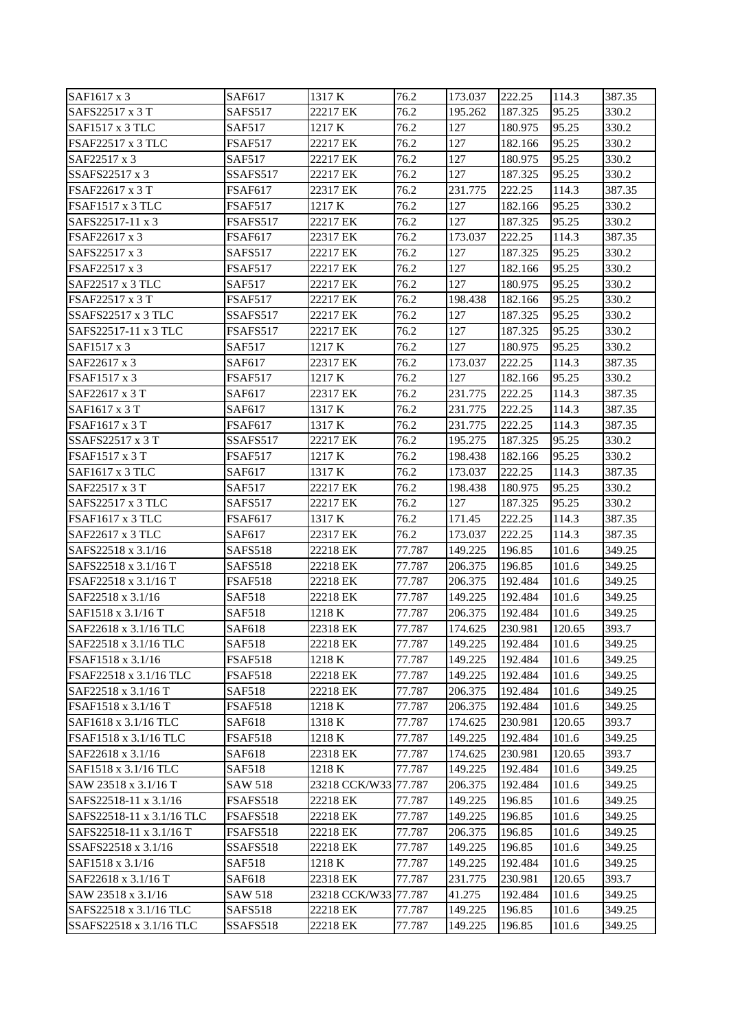| SAF1617 x 3 | SAF617 | 1317 K | 76.2 | 173.037 | 222.25 | 114.3 | 387.35 |
|---|---|---|---|---|---|---|---|
| SAFS22517 x 3 T | SAFS517 | 22217 EK | 76.2 | 195.262 | 187.325 | 95.25 | 330.2 |
| SAF1517 x 3 TLC | SAF517 | 1217 K | 76.2 | 127 | 180.975 | 95.25 | 330.2 |
| FSAF22517 x 3 TLC | FSAF517 | 22217 EK | 76.2 | 127 | 182.166 | 95.25 | 330.2 |
| SAF22517 x 3 | SAF517 | 22217 EK | 76.2 | 127 | 180.975 | 95.25 | 330.2 |
| SSAFS22517 x 3 | SSAFS517 | 22217 EK | 76.2 | 127 | 187.325 | 95.25 | 330.2 |
| FSAF22617 x 3 T | FSAF617 | 22317 EK | 76.2 | 231.775 | 222.25 | 114.3 | 387.35 |
| FSAF1517 x 3 TLC | FSAF517 | 1217 K | 76.2 | 127 | 182.166 | 95.25 | 330.2 |
| SAFS22517-11 x 3 | FSAFS517 | 22217 EK | 76.2 | 127 | 187.325 | 95.25 | 330.2 |
| FSAF22617 x 3 | FSAF617 | 22317 EK | 76.2 | 173.037 | 222.25 | 114.3 | 387.35 |
| SAFS22517 x 3 | SAFS517 | 22217 EK | 76.2 | 127 | 187.325 | 95.25 | 330.2 |
| FSAF22517 x 3 | FSAF517 | 22217 EK | 76.2 | 127 | 182.166 | 95.25 | 330.2 |
| SAF22517 x 3 TLC | SAF517 | 22217 EK | 76.2 | 127 | 180.975 | 95.25 | 330.2 |
| FSAF22517 x 3 T | FSAF517 | 22217 EK | 76.2 | 198.438 | 182.166 | 95.25 | 330.2 |
| SSAFS22517 x 3 TLC | SSAFS517 | 22217 EK | 76.2 | 127 | 187.325 | 95.25 | 330.2 |
| SAFS22517-11 x 3 TLC | FSAFS517 | 22217 EK | 76.2 | 127 | 187.325 | 95.25 | 330.2 |
| SAF1517 x 3 | SAF517 | 1217 K | 76.2 | 127 | 180.975 | 95.25 | 330.2 |
| SAF22617 x 3 | SAF617 | 22317 EK | 76.2 | 173.037 | 222.25 | 114.3 | 387.35 |
| FSAF1517 x 3 | FSAF517 | 1217 K | 76.2 | 127 | 182.166 | 95.25 | 330.2 |
| SAF22617 x 3 T | SAF617 | 22317 EK | 76.2 | 231.775 | 222.25 | 114.3 | 387.35 |
| SAF1617 x 3 T | SAF617 | 1317 K | 76.2 | 231.775 | 222.25 | 114.3 | 387.35 |
| FSAF1617 x 3 T | FSAF617 | 1317 K | 76.2 | 231.775 | 222.25 | 114.3 | 387.35 |
| SSAFS22517 x 3 T | SSAFS517 | 22217 EK | 76.2 | 195.275 | 187.325 | 95.25 | 330.2 |
| FSAF1517 x 3 T | FSAF517 | 1217 K | 76.2 | 198.438 | 182.166 | 95.25 | 330.2 |
| SAF1617 x 3 TLC | SAF617 | 1317 K | 76.2 | 173.037 | 222.25 | 114.3 | 387.35 |
| SAF22517 x 3 T | SAF517 | 22217 EK | 76.2 | 198.438 | 180.975 | 95.25 | 330.2 |
| SAFS22517 x 3 TLC | SAFS517 | 22217 EK | 76.2 | 127 | 187.325 | 95.25 | 330.2 |
| FSAF1617 x 3 TLC | FSAF617 | 1317 K | 76.2 | 171.45 | 222.25 | 114.3 | 387.35 |
| SAF22617 x 3 TLC | SAF617 | 22317 EK | 76.2 | 173.037 | 222.25 | 114.3 | 387.35 |
| SAFS22518 x 3.1/16 | SAFS518 | 22218 EK | 77.787 | 149.225 | 196.85 | 101.6 | 349.25 |
| SAFS22518 x 3.1/16 T | SAFS518 | 22218 EK | 77.787 | 206.375 | 196.85 | 101.6 | 349.25 |
| FSAF22518 x 3.1/16 T | FSAF518 | 22218 EK | 77.787 | 206.375 | 192.484 | 101.6 | 349.25 |
| SAF22518 x 3.1/16 | SAF518 | 22218 EK | 77.787 | 149.225 | 192.484 | 101.6 | 349.25 |
| SAF1518 x 3.1/16 T | SAF518 | 1218 K | 77.787 | 206.375 | 192.484 | 101.6 | 349.25 |
| SAF22618 x 3.1/16 TLC | SAF618 | 22318 EK | 77.787 | 174.625 | 230.981 | 120.65 | 393.7 |
| SAF22518 x 3.1/16 TLC | SAF518 | 22218 EK | 77.787 | 149.225 | 192.484 | 101.6 | 349.25 |
| FSAF1518 x 3.1/16 | FSAF518 | 1218 K | 77.787 | 149.225 | 192.484 | 101.6 | 349.25 |
| FSAF22518 x 3.1/16 TLC | FSAF518 | 22218 EK | 77.787 | 149.225 | 192.484 | 101.6 | 349.25 |
| SAF22518 x 3.1/16 T | SAF518 | 22218 EK | 77.787 | 206.375 | 192.484 | 101.6 | 349.25 |
| FSAF1518 x 3.1/16 T | FSAF518 | 1218 K | 77.787 | 206.375 | 192.484 | 101.6 | 349.25 |
| SAF1618 x 3.1/16 TLC | SAF618 | 1318 K | 77.787 | 174.625 | 230.981 | 120.65 | 393.7 |
| FSAF1518 x 3.1/16 TLC | FSAF518 | 1218 K | 77.787 | 149.225 | 192.484 | 101.6 | 349.25 |
| SAF22618 x 3.1/16 | SAF618 | 22318 EK | 77.787 | 174.625 | 230.981 | 120.65 | 393.7 |
| SAF1518 x 3.1/16 TLC | SAF518 | 1218 K | 77.787 | 149.225 | 192.484 | 101.6 | 349.25 |
| SAW 23518 x 3.1/16 T | SAW 518 | 23218 CCK/W33 | 77.787 | 206.375 | 192.484 | 101.6 | 349.25 |
| SAFS22518-11 x 3.1/16 | FSAFS518 | 22218 EK | 77.787 | 149.225 | 196.85 | 101.6 | 349.25 |
| SAFS22518-11 x 3.1/16 TLC | FSAFS518 | 22218 EK | 77.787 | 149.225 | 196.85 | 101.6 | 349.25 |
| SAFS22518-11 x 3.1/16 T | FSAFS518 | 22218 EK | 77.787 | 206.375 | 196.85 | 101.6 | 349.25 |
| SSAFS22518 x 3.1/16 | SSAFS518 | 22218 EK | 77.787 | 149.225 | 196.85 | 101.6 | 349.25 |
| SAF1518 x 3.1/16 | SAF518 | 1218 K | 77.787 | 149.225 | 192.484 | 101.6 | 349.25 |
| SAF22618 x 3.1/16 T | SAF618 | 22318 EK | 77.787 | 231.775 | 230.981 | 120.65 | 393.7 |
| SAW 23518 x 3.1/16 | SAW 518 | 23218 CCK/W33 | 77.787 | 41.275 | 192.484 | 101.6 | 349.25 |
| SAFS22518 x 3.1/16 TLC | SAFS518 | 22218 EK | 77.787 | 149.225 | 196.85 | 101.6 | 349.25 |
| SSAFS22518 x 3.1/16 TLC | SSAFS518 | 22218 EK | 77.787 | 149.225 | 196.85 | 101.6 | 349.25 |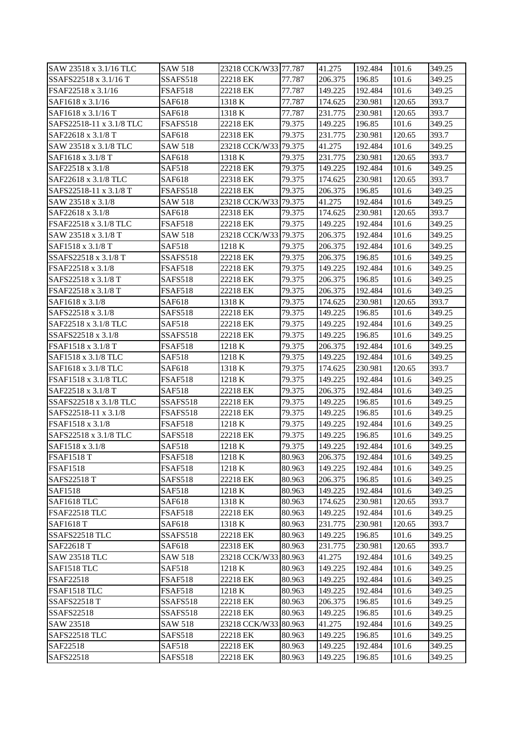| SAW 23518 x 3.1/16 TLC | SAW 518 | 23218 CCK/W33 | 77.787 | 41.275 | 192.484 | 101.6 | 349.25 |
|---|---|---|---|---|---|---|---|
| SSAFS22518 x 3.1/16 T | SSAFS518 | 22218 EK | 77.787 | 206.375 | 196.85 | 101.6 | 349.25 |
| FSAF22518 x 3.1/16 | FSAF518 | 22218 EK | 77.787 | 149.225 | 192.484 | 101.6 | 349.25 |
| SAF1618 x 3.1/16 | SAF618 | 1318 K | 77.787 | 174.625 | 230.981 | 120.65 | 393.7 |
| SAF1618 x 3.1/16 T | SAF618 | 1318 K | 77.787 | 231.775 | 230.981 | 120.65 | 393.7 |
| SAFS22518-11 x 3.1/8 TLC | FSAFS518 | 22218 EK | 79.375 | 149.225 | 196.85 | 101.6 | 349.25 |
| SAF22618 x 3.1/8 T | SAF618 | 22318 EK | 79.375 | 231.775 | 230.981 | 120.65 | 393.7 |
| SAW 23518 x 3.1/8 TLC | SAW 518 | 23218 CCK/W33 | 79.375 | 41.275 | 192.484 | 101.6 | 349.25 |
| SAF1618 x 3.1/8 T | SAF618 | 1318 K | 79.375 | 231.775 | 230.981 | 120.65 | 393.7 |
| SAF22518 x 3.1/8 | SAF518 | 22218 EK | 79.375 | 149.225 | 192.484 | 101.6 | 349.25 |
| SAF22618 x 3.1/8 TLC | SAF618 | 22318 EK | 79.375 | 174.625 | 230.981 | 120.65 | 393.7 |
| SAFS22518-11 x 3.1/8 T | FSAFS518 | 22218 EK | 79.375 | 206.375 | 196.85 | 101.6 | 349.25 |
| SAW 23518 x 3.1/8 | SAW 518 | 23218 CCK/W33 | 79.375 | 41.275 | 192.484 | 101.6 | 349.25 |
| SAF22618 x 3.1/8 | SAF618 | 22318 EK | 79.375 | 174.625 | 230.981 | 120.65 | 393.7 |
| FSAF22518 x 3.1/8 TLC | FSAF518 | 22218 EK | 79.375 | 149.225 | 192.484 | 101.6 | 349.25 |
| SAW 23518 x 3.1/8 T | SAW 518 | 23218 CCK/W33 | 79.375 | 206.375 | 192.484 | 101.6 | 349.25 |
| SAF1518 x 3.1/8 T | SAF518 | 1218 K | 79.375 | 206.375 | 192.484 | 101.6 | 349.25 |
| SSAFS22518 x 3.1/8 T | SSAFS518 | 22218 EK | 79.375 | 206.375 | 196.85 | 101.6 | 349.25 |
| FSAF22518 x 3.1/8 | FSAF518 | 22218 EK | 79.375 | 149.225 | 192.484 | 101.6 | 349.25 |
| SAFS22518 x 3.1/8 T | SAFS518 | 22218 EK | 79.375 | 206.375 | 196.85 | 101.6 | 349.25 |
| FSAF22518 x 3.1/8 T | FSAF518 | 22218 EK | 79.375 | 206.375 | 192.484 | 101.6 | 349.25 |
| SAF1618 x 3.1/8 | SAF618 | 1318 K | 79.375 | 174.625 | 230.981 | 120.65 | 393.7 |
| SAFS22518 x 3.1/8 | SAFS518 | 22218 EK | 79.375 | 149.225 | 196.85 | 101.6 | 349.25 |
| SAF22518 x 3.1/8 TLC | SAF518 | 22218 EK | 79.375 | 149.225 | 192.484 | 101.6 | 349.25 |
| SSAFS22518 x 3.1/8 | SSAFS518 | 22218 EK | 79.375 | 149.225 | 196.85 | 101.6 | 349.25 |
| FSAF1518 x 3.1/8 T | FSAF518 | 1218 K | 79.375 | 206.375 | 192.484 | 101.6 | 349.25 |
| SAF1518 x 3.1/8 TLC | SAF518 | 1218 K | 79.375 | 149.225 | 192.484 | 101.6 | 349.25 |
| SAF1618 x 3.1/8 TLC | SAF618 | 1318 K | 79.375 | 174.625 | 230.981 | 120.65 | 393.7 |
| FSAF1518 x 3.1/8 TLC | FSAF518 | 1218 K | 79.375 | 149.225 | 192.484 | 101.6 | 349.25 |
| SAF22518 x 3.1/8 T | SAF518 | 22218 EK | 79.375 | 206.375 | 192.484 | 101.6 | 349.25 |
| SSAFS22518 x 3.1/8 TLC | SSAFS518 | 22218 EK | 79.375 | 149.225 | 196.85 | 101.6 | 349.25 |
| SAFS22518-11 x 3.1/8 | FSAFS518 | 22218 EK | 79.375 | 149.225 | 196.85 | 101.6 | 349.25 |
| FSAF1518 x 3.1/8 | FSAF518 | 1218 K | 79.375 | 149.225 | 192.484 | 101.6 | 349.25 |
| SAFS22518 x 3.1/8 TLC | SAFS518 | 22218 EK | 79.375 | 149.225 | 196.85 | 101.6 | 349.25 |
| SAF1518 x 3.1/8 | SAF518 | 1218 K | 79.375 | 149.225 | 192.484 | 101.6 | 349.25 |
| FSAF1518 T | FSAF518 | 1218 K | 80.963 | 206.375 | 192.484 | 101.6 | 349.25 |
| FSAF1518 | FSAF518 | 1218 K | 80.963 | 149.225 | 192.484 | 101.6 | 349.25 |
| SAFS22518 T | SAFS518 | 22218 EK | 80.963 | 206.375 | 196.85 | 101.6 | 349.25 |
| SAF1518 | SAF518 | 1218 K | 80.963 | 149.225 | 192.484 | 101.6 | 349.25 |
| SAF1618 TLC | SAF618 | 1318 K | 80.963 | 174.625 | 230.981 | 120.65 | 393.7 |
| FSAF22518 TLC | FSAF518 | 22218 EK | 80.963 | 149.225 | 192.484 | 101.6 | 349.25 |
| SAF1618 T | SAF618 | 1318 K | 80.963 | 231.775 | 230.981 | 120.65 | 393.7 |
| SSAFS22518 TLC | SSAFS518 | 22218 EK | 80.963 | 149.225 | 196.85 | 101.6 | 349.25 |
| SAF22618 T | SAF618 | 22318 EK | 80.963 | 231.775 | 230.981 | 120.65 | 393.7 |
| SAW 23518 TLC | SAW 518 | 23218 CCK/W33 | 80.963 | 41.275 | 192.484 | 101.6 | 349.25 |
| SAF1518 TLC | SAF518 | 1218 K | 80.963 | 149.225 | 192.484 | 101.6 | 349.25 |
| FSAF22518 | FSAF518 | 22218 EK | 80.963 | 149.225 | 192.484 | 101.6 | 349.25 |
| FSAF1518 TLC | FSAF518 | 1218 K | 80.963 | 149.225 | 192.484 | 101.6 | 349.25 |
| SSAFS22518 T | SSAFS518 | 22218 EK | 80.963 | 206.375 | 196.85 | 101.6 | 349.25 |
| SSAFS22518 | SSAFS518 | 22218 EK | 80.963 | 149.225 | 196.85 | 101.6 | 349.25 |
| SAW 23518 | SAW 518 | 23218 CCK/W33 | 80.963 | 41.275 | 192.484 | 101.6 | 349.25 |
| SAFS22518 TLC | SAFS518 | 22218 EK | 80.963 | 149.225 | 196.85 | 101.6 | 349.25 |
| SAF22518 | SAF518 | 22218 EK | 80.963 | 149.225 | 192.484 | 101.6 | 349.25 |
| SAFS22518 | SAFS518 | 22218 EK | 80.963 | 149.225 | 196.85 | 101.6 | 349.25 |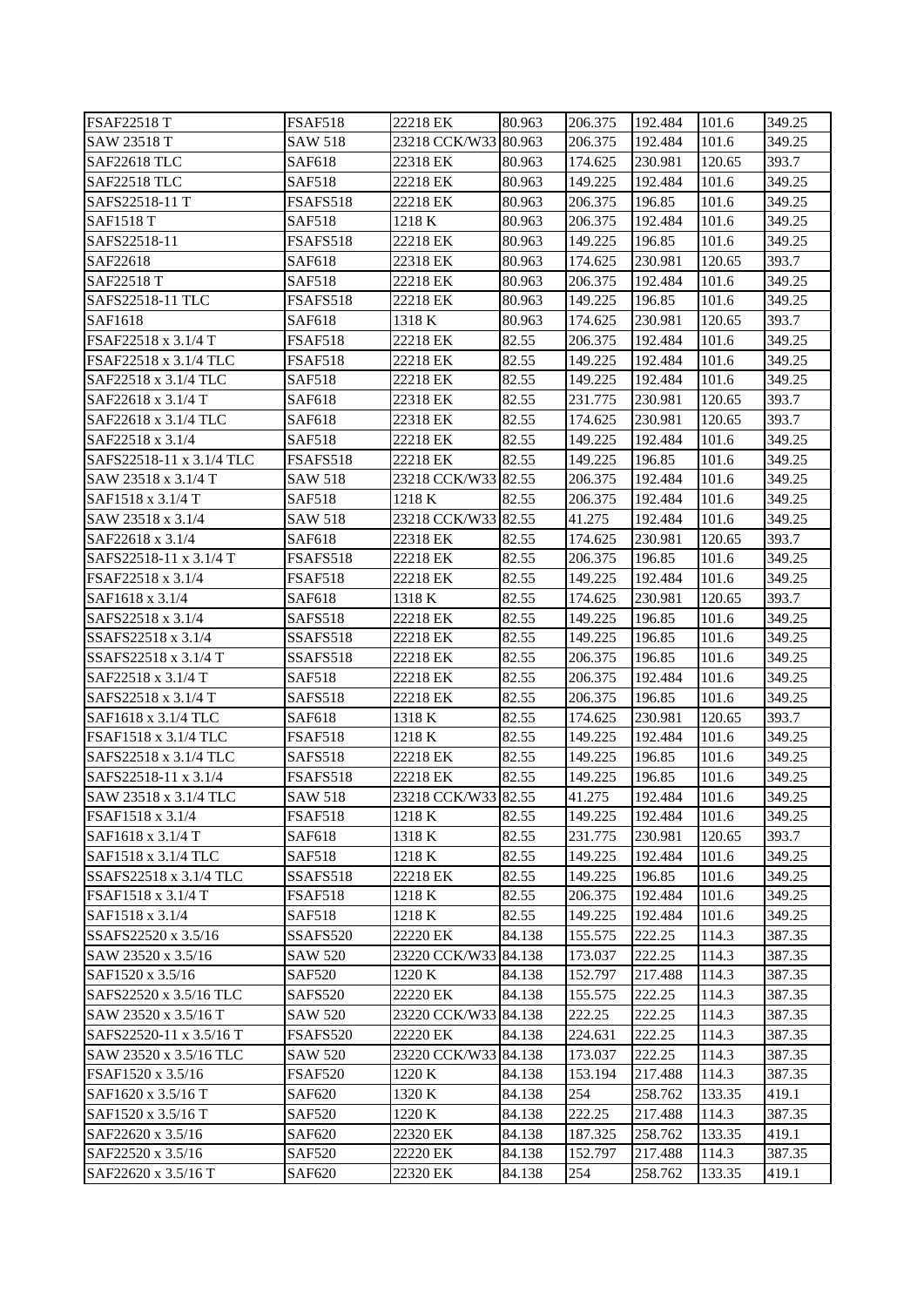| FSAF22518 T | FSAF518 | 22218 EK | 80.963 | 206.375 | 192.484 | 101.6 | 349.25 |
|---|---|---|---|---|---|---|---|
| SAW 23518 T | SAW 518 | 23218 CCK/W33 | 80.963 | 206.375 | 192.484 | 101.6 | 349.25 |
| SAF22618 TLC | SAF618 | 22318 EK | 80.963 | 174.625 | 230.981 | 120.65 | 393.7 |
| SAF22518 TLC | SAF518 | 22218 EK | 80.963 | 149.225 | 192.484 | 101.6 | 349.25 |
| SAFS22518-11 T | FSAFS518 | 22218 EK | 80.963 | 206.375 | 196.85 | 101.6 | 349.25 |
| SAF1518 T | SAF518 | 1218 K | 80.963 | 206.375 | 192.484 | 101.6 | 349.25 |
| SAFS22518-11 | FSAFS518 | 22218 EK | 80.963 | 149.225 | 196.85 | 101.6 | 349.25 |
| SAF22618 | SAF618 | 22318 EK | 80.963 | 174.625 | 230.981 | 120.65 | 393.7 |
| SAF22518 T | SAF518 | 22218 EK | 80.963 | 206.375 | 192.484 | 101.6 | 349.25 |
| SAFS22518-11 TLC | FSAFS518 | 22218 EK | 80.963 | 149.225 | 196.85 | 101.6 | 349.25 |
| SAF1618 | SAF618 | 1318 K | 80.963 | 174.625 | 230.981 | 120.65 | 393.7 |
| FSAF22518 x 3.1/4 T | FSAF518 | 22218 EK | 82.55 | 206.375 | 192.484 | 101.6 | 349.25 |
| FSAF22518 x 3.1/4 TLC | FSAF518 | 22218 EK | 82.55 | 149.225 | 192.484 | 101.6 | 349.25 |
| SAF22518 x 3.1/4 TLC | SAF518 | 22218 EK | 82.55 | 149.225 | 192.484 | 101.6 | 349.25 |
| SAF22618 x 3.1/4 T | SAF618 | 22318 EK | 82.55 | 231.775 | 230.981 | 120.65 | 393.7 |
| SAF22618 x 3.1/4 TLC | SAF618 | 22318 EK | 82.55 | 174.625 | 230.981 | 120.65 | 393.7 |
| SAF22518 x 3.1/4 | SAF518 | 22218 EK | 82.55 | 149.225 | 192.484 | 101.6 | 349.25 |
| SAFS22518-11 x 3.1/4 TLC | FSAFS518 | 22218 EK | 82.55 | 149.225 | 196.85 | 101.6 | 349.25 |
| SAW 23518 x 3.1/4 T | SAW 518 | 23218 CCK/W33 | 82.55 | 206.375 | 192.484 | 101.6 | 349.25 |
| SAF1518 x 3.1/4 T | SAF518 | 1218 K | 82.55 | 206.375 | 192.484 | 101.6 | 349.25 |
| SAW 23518 x 3.1/4 | SAW 518 | 23218 CCK/W33 | 82.55 | 41.275 | 192.484 | 101.6 | 349.25 |
| SAF22618 x 3.1/4 | SAF618 | 22318 EK | 82.55 | 174.625 | 230.981 | 120.65 | 393.7 |
| SAFS22518-11 x 3.1/4 T | FSAFS518 | 22218 EK | 82.55 | 206.375 | 196.85 | 101.6 | 349.25 |
| FSAF22518 x 3.1/4 | FSAF518 | 22218 EK | 82.55 | 149.225 | 192.484 | 101.6 | 349.25 |
| SAF1618 x 3.1/4 | SAF618 | 1318 K | 82.55 | 174.625 | 230.981 | 120.65 | 393.7 |
| SAFS22518 x 3.1/4 | SAFS518 | 22218 EK | 82.55 | 149.225 | 196.85 | 101.6 | 349.25 |
| SSAFS22518 x 3.1/4 | SSAFS518 | 22218 EK | 82.55 | 149.225 | 196.85 | 101.6 | 349.25 |
| SSAFS22518 x 3.1/4 T | SSAFS518 | 22218 EK | 82.55 | 206.375 | 196.85 | 101.6 | 349.25 |
| SAF22518 x 3.1/4 T | SAF518 | 22218 EK | 82.55 | 206.375 | 192.484 | 101.6 | 349.25 |
| SAFS22518 x 3.1/4 T | SAFS518 | 22218 EK | 82.55 | 206.375 | 196.85 | 101.6 | 349.25 |
| SAF1618 x 3.1/4 TLC | SAF618 | 1318 K | 82.55 | 174.625 | 230.981 | 120.65 | 393.7 |
| FSAF1518 x 3.1/4 TLC | FSAF518 | 1218 K | 82.55 | 149.225 | 192.484 | 101.6 | 349.25 |
| SAFS22518 x 3.1/4 TLC | SAFS518 | 22218 EK | 82.55 | 149.225 | 196.85 | 101.6 | 349.25 |
| SAFS22518-11 x 3.1/4 | FSAFS518 | 22218 EK | 82.55 | 149.225 | 196.85 | 101.6 | 349.25 |
| SAW 23518 x 3.1/4 TLC | SAW 518 | 23218 CCK/W33 | 82.55 | 41.275 | 192.484 | 101.6 | 349.25 |
| FSAF1518 x 3.1/4 | FSAF518 | 1218 K | 82.55 | 149.225 | 192.484 | 101.6 | 349.25 |
| SAF1618 x 3.1/4 T | SAF618 | 1318 K | 82.55 | 231.775 | 230.981 | 120.65 | 393.7 |
| SAF1518 x 3.1/4 TLC | SAF518 | 1218 K | 82.55 | 149.225 | 192.484 | 101.6 | 349.25 |
| SSAFS22518 x 3.1/4 TLC | SSAFS518 | 22218 EK | 82.55 | 149.225 | 196.85 | 101.6 | 349.25 |
| FSAF1518 x 3.1/4 T | FSAF518 | 1218 K | 82.55 | 206.375 | 192.484 | 101.6 | 349.25 |
| SAF1518 x 3.1/4 | SAF518 | 1218 K | 82.55 | 149.225 | 192.484 | 101.6 | 349.25 |
| SSAFS22520 x 3.5/16 | SSAFS520 | 22220 EK | 84.138 | 155.575 | 222.25 | 114.3 | 387.35 |
| SAW 23520 x 3.5/16 | SAW 520 | 23220 CCK/W33 | 84.138 | 173.037 | 222.25 | 114.3 | 387.35 |
| SAF1520 x 3.5/16 | SAF520 | 1220 K | 84.138 | 152.797 | 217.488 | 114.3 | 387.35 |
| SAFS22520 x 3.5/16 TLC | SAFS520 | 22220 EK | 84.138 | 155.575 | 222.25 | 114.3 | 387.35 |
| SAW 23520 x 3.5/16 T | SAW 520 | 23220 CCK/W33 | 84.138 | 222.25 | 222.25 | 114.3 | 387.35 |
| SAFS22520-11 x 3.5/16 T | FSAFS520 | 22220 EK | 84.138 | 224.631 | 222.25 | 114.3 | 387.35 |
| SAW 23520 x 3.5/16 TLC | SAW 520 | 23220 CCK/W33 | 84.138 | 173.037 | 222.25 | 114.3 | 387.35 |
| FSAF1520 x 3.5/16 | FSAF520 | 1220 K | 84.138 | 153.194 | 217.488 | 114.3 | 387.35 |
| SAF1620 x 3.5/16 T | SAF620 | 1320 K | 84.138 | 254 | 258.762 | 133.35 | 419.1 |
| SAF1520 x 3.5/16 T | SAF520 | 1220 K | 84.138 | 222.25 | 217.488 | 114.3 | 387.35 |
| SAF22620 x 3.5/16 | SAF620 | 22320 EK | 84.138 | 187.325 | 258.762 | 133.35 | 419.1 |
| SAF22520 x 3.5/16 | SAF520 | 22220 EK | 84.138 | 152.797 | 217.488 | 114.3 | 387.35 |
| SAF22620 x 3.5/16 T | SAF620 | 22320 EK | 84.138 | 254 | 258.762 | 133.35 | 419.1 |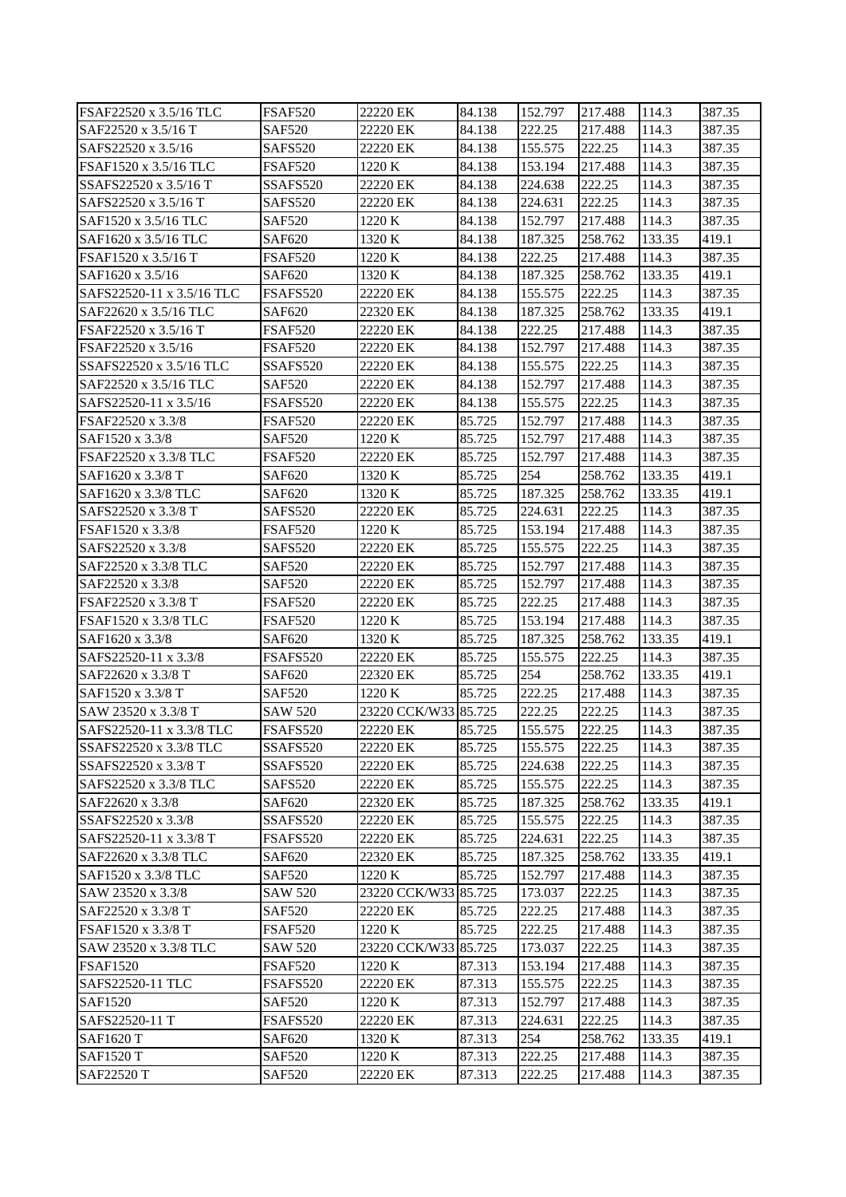| FSAF22520 x 3.5/16 TLC | FSAF520 | 22220 EK | 84.138 | 152.797 | 217.488 | 114.3 | 387.35 |
|---|---|---|---|---|---|---|---|
| SAF22520 x 3.5/16 T | SAF520 | 22220 EK | 84.138 | 222.25 | 217.488 | 114.3 | 387.35 |
| SAFS22520 x 3.5/16 | SAFS520 | 22220 EK | 84.138 | 155.575 | 222.25 | 114.3 | 387.35 |
| FSAF1520 x 3.5/16 TLC | FSAF520 | 1220 K | 84.138 | 153.194 | 217.488 | 114.3 | 387.35 |
| SSAFS22520 x 3.5/16 T | SSAFS520 | 22220 EK | 84.138 | 224.638 | 222.25 | 114.3 | 387.35 |
| SAFS22520 x 3.5/16 T | SAFS520 | 22220 EK | 84.138 | 224.631 | 222.25 | 114.3 | 387.35 |
| SAF1520 x 3.5/16 TLC | SAF520 | 1220 K | 84.138 | 152.797 | 217.488 | 114.3 | 387.35 |
| SAF1620 x 3.5/16 TLC | SAF620 | 1320 K | 84.138 | 187.325 | 258.762 | 133.35 | 419.1 |
| FSAF1520 x 3.5/16 T | FSAF520 | 1220 K | 84.138 | 222.25 | 217.488 | 114.3 | 387.35 |
| SAF1620 x 3.5/16 | SAF620 | 1320 K | 84.138 | 187.325 | 258.762 | 133.35 | 419.1 |
| SAFS22520-11 x 3.5/16 TLC | FSAFS520 | 22220 EK | 84.138 | 155.575 | 222.25 | 114.3 | 387.35 |
| SAF22620 x 3.5/16 TLC | SAF620 | 22320 EK | 84.138 | 187.325 | 258.762 | 133.35 | 419.1 |
| FSAF22520 x 3.5/16 T | FSAF520 | 22220 EK | 84.138 | 222.25 | 217.488 | 114.3 | 387.35 |
| FSAF22520 x 3.5/16 | FSAF520 | 22220 EK | 84.138 | 152.797 | 217.488 | 114.3 | 387.35 |
| SSAFS22520 x 3.5/16 TLC | SSAFS520 | 22220 EK | 84.138 | 155.575 | 222.25 | 114.3 | 387.35 |
| SAF22520 x 3.5/16 TLC | SAF520 | 22220 EK | 84.138 | 152.797 | 217.488 | 114.3 | 387.35 |
| SAFS22520-11 x 3.5/16 | FSAFS520 | 22220 EK | 84.138 | 155.575 | 222.25 | 114.3 | 387.35 |
| FSAF22520 x 3.3/8 | FSAF520 | 22220 EK | 85.725 | 152.797 | 217.488 | 114.3 | 387.35 |
| SAF1520 x 3.3/8 | SAF520 | 1220 K | 85.725 | 152.797 | 217.488 | 114.3 | 387.35 |
| FSAF22520 x 3.3/8 TLC | FSAF520 | 22220 EK | 85.725 | 152.797 | 217.488 | 114.3 | 387.35 |
| SAF1620 x 3.3/8 T | SAF620 | 1320 K | 85.725 | 254 | 258.762 | 133.35 | 419.1 |
| SAF1620 x 3.3/8 TLC | SAF620 | 1320 K | 85.725 | 187.325 | 258.762 | 133.35 | 419.1 |
| SAFS22520 x 3.3/8 T | SAFS520 | 22220 EK | 85.725 | 224.631 | 222.25 | 114.3 | 387.35 |
| FSAF1520 x 3.3/8 | FSAF520 | 1220 K | 85.725 | 153.194 | 217.488 | 114.3 | 387.35 |
| SAFS22520 x 3.3/8 | SAFS520 | 22220 EK | 85.725 | 155.575 | 222.25 | 114.3 | 387.35 |
| SAF22520 x 3.3/8 TLC | SAF520 | 22220 EK | 85.725 | 152.797 | 217.488 | 114.3 | 387.35 |
| SAF22520 x 3.3/8 | SAF520 | 22220 EK | 85.725 | 152.797 | 217.488 | 114.3 | 387.35 |
| FSAF22520 x 3.3/8 T | FSAF520 | 22220 EK | 85.725 | 222.25 | 217.488 | 114.3 | 387.35 |
| FSAF1520 x 3.3/8 TLC | FSAF520 | 1220 K | 85.725 | 153.194 | 217.488 | 114.3 | 387.35 |
| SAF1620 x 3.3/8 | SAF620 | 1320 K | 85.725 | 187.325 | 258.762 | 133.35 | 419.1 |
| SAFS22520-11 x 3.3/8 | FSAFS520 | 22220 EK | 85.725 | 155.575 | 222.25 | 114.3 | 387.35 |
| SAF22620 x 3.3/8 T | SAF620 | 22320 EK | 85.725 | 254 | 258.762 | 133.35 | 419.1 |
| SAF1520 x 3.3/8 T | SAF520 | 1220 K | 85.725 | 222.25 | 217.488 | 114.3 | 387.35 |
| SAW 23520 x 3.3/8 T | SAW 520 | 23220 CCK/W33 | 85.725 | 222.25 | 222.25 | 114.3 | 387.35 |
| SAFS22520-11 x 3.3/8 TLC | FSAFS520 | 22220 EK | 85.725 | 155.575 | 222.25 | 114.3 | 387.35 |
| SSAFS22520 x 3.3/8 TLC | SSAFS520 | 22220 EK | 85.725 | 155.575 | 222.25 | 114.3 | 387.35 |
| SSAFS22520 x 3.3/8 T | SSAFS520 | 22220 EK | 85.725 | 224.638 | 222.25 | 114.3 | 387.35 |
| SAFS22520 x 3.3/8 TLC | SAFS520 | 22220 EK | 85.725 | 155.575 | 222.25 | 114.3 | 387.35 |
| SAF22620 x 3.3/8 | SAF620 | 22320 EK | 85.725 | 187.325 | 258.762 | 133.35 | 419.1 |
| SSAFS22520 x 3.3/8 | SSAFS520 | 22220 EK | 85.725 | 155.575 | 222.25 | 114.3 | 387.35 |
| SAFS22520-11 x 3.3/8 T | FSAFS520 | 22220 EK | 85.725 | 224.631 | 222.25 | 114.3 | 387.35 |
| SAF22620 x 3.3/8 TLC | SAF620 | 22320 EK | 85.725 | 187.325 | 258.762 | 133.35 | 419.1 |
| SAF1520 x 3.3/8 TLC | SAF520 | 1220 K | 85.725 | 152.797 | 217.488 | 114.3 | 387.35 |
| SAW 23520 x 3.3/8 | SAW 520 | 23220 CCK/W33 | 85.725 | 173.037 | 222.25 | 114.3 | 387.35 |
| SAF22520 x 3.3/8 T | SAF520 | 22220 EK | 85.725 | 222.25 | 217.488 | 114.3 | 387.35 |
| FSAF1520 x 3.3/8 T | FSAF520 | 1220 K | 85.725 | 222.25 | 217.488 | 114.3 | 387.35 |
| SAW 23520 x 3.3/8 TLC | SAW 520 | 23220 CCK/W33 | 85.725 | 173.037 | 222.25 | 114.3 | 387.35 |
| FSAF1520 | FSAF520 | 1220 K | 87.313 | 153.194 | 217.488 | 114.3 | 387.35 |
| SAFS22520-11 TLC | FSAFS520 | 22220 EK | 87.313 | 155.575 | 222.25 | 114.3 | 387.35 |
| SAF1520 | SAF520 | 1220 K | 87.313 | 152.797 | 217.488 | 114.3 | 387.35 |
| SAFS22520-11 T | FSAFS520 | 22220 EK | 87.313 | 224.631 | 222.25 | 114.3 | 387.35 |
| SAF1620 T | SAF620 | 1320 K | 87.313 | 254 | 258.762 | 133.35 | 419.1 |
| SAF1520 T | SAF520 | 1220 K | 87.313 | 222.25 | 217.488 | 114.3 | 387.35 |
| SAF22520 T | SAF520 | 22220 EK | 87.313 | 222.25 | 217.488 | 114.3 | 387.35 |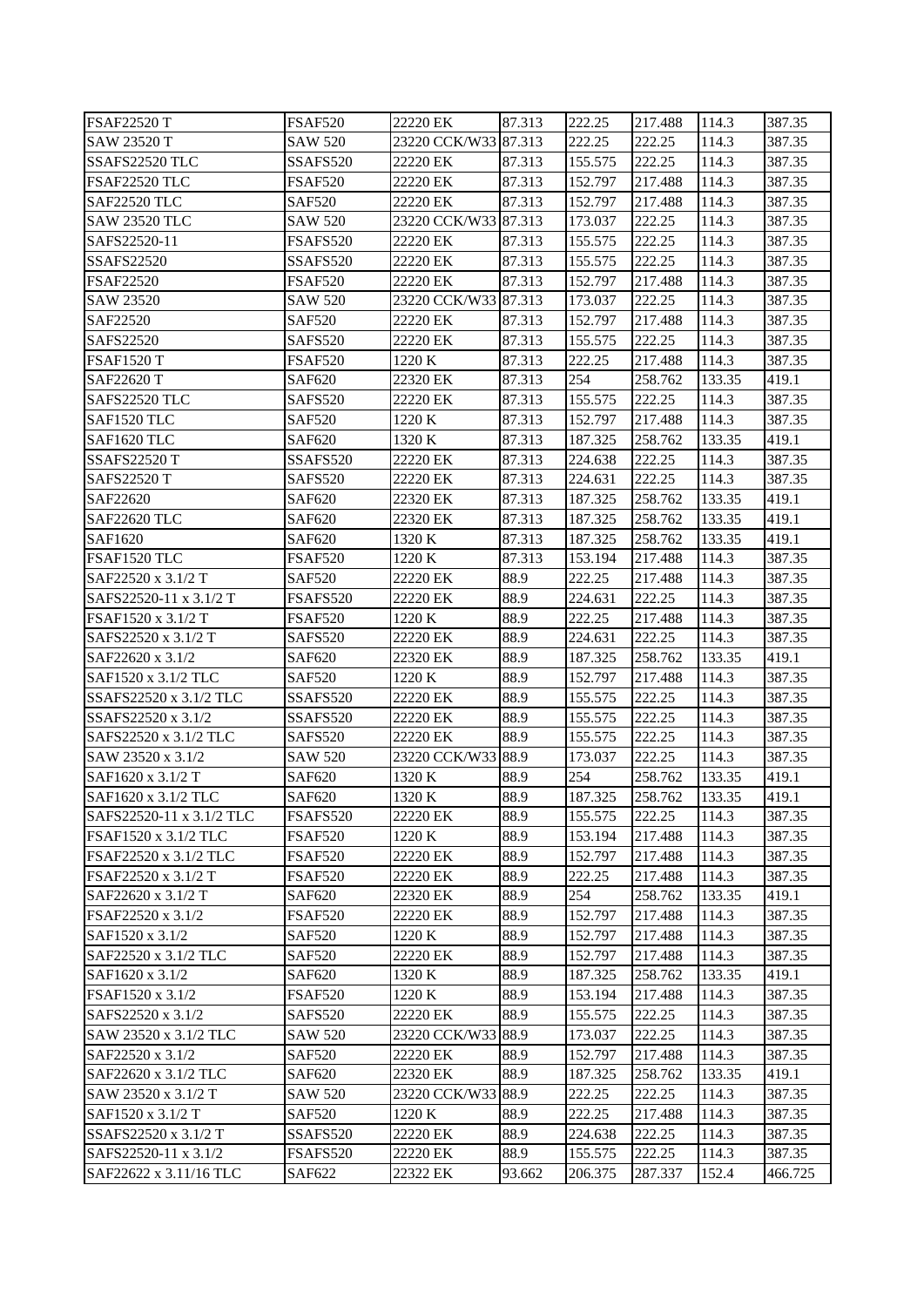| | | | | | | | |
|---|---|---|---|---|---|---|---|
| FSAF22520 T | FSAF520 | 22220 EK | 87.313 | 222.25 | 217.488 | 114.3 | 387.35 |
| SAW 23520 T | SAW 520 | 23220 CCK/W33 | 87.313 | 222.25 | 222.25 | 114.3 | 387.35 |
| SSAFS22520 TLC | SSAFS520 | 22220 EK | 87.313 | 155.575 | 222.25 | 114.3 | 387.35 |
| FSAF22520 TLC | FSAF520 | 22220 EK | 87.313 | 152.797 | 217.488 | 114.3 | 387.35 |
| SAF22520 TLC | SAF520 | 22220 EK | 87.313 | 152.797 | 217.488 | 114.3 | 387.35 |
| SAW 23520 TLC | SAW 520 | 23220 CCK/W33 | 87.313 | 173.037 | 222.25 | 114.3 | 387.35 |
| SAFS22520-11 | FSAFS520 | 22220 EK | 87.313 | 155.575 | 222.25 | 114.3 | 387.35 |
| SSAFS22520 | SSAFS520 | 22220 EK | 87.313 | 155.575 | 222.25 | 114.3 | 387.35 |
| FSAF22520 | FSAF520 | 22220 EK | 87.313 | 152.797 | 217.488 | 114.3 | 387.35 |
| SAW 23520 | SAW 520 | 23220 CCK/W33 | 87.313 | 173.037 | 222.25 | 114.3 | 387.35 |
| SAF22520 | SAF520 | 22220 EK | 87.313 | 152.797 | 217.488 | 114.3 | 387.35 |
| SAFS22520 | SAFS520 | 22220 EK | 87.313 | 155.575 | 222.25 | 114.3 | 387.35 |
| FSAF1520 T | FSAF520 | 1220 K | 87.313 | 222.25 | 217.488 | 114.3 | 387.35 |
| SAF22620 T | SAF620 | 22320 EK | 87.313 | 254 | 258.762 | 133.35 | 419.1 |
| SAFS22520 TLC | SAFS520 | 22220 EK | 87.313 | 155.575 | 222.25 | 114.3 | 387.35 |
| SAF1520 TLC | SAF520 | 1220 K | 87.313 | 152.797 | 217.488 | 114.3 | 387.35 |
| SAF1620 TLC | SAF620 | 1320 K | 87.313 | 187.325 | 258.762 | 133.35 | 419.1 |
| SSAFS22520 T | SSAFS520 | 22220 EK | 87.313 | 224.638 | 222.25 | 114.3 | 387.35 |
| SAFS22520 T | SAFS520 | 22220 EK | 87.313 | 224.631 | 222.25 | 114.3 | 387.35 |
| SAF22620 | SAF620 | 22320 EK | 87.313 | 187.325 | 258.762 | 133.35 | 419.1 |
| SAF22620 TLC | SAF620 | 22320 EK | 87.313 | 187.325 | 258.762 | 133.35 | 419.1 |
| SAF1620 | SAF620 | 1320 K | 87.313 | 187.325 | 258.762 | 133.35 | 419.1 |
| FSAF1520 TLC | FSAF520 | 1220 K | 87.313 | 153.194 | 217.488 | 114.3 | 387.35 |
| SAF22520 x 3.1/2 T | SAF520 | 22220 EK | 88.9 | 222.25 | 217.488 | 114.3 | 387.35 |
| SAFS22520-11 x 3.1/2 T | FSAFS520 | 22220 EK | 88.9 | 224.631 | 222.25 | 114.3 | 387.35 |
| FSAF1520 x 3.1/2 T | FSAF520 | 1220 K | 88.9 | 222.25 | 217.488 | 114.3 | 387.35 |
| SAFS22520 x 3.1/2 T | SAFS520 | 22220 EK | 88.9 | 224.631 | 222.25 | 114.3 | 387.35 |
| SAF22620 x 3.1/2 | SAF620 | 22320 EK | 88.9 | 187.325 | 258.762 | 133.35 | 419.1 |
| SAF1520 x 3.1/2 TLC | SAF520 | 1220 K | 88.9 | 152.797 | 217.488 | 114.3 | 387.35 |
| SSAFS22520 x 3.1/2 TLC | SSAFS520 | 22220 EK | 88.9 | 155.575 | 222.25 | 114.3 | 387.35 |
| SSAFS22520 x 3.1/2 | SSAFS520 | 22220 EK | 88.9 | 155.575 | 222.25 | 114.3 | 387.35 |
| SAFS22520 x 3.1/2 TLC | SAFS520 | 22220 EK | 88.9 | 155.575 | 222.25 | 114.3 | 387.35 |
| SAW 23520 x 3.1/2 | SAW 520 | 23220 CCK/W33 | 88.9 | 173.037 | 222.25 | 114.3 | 387.35 |
| SAF1620 x 3.1/2 T | SAF620 | 1320 K | 88.9 | 254 | 258.762 | 133.35 | 419.1 |
| SAF1620 x 3.1/2 TLC | SAF620 | 1320 K | 88.9 | 187.325 | 258.762 | 133.35 | 419.1 |
| SAFS22520-11 x 3.1/2 TLC | FSAFS520 | 22220 EK | 88.9 | 155.575 | 222.25 | 114.3 | 387.35 |
| FSAF1520 x 3.1/2 TLC | FSAF520 | 1220 K | 88.9 | 153.194 | 217.488 | 114.3 | 387.35 |
| FSAF22520 x 3.1/2 TLC | FSAF520 | 22220 EK | 88.9 | 152.797 | 217.488 | 114.3 | 387.35 |
| FSAF22520 x 3.1/2 T | FSAF520 | 22220 EK | 88.9 | 222.25 | 217.488 | 114.3 | 387.35 |
| SAF22620 x 3.1/2 T | SAF620 | 22320 EK | 88.9 | 254 | 258.762 | 133.35 | 419.1 |
| FSAF22520 x 3.1/2 | FSAF520 | 22220 EK | 88.9 | 152.797 | 217.488 | 114.3 | 387.35 |
| SAF1520 x 3.1/2 | SAF520 | 1220 K | 88.9 | 152.797 | 217.488 | 114.3 | 387.35 |
| SAF22520 x 3.1/2 TLC | SAF520 | 22220 EK | 88.9 | 152.797 | 217.488 | 114.3 | 387.35 |
| SAF1620 x 3.1/2 | SAF620 | 1320 K | 88.9 | 187.325 | 258.762 | 133.35 | 419.1 |
| FSAF1520 x 3.1/2 | FSAF520 | 1220 K | 88.9 | 153.194 | 217.488 | 114.3 | 387.35 |
| SAFS22520 x 3.1/2 | SAFS520 | 22220 EK | 88.9 | 155.575 | 222.25 | 114.3 | 387.35 |
| SAW 23520 x 3.1/2 TLC | SAW 520 | 23220 CCK/W33 | 88.9 | 173.037 | 222.25 | 114.3 | 387.35 |
| SAF22520 x 3.1/2 | SAF520 | 22220 EK | 88.9 | 152.797 | 217.488 | 114.3 | 387.35 |
| SAF22620 x 3.1/2 TLC | SAF620 | 22320 EK | 88.9 | 187.325 | 258.762 | 133.35 | 419.1 |
| SAW 23520 x 3.1/2 T | SAW 520 | 23220 CCK/W33 | 88.9 | 222.25 | 222.25 | 114.3 | 387.35 |
| SAF1520 x 3.1/2 T | SAF520 | 1220 K | 88.9 | 222.25 | 217.488 | 114.3 | 387.35 |
| SSAFS22520 x 3.1/2 T | SSAFS520 | 22220 EK | 88.9 | 224.638 | 222.25 | 114.3 | 387.35 |
| SAFS22520-11 x 3.1/2 | FSAFS520 | 22220 EK | 88.9 | 155.575 | 222.25 | 114.3 | 387.35 |
| SAF22622 x 3.11/16 TLC | SAF622 | 22322 EK | 93.662 | 206.375 | 287.337 | 152.4 | 466.725 |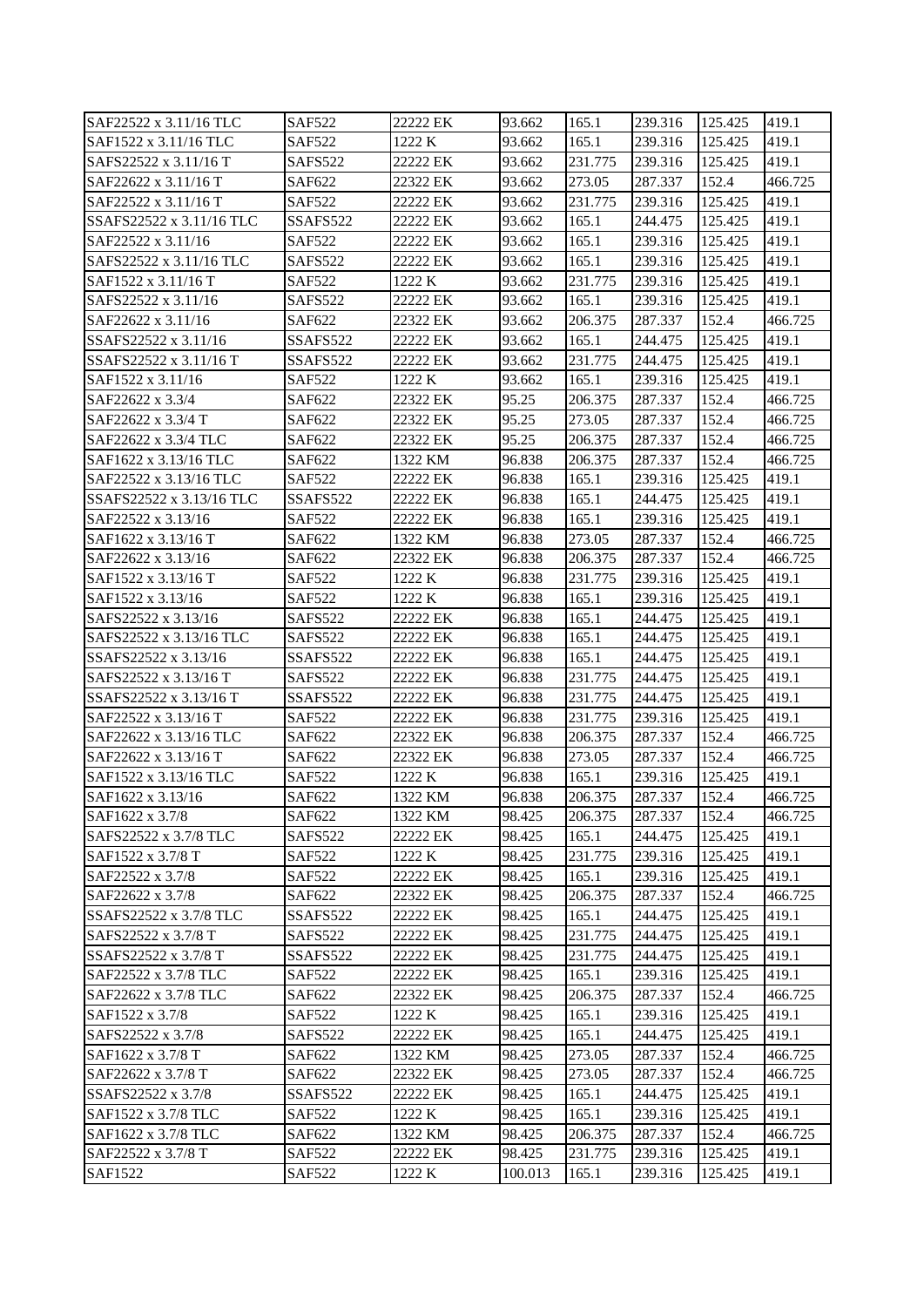| SAF22522 x 3.11/16 TLC | SAF522 | 22222 EK | 93.662 | 165.1 | 239.316 | 125.425 | 419.1 |
|---|---|---|---|---|---|---|---|
| SAF1522 x 3.11/16 TLC | SAF522 | 1222 K | 93.662 | 165.1 | 239.316 | 125.425 | 419.1 |
| SAFS22522 x 3.11/16 T | SAFS522 | 22222 EK | 93.662 | 231.775 | 239.316 | 125.425 | 419.1 |
| SAF22622 x 3.11/16 T | SAF622 | 22322 EK | 93.662 | 273.05 | 287.337 | 152.4 | 466.725 |
| SAF22522 x 3.11/16 T | SAF522 | 22222 EK | 93.662 | 231.775 | 239.316 | 125.425 | 419.1 |
| SSAFS22522 x 3.11/16 TLC | SSAFS522 | 22222 EK | 93.662 | 165.1 | 244.475 | 125.425 | 419.1 |
| SAF22522 x 3.11/16 | SAF522 | 22222 EK | 93.662 | 165.1 | 239.316 | 125.425 | 419.1 |
| SAFS22522 x 3.11/16 TLC | SAFS522 | 22222 EK | 93.662 | 165.1 | 239.316 | 125.425 | 419.1 |
| SAF1522 x 3.11/16 T | SAF522 | 1222 K | 93.662 | 231.775 | 239.316 | 125.425 | 419.1 |
| SAFS22522 x 3.11/16 | SAFS522 | 22222 EK | 93.662 | 165.1 | 239.316 | 125.425 | 419.1 |
| SAF22622 x 3.11/16 | SAF622 | 22322 EK | 93.662 | 206.375 | 287.337 | 152.4 | 466.725 |
| SSAFS22522 x 3.11/16 | SSAFS522 | 22222 EK | 93.662 | 165.1 | 244.475 | 125.425 | 419.1 |
| SSAFS22522 x 3.11/16 T | SSAFS522 | 22222 EK | 93.662 | 231.775 | 244.475 | 125.425 | 419.1 |
| SAF1522 x 3.11/16 | SAF522 | 1222 K | 93.662 | 165.1 | 239.316 | 125.425 | 419.1 |
| SAF22622 x 3.3/4 | SAF622 | 22322 EK | 95.25 | 206.375 | 287.337 | 152.4 | 466.725 |
| SAF22622 x 3.3/4 T | SAF622 | 22322 EK | 95.25 | 273.05 | 287.337 | 152.4 | 466.725 |
| SAF22622 x 3.3/4 TLC | SAF622 | 22322 EK | 95.25 | 206.375 | 287.337 | 152.4 | 466.725 |
| SAF1622 x 3.13/16 TLC | SAF622 | 1322 KM | 96.838 | 206.375 | 287.337 | 152.4 | 466.725 |
| SAF22522 x 3.13/16 TLC | SAF522 | 22222 EK | 96.838 | 165.1 | 239.316 | 125.425 | 419.1 |
| SSAFS22522 x 3.13/16 TLC | SSAFS522 | 22222 EK | 96.838 | 165.1 | 244.475 | 125.425 | 419.1 |
| SAF22522 x 3.13/16 | SAF522 | 22222 EK | 96.838 | 165.1 | 239.316 | 125.425 | 419.1 |
| SAF1622 x 3.13/16 T | SAF622 | 1322 KM | 96.838 | 273.05 | 287.337 | 152.4 | 466.725 |
| SAF22622 x 3.13/16 | SAF622 | 22322 EK | 96.838 | 206.375 | 287.337 | 152.4 | 466.725 |
| SAF1522 x 3.13/16 T | SAF522 | 1222 K | 96.838 | 231.775 | 239.316 | 125.425 | 419.1 |
| SAF1522 x 3.13/16 | SAF522 | 1222 K | 96.838 | 165.1 | 239.316 | 125.425 | 419.1 |
| SAFS22522 x 3.13/16 | SAFS522 | 22222 EK | 96.838 | 165.1 | 244.475 | 125.425 | 419.1 |
| SAFS22522 x 3.13/16 TLC | SAFS522 | 22222 EK | 96.838 | 165.1 | 244.475 | 125.425 | 419.1 |
| SSAFS22522 x 3.13/16 | SSAFS522 | 22222 EK | 96.838 | 165.1 | 244.475 | 125.425 | 419.1 |
| SAFS22522 x 3.13/16 T | SAFS522 | 22222 EK | 96.838 | 231.775 | 244.475 | 125.425 | 419.1 |
| SSAFS22522 x 3.13/16 T | SSAFS522 | 22222 EK | 96.838 | 231.775 | 244.475 | 125.425 | 419.1 |
| SAF22522 x 3.13/16 T | SAF522 | 22222 EK | 96.838 | 231.775 | 239.316 | 125.425 | 419.1 |
| SAF22622 x 3.13/16 TLC | SAF622 | 22322 EK | 96.838 | 206.375 | 287.337 | 152.4 | 466.725 |
| SAF22622 x 3.13/16 T | SAF622 | 22322 EK | 96.838 | 273.05 | 287.337 | 152.4 | 466.725 |
| SAF1522 x 3.13/16 TLC | SAF522 | 1222 K | 96.838 | 165.1 | 239.316 | 125.425 | 419.1 |
| SAF1622 x 3.13/16 | SAF622 | 1322 KM | 96.838 | 206.375 | 287.337 | 152.4 | 466.725 |
| SAF1622 x 3.7/8 | SAF622 | 1322 KM | 98.425 | 206.375 | 287.337 | 152.4 | 466.725 |
| SAFS22522 x 3.7/8 TLC | SAFS522 | 22222 EK | 98.425 | 165.1 | 244.475 | 125.425 | 419.1 |
| SAF1522 x 3.7/8 T | SAF522 | 1222 K | 98.425 | 231.775 | 239.316 | 125.425 | 419.1 |
| SAF22522 x 3.7/8 | SAF522 | 22222 EK | 98.425 | 165.1 | 239.316 | 125.425 | 419.1 |
| SAF22622 x 3.7/8 | SAF622 | 22322 EK | 98.425 | 206.375 | 287.337 | 152.4 | 466.725 |
| SSAFS22522 x 3.7/8 TLC | SSAFS522 | 22222 EK | 98.425 | 165.1 | 244.475 | 125.425 | 419.1 |
| SAFS22522 x 3.7/8 T | SAFS522 | 22222 EK | 98.425 | 231.775 | 244.475 | 125.425 | 419.1 |
| SSAFS22522 x 3.7/8 T | SSAFS522 | 22222 EK | 98.425 | 231.775 | 244.475 | 125.425 | 419.1 |
| SAF22522 x 3.7/8 TLC | SAF522 | 22222 EK | 98.425 | 165.1 | 239.316 | 125.425 | 419.1 |
| SAF22622 x 3.7/8 TLC | SAF622 | 22322 EK | 98.425 | 206.375 | 287.337 | 152.4 | 466.725 |
| SAF1522 x 3.7/8 | SAF522 | 1222 K | 98.425 | 165.1 | 239.316 | 125.425 | 419.1 |
| SAFS22522 x 3.7/8 | SAFS522 | 22222 EK | 98.425 | 165.1 | 244.475 | 125.425 | 419.1 |
| SAF1622 x 3.7/8 T | SAF622 | 1322 KM | 98.425 | 273.05 | 287.337 | 152.4 | 466.725 |
| SAF22622 x 3.7/8 T | SAF622 | 22322 EK | 98.425 | 273.05 | 287.337 | 152.4 | 466.725 |
| SSAFS22522 x 3.7/8 | SSAFS522 | 22222 EK | 98.425 | 165.1 | 244.475 | 125.425 | 419.1 |
| SAF1522 x 3.7/8 TLC | SAF522 | 1222 K | 98.425 | 165.1 | 239.316 | 125.425 | 419.1 |
| SAF1622 x 3.7/8 TLC | SAF622 | 1322 KM | 98.425 | 206.375 | 287.337 | 152.4 | 466.725 |
| SAF22522 x 3.7/8 T | SAF522 | 22222 EK | 98.425 | 231.775 | 239.316 | 125.425 | 419.1 |
| SAF1522 | SAF522 | 1222 K | 100.013 | 165.1 | 239.316 | 125.425 | 419.1 |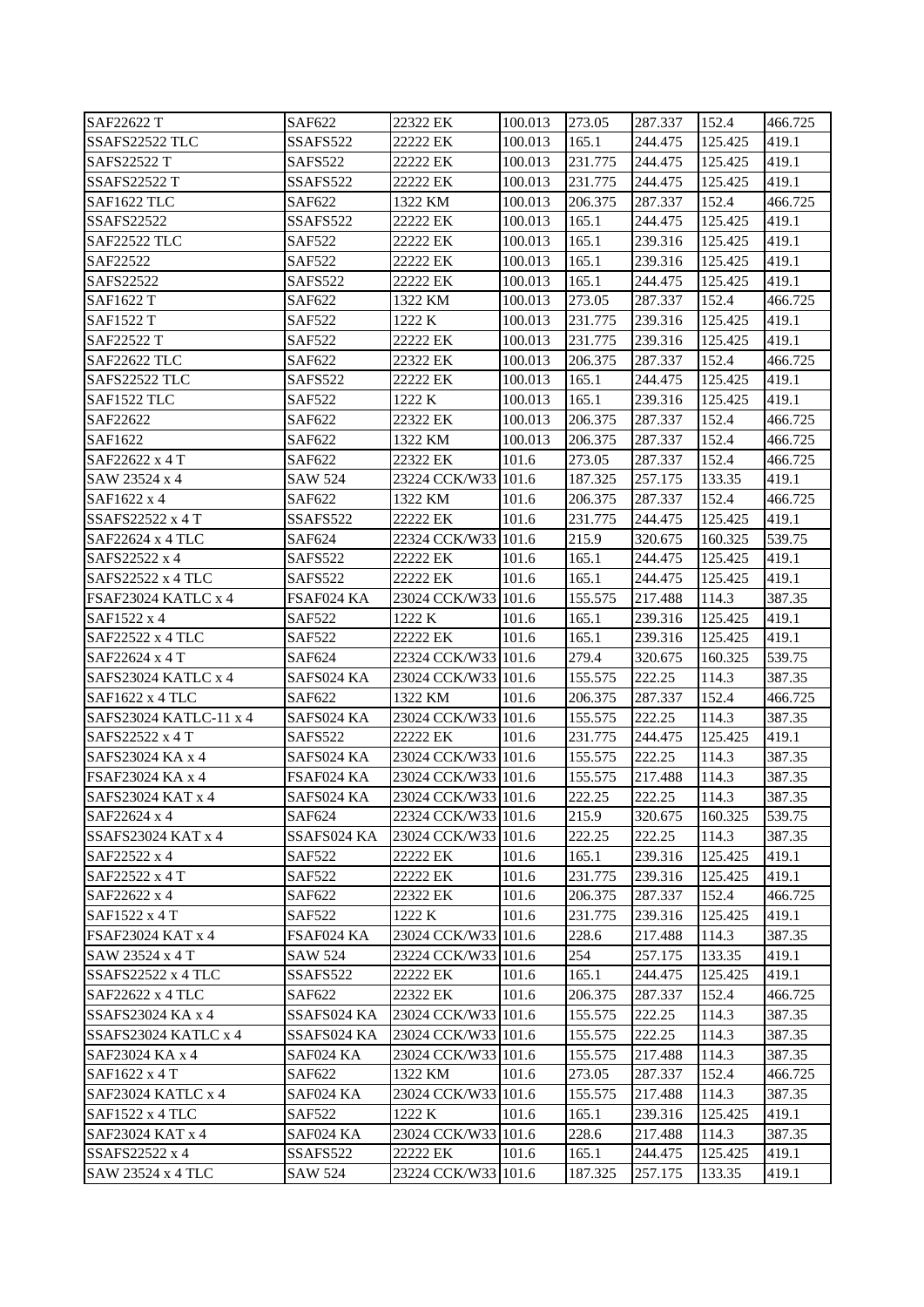| SAF22622 T | SAF622 | 22322 EK | 100.013 | 273.05 | 287.337 | 152.4 | 466.725 |
|---|---|---|---|---|---|---|---|
| SSAFS22522 TLC | SSAFS522 | 22222 EK | 100.013 | 165.1 | 244.475 | 125.425 | 419.1 |
| SAFS22522 T | SAFS522 | 22222 EK | 100.013 | 231.775 | 244.475 | 125.425 | 419.1 |
| SSAFS22522 T | SSAFS522 | 22222 EK | 100.013 | 231.775 | 244.475 | 125.425 | 419.1 |
| SAF1622 TLC | SAF622 | 1322 KM | 100.013 | 206.375 | 287.337 | 152.4 | 466.725 |
| SSAFS22522 | SSAFS522 | 22222 EK | 100.013 | 165.1 | 244.475 | 125.425 | 419.1 |
| SAF22522 TLC | SAF522 | 22222 EK | 100.013 | 165.1 | 239.316 | 125.425 | 419.1 |
| SAF22522 | SAF522 | 22222 EK | 100.013 | 165.1 | 239.316 | 125.425 | 419.1 |
| SAFS22522 | SAFS522 | 22222 EK | 100.013 | 165.1 | 244.475 | 125.425 | 419.1 |
| SAF1622 T | SAF622 | 1322 KM | 100.013 | 273.05 | 287.337 | 152.4 | 466.725 |
| SAF1522 T | SAF522 | 1222 K | 100.013 | 231.775 | 239.316 | 125.425 | 419.1 |
| SAF22522 T | SAF522 | 22222 EK | 100.013 | 231.775 | 239.316 | 125.425 | 419.1 |
| SAF22622 TLC | SAF622 | 22322 EK | 100.013 | 206.375 | 287.337 | 152.4 | 466.725 |
| SAFS22522 TLC | SAFS522 | 22222 EK | 100.013 | 165.1 | 244.475 | 125.425 | 419.1 |
| SAF1522 TLC | SAF522 | 1222 K | 100.013 | 165.1 | 239.316 | 125.425 | 419.1 |
| SAF22622 | SAF622 | 22322 EK | 100.013 | 206.375 | 287.337 | 152.4 | 466.725 |
| SAF1622 | SAF622 | 1322 KM | 100.013 | 206.375 | 287.337 | 152.4 | 466.725 |
| SAF22622 x 4 T | SAF622 | 22322 EK | 101.6 | 273.05 | 287.337 | 152.4 | 466.725 |
| SAW 23524 x 4 | SAW 524 | 23224 CCK/W33 | 101.6 | 187.325 | 257.175 | 133.35 | 419.1 |
| SAF1622 x 4 | SAF622 | 1322 KM | 101.6 | 206.375 | 287.337 | 152.4 | 466.725 |
| SSAFS22522 x 4 T | SSAFS522 | 22222 EK | 101.6 | 231.775 | 244.475 | 125.425 | 419.1 |
| SAF22624 x 4 TLC | SAF624 | 22324 CCK/W33 | 101.6 | 215.9 | 320.675 | 160.325 | 539.75 |
| SAFS22522 x 4 | SAFS522 | 22222 EK | 101.6 | 165.1 | 244.475 | 125.425 | 419.1 |
| SAFS22522 x 4 TLC | SAFS522 | 22222 EK | 101.6 | 165.1 | 244.475 | 125.425 | 419.1 |
| FSAF23024 KATLC x 4 | FSAF024 KA | 23024 CCK/W33 | 101.6 | 155.575 | 217.488 | 114.3 | 387.35 |
| SAF1522 x 4 | SAF522 | 1222 K | 101.6 | 165.1 | 239.316 | 125.425 | 419.1 |
| SAF22522 x 4 TLC | SAF522 | 22222 EK | 101.6 | 165.1 | 239.316 | 125.425 | 419.1 |
| SAF22624 x 4 T | SAF624 | 22324 CCK/W33 | 101.6 | 279.4 | 320.675 | 160.325 | 539.75 |
| SAFS23024 KATLC x 4 | SAFS024 KA | 23024 CCK/W33 | 101.6 | 155.575 | 222.25 | 114.3 | 387.35 |
| SAF1622 x 4 TLC | SAF622 | 1322 KM | 101.6 | 206.375 | 287.337 | 152.4 | 466.725 |
| SAFS23024 KATLC-11 x 4 | SAFS024 KA | 23024 CCK/W33 | 101.6 | 155.575 | 222.25 | 114.3 | 387.35 |
| SAFS22522 x 4 T | SAFS522 | 22222 EK | 101.6 | 231.775 | 244.475 | 125.425 | 419.1 |
| SAFS23024 KA x 4 | SAFS024 KA | 23024 CCK/W33 | 101.6 | 155.575 | 222.25 | 114.3 | 387.35 |
| FSAF23024 KA x 4 | FSAF024 KA | 23024 CCK/W33 | 101.6 | 155.575 | 217.488 | 114.3 | 387.35 |
| SAFS23024 KAT x 4 | SAFS024 KA | 23024 CCK/W33 | 101.6 | 222.25 | 222.25 | 114.3 | 387.35 |
| SAF22624 x 4 | SAF624 | 22324 CCK/W33 | 101.6 | 215.9 | 320.675 | 160.325 | 539.75 |
| SSAFS23024 KAT x 4 | SSAFS024 KA | 23024 CCK/W33 | 101.6 | 222.25 | 222.25 | 114.3 | 387.35 |
| SAF22522 x 4 | SAF522 | 22222 EK | 101.6 | 165.1 | 239.316 | 125.425 | 419.1 |
| SAF22522 x 4 T | SAF522 | 22222 EK | 101.6 | 231.775 | 239.316 | 125.425 | 419.1 |
| SAF22622 x 4 | SAF622 | 22322 EK | 101.6 | 206.375 | 287.337 | 152.4 | 466.725 |
| SAF1522 x 4 T | SAF522 | 1222 K | 101.6 | 231.775 | 239.316 | 125.425 | 419.1 |
| FSAF23024 KAT x 4 | FSAF024 KA | 23024 CCK/W33 | 101.6 | 228.6 | 217.488 | 114.3 | 387.35 |
| SAW 23524 x 4 T | SAW 524 | 23224 CCK/W33 | 101.6 | 254 | 257.175 | 133.35 | 419.1 |
| SSAFS22522 x 4 TLC | SSAFS522 | 22222 EK | 101.6 | 165.1 | 244.475 | 125.425 | 419.1 |
| SAF22622 x 4 TLC | SAF622 | 22322 EK | 101.6 | 206.375 | 287.337 | 152.4 | 466.725 |
| SSAFS23024 KA x 4 | SSAFS024 KA | 23024 CCK/W33 | 101.6 | 155.575 | 222.25 | 114.3 | 387.35 |
| SSAFS23024 KATLC x 4 | SSAFS024 KA | 23024 CCK/W33 | 101.6 | 155.575 | 222.25 | 114.3 | 387.35 |
| SAF23024 KA x 4 | SAF024 KA | 23024 CCK/W33 | 101.6 | 155.575 | 217.488 | 114.3 | 387.35 |
| SAF1622 x 4 T | SAF622 | 1322 KM | 101.6 | 273.05 | 287.337 | 152.4 | 466.725 |
| SAF23024 KATLC x 4 | SAF024 KA | 23024 CCK/W33 | 101.6 | 155.575 | 217.488 | 114.3 | 387.35 |
| SAF1522 x 4 TLC | SAF522 | 1222 K | 101.6 | 165.1 | 239.316 | 125.425 | 419.1 |
| SAF23024 KAT x 4 | SAF024 KA | 23024 CCK/W33 | 101.6 | 228.6 | 217.488 | 114.3 | 387.35 |
| SSAFS22522 x 4 | SSAFS522 | 22222 EK | 101.6 | 165.1 | 244.475 | 125.425 | 419.1 |
| SAW 23524 x 4 TLC | SAW 524 | 23224 CCK/W33 | 101.6 | 187.325 | 257.175 | 133.35 | 419.1 |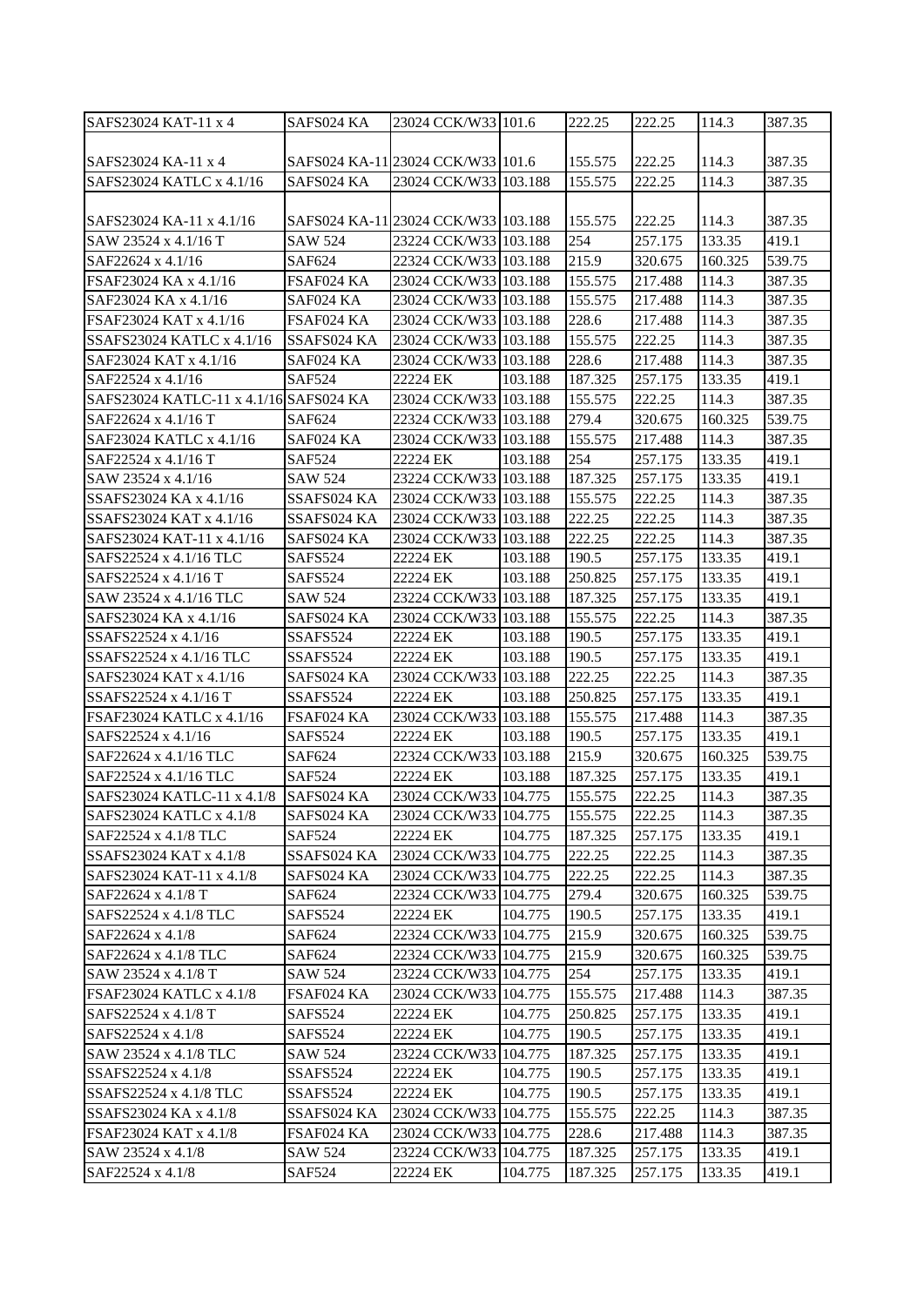| SAFS23024 KAT-11 x 4 | SAFS024 KA | 23024 CCK/W33 | 101.6 | 222.25 | 222.25 | 114.3 | 387.35 |
|---|---|---|---|---|---|---|---|
| SAFS23024 KA-11 x 4 | SAFS024 KA-11 | 23024 CCK/W33 | 101.6 | 155.575 | 222.25 | 114.3 | 387.35 |
| SAFS23024 KATLC x 4.1/16 | SAFS024 KA | 23024 CCK/W33 | 103.188 | 155.575 | 222.25 | 114.3 | 387.35 |
| SAFS23024 KA-11 x 4.1/16 | SAFS024 KA-11 | 23024 CCK/W33 | 103.188 | 155.575 | 222.25 | 114.3 | 387.35 |
| SAW 23524 x 4.1/16 T | SAW 524 | 23224 CCK/W33 | 103.188 | 254 | 257.175 | 133.35 | 419.1 |
| SAF22624 x 4.1/16 | SAF624 | 22324 CCK/W33 | 103.188 | 215.9 | 320.675 | 160.325 | 539.75 |
| FSAF23024 KA x 4.1/16 | FSAF024 KA | 23024 CCK/W33 | 103.188 | 155.575 | 217.488 | 114.3 | 387.35 |
| SAF23024 KA x 4.1/16 | SAF024 KA | 23024 CCK/W33 | 103.188 | 155.575 | 217.488 | 114.3 | 387.35 |
| FSAF23024 KAT x 4.1/16 | FSAF024 KA | 23024 CCK/W33 | 103.188 | 228.6 | 217.488 | 114.3 | 387.35 |
| SSAFS23024 KATLC x 4.1/16 | SSAFS024 KA | 23024 CCK/W33 | 103.188 | 155.575 | 222.25 | 114.3 | 387.35 |
| SAF23024 KAT x 4.1/16 | SAF024 KA | 23024 CCK/W33 | 103.188 | 228.6 | 217.488 | 114.3 | 387.35 |
| SAF22524 x 4.1/16 | SAF524 | 22224 EK | 103.188 | 187.325 | 257.175 | 133.35 | 419.1 |
| SAFS23024 KATLC-11 x 4.1/16 | SAFS024 KA | 23024 CCK/W33 | 103.188 | 155.575 | 222.25 | 114.3 | 387.35 |
| SAF22624 x 4.1/16 T | SAF624 | 22324 CCK/W33 | 103.188 | 279.4 | 320.675 | 160.325 | 539.75 |
| SAF23024 KATLC x 4.1/16 | SAF024 KA | 23024 CCK/W33 | 103.188 | 155.575 | 217.488 | 114.3 | 387.35 |
| SAF22524 x 4.1/16 T | SAF524 | 22224 EK | 103.188 | 254 | 257.175 | 133.35 | 419.1 |
| SAW 23524 x 4.1/16 | SAW 524 | 23224 CCK/W33 | 103.188 | 187.325 | 257.175 | 133.35 | 419.1 |
| SSAFS23024 KA x 4.1/16 | SSAFS024 KA | 23024 CCK/W33 | 103.188 | 155.575 | 222.25 | 114.3 | 387.35 |
| SSAFS23024 KAT x 4.1/16 | SSAFS024 KA | 23024 CCK/W33 | 103.188 | 222.25 | 222.25 | 114.3 | 387.35 |
| SAFS23024 KAT-11 x 4.1/16 | SAFS024 KA | 23024 CCK/W33 | 103.188 | 222.25 | 222.25 | 114.3 | 387.35 |
| SAFS22524 x 4.1/16 TLC | SAFS524 | 22224 EK | 103.188 | 190.5 | 257.175 | 133.35 | 419.1 |
| SAFS22524 x 4.1/16 T | SAFS524 | 22224 EK | 103.188 | 250.825 | 257.175 | 133.35 | 419.1 |
| SAW 23524 x 4.1/16 TLC | SAW 524 | 23224 CCK/W33 | 103.188 | 187.325 | 257.175 | 133.35 | 419.1 |
| SAFS23024 KA x 4.1/16 | SAFS024 KA | 23024 CCK/W33 | 103.188 | 155.575 | 222.25 | 114.3 | 387.35 |
| SSAFS22524 x 4.1/16 | SSAFS524 | 22224 EK | 103.188 | 190.5 | 257.175 | 133.35 | 419.1 |
| SSAFS22524 x 4.1/16 TLC | SSAFS524 | 22224 EK | 103.188 | 190.5 | 257.175 | 133.35 | 419.1 |
| SAFS23024 KAT x 4.1/16 | SAFS024 KA | 23024 CCK/W33 | 103.188 | 222.25 | 222.25 | 114.3 | 387.35 |
| SSAFS22524 x 4.1/16 T | SSAFS524 | 22224 EK | 103.188 | 250.825 | 257.175 | 133.35 | 419.1 |
| FSAF23024 KATLC x 4.1/16 | FSAF024 KA | 23024 CCK/W33 | 103.188 | 155.575 | 217.488 | 114.3 | 387.35 |
| SAFS22524 x 4.1/16 | SAFS524 | 22224 EK | 103.188 | 190.5 | 257.175 | 133.35 | 419.1 |
| SAF22624 x 4.1/16 TLC | SAF624 | 22324 CCK/W33 | 103.188 | 215.9 | 320.675 | 160.325 | 539.75 |
| SAF22524 x 4.1/16 TLC | SAF524 | 22224 EK | 103.188 | 187.325 | 257.175 | 133.35 | 419.1 |
| SAFS23024 KATLC-11 x 4.1/8 | SAFS024 KA | 23024 CCK/W33 | 104.775 | 155.575 | 222.25 | 114.3 | 387.35 |
| SAFS23024 KATLC x 4.1/8 | SAFS024 KA | 23024 CCK/W33 | 104.775 | 155.575 | 222.25 | 114.3 | 387.35 |
| SAF22524 x 4.1/8 TLC | SAF524 | 22224 EK | 104.775 | 187.325 | 257.175 | 133.35 | 419.1 |
| SSAFS23024 KAT x 4.1/8 | SSAFS024 KA | 23024 CCK/W33 | 104.775 | 222.25 | 222.25 | 114.3 | 387.35 |
| SAFS23024 KAT-11 x 4.1/8 | SAFS024 KA | 23024 CCK/W33 | 104.775 | 222.25 | 222.25 | 114.3 | 387.35 |
| SAF22624 x 4.1/8 T | SAF624 | 22324 CCK/W33 | 104.775 | 279.4 | 320.675 | 160.325 | 539.75 |
| SAFS22524 x 4.1/8 TLC | SAFS524 | 22224 EK | 104.775 | 190.5 | 257.175 | 133.35 | 419.1 |
| SAF22624 x 4.1/8 | SAF624 | 22324 CCK/W33 | 104.775 | 215.9 | 320.675 | 160.325 | 539.75 |
| SAF22624 x 4.1/8 TLC | SAF624 | 22324 CCK/W33 | 104.775 | 215.9 | 320.675 | 160.325 | 539.75 |
| SAW 23524 x 4.1/8 T | SAW 524 | 23224 CCK/W33 | 104.775 | 254 | 257.175 | 133.35 | 419.1 |
| FSAF23024 KATLC x 4.1/8 | FSAF024 KA | 23024 CCK/W33 | 104.775 | 155.575 | 217.488 | 114.3 | 387.35 |
| SAFS22524 x 4.1/8 T | SAFS524 | 22224 EK | 104.775 | 250.825 | 257.175 | 133.35 | 419.1 |
| SAFS22524 x 4.1/8 | SAFS524 | 22224 EK | 104.775 | 190.5 | 257.175 | 133.35 | 419.1 |
| SAW 23524 x 4.1/8 TLC | SAW 524 | 23224 CCK/W33 | 104.775 | 187.325 | 257.175 | 133.35 | 419.1 |
| SSAFS22524 x 4.1/8 | SSAFS524 | 22224 EK | 104.775 | 190.5 | 257.175 | 133.35 | 419.1 |
| SSAFS22524 x 4.1/8 TLC | SSAFS524 | 22224 EK | 104.775 | 190.5 | 257.175 | 133.35 | 419.1 |
| SSAFS23024 KA x 4.1/8 | SSAFS024 KA | 23024 CCK/W33 | 104.775 | 155.575 | 222.25 | 114.3 | 387.35 |
| FSAF23024 KAT x 4.1/8 | FSAF024 KA | 23024 CCK/W33 | 104.775 | 228.6 | 217.488 | 114.3 | 387.35 |
| SAW 23524 x 4.1/8 | SAW 524 | 23224 CCK/W33 | 104.775 | 187.325 | 257.175 | 133.35 | 419.1 |
| SAF22524 x 4.1/8 | SAF524 | 22224 EK | 104.775 | 187.325 | 257.175 | 133.35 | 419.1 |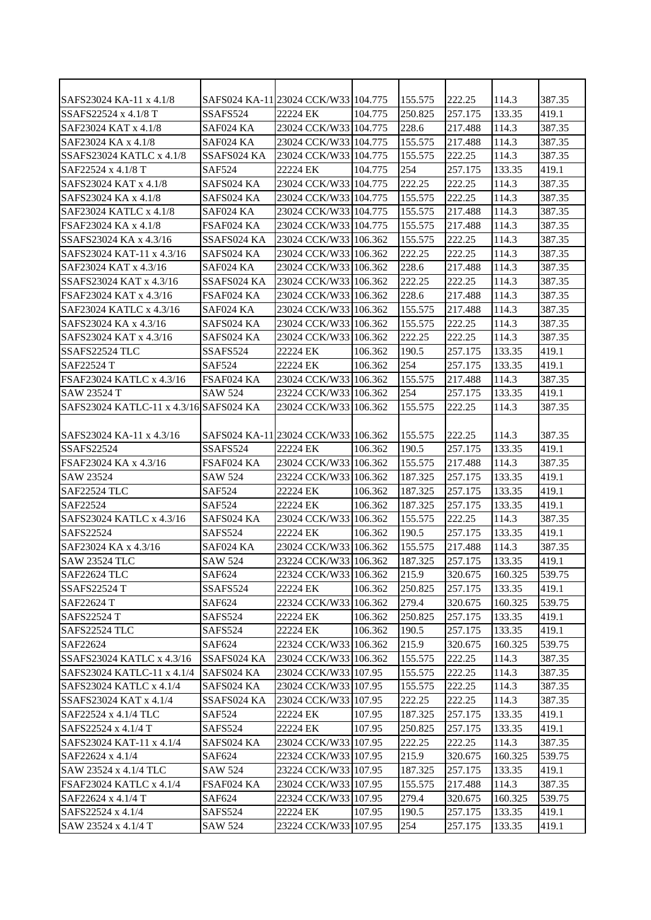| SAFS23024 KA-11 x 4.1/8 | SAFS024 KA-11 | 23024 CCK/W33 | 104.775 | 155.575 | 222.25 | 114.3 | 387.35 |
|---|---|---|---|---|---|---|---|
| SSAFS22524 x 4.1/8 T | SSAFS524 | 22224 EK | 104.775 | 250.825 | 257.175 | 133.35 | 419.1 |
| SAF23024 KAT x 4.1/8 | SAF024 KA | 23024 CCK/W33 | 104.775 | 228.6 | 217.488 | 114.3 | 387.35 |
| SAF23024 KA x 4.1/8 | SAF024 KA | 23024 CCK/W33 | 104.775 | 155.575 | 217.488 | 114.3 | 387.35 |
| SSAFS23024 KATLC x 4.1/8 | SSAFS024 KA | 23024 CCK/W33 | 104.775 | 155.575 | 222.25 | 114.3 | 387.35 |
| SAF22524 x 4.1/8 T | SAF524 | 22224 EK | 104.775 | 254 | 257.175 | 133.35 | 419.1 |
| SAFS23024 KAT x 4.1/8 | SAFS024 KA | 23024 CCK/W33 | 104.775 | 222.25 | 222.25 | 114.3 | 387.35 |
| SAFS23024 KA x 4.1/8 | SAFS024 KA | 23024 CCK/W33 | 104.775 | 155.575 | 222.25 | 114.3 | 387.35 |
| SAF23024 KATLC x 4.1/8 | SAF024 KA | 23024 CCK/W33 | 104.775 | 155.575 | 217.488 | 114.3 | 387.35 |
| FSAF23024 KA x 4.1/8 | FSAF024 KA | 23024 CCK/W33 | 104.775 | 155.575 | 217.488 | 114.3 | 387.35 |
| SSAFS23024 KA x 4.3/16 | SSAFS024 KA | 23024 CCK/W33 | 106.362 | 155.575 | 222.25 | 114.3 | 387.35 |
| SAFS23024 KAT-11 x 4.3/16 | SAFS024 KA | 23024 CCK/W33 | 106.362 | 222.25 | 222.25 | 114.3 | 387.35 |
| SAF23024 KAT x 4.3/16 | SAF024 KA | 23024 CCK/W33 | 106.362 | 228.6 | 217.488 | 114.3 | 387.35 |
| SSAFS23024 KAT x 4.3/16 | SSAFS024 KA | 23024 CCK/W33 | 106.362 | 222.25 | 222.25 | 114.3 | 387.35 |
| FSAF23024 KAT x 4.3/16 | FSAF024 KA | 23024 CCK/W33 | 106.362 | 228.6 | 217.488 | 114.3 | 387.35 |
| SAF23024 KATLC x 4.3/16 | SAF024 KA | 23024 CCK/W33 | 106.362 | 155.575 | 217.488 | 114.3 | 387.35 |
| SAFS23024 KA x 4.3/16 | SAFS024 KA | 23024 CCK/W33 | 106.362 | 155.575 | 222.25 | 114.3 | 387.35 |
| SAFS23024 KAT x 4.3/16 | SAFS024 KA | 23024 CCK/W33 | 106.362 | 222.25 | 222.25 | 114.3 | 387.35 |
| SSAFS22524 TLC | SSAFS524 | 22224 EK | 106.362 | 190.5 | 257.175 | 133.35 | 419.1 |
| SAF22524 T | SAF524 | 22224 EK | 106.362 | 254 | 257.175 | 133.35 | 419.1 |
| FSAF23024 KATLC x 4.3/16 | FSAF024 KA | 23024 CCK/W33 | 106.362 | 155.575 | 217.488 | 114.3 | 387.35 |
| SAW 23524 T | SAW 524 | 23224 CCK/W33 | 106.362 | 254 | 257.175 | 133.35 | 419.1 |
| SAFS23024 KATLC-11 x 4.3/16 | SAFS024 KA | 23024 CCK/W33 | 106.362 | 155.575 | 222.25 | 114.3 | 387.35 |
| SAFS23024 KA-11 x 4.3/16 | SAFS024 KA-11 | 23024 CCK/W33 | 106.362 | 155.575 | 222.25 | 114.3 | 387.35 |
| SSAFS22524 | SSAFS524 | 22224 EK | 106.362 | 190.5 | 257.175 | 133.35 | 419.1 |
| FSAF23024 KA x 4.3/16 | FSAF024 KA | 23024 CCK/W33 | 106.362 | 155.575 | 217.488 | 114.3 | 387.35 |
| SAW 23524 | SAW 524 | 23224 CCK/W33 | 106.362 | 187.325 | 257.175 | 133.35 | 419.1 |
| SAF22524 TLC | SAF524 | 22224 EK | 106.362 | 187.325 | 257.175 | 133.35 | 419.1 |
| SAF22524 | SAF524 | 22224 EK | 106.362 | 187.325 | 257.175 | 133.35 | 419.1 |
| SAFS23024 KATLC x 4.3/16 | SAFS024 KA | 23024 CCK/W33 | 106.362 | 155.575 | 222.25 | 114.3 | 387.35 |
| SAFS22524 | SAFS524 | 22224 EK | 106.362 | 190.5 | 257.175 | 133.35 | 419.1 |
| SAF23024 KA x 4.3/16 | SAF024 KA | 23024 CCK/W33 | 106.362 | 155.575 | 217.488 | 114.3 | 387.35 |
| SAW 23524 TLC | SAW 524 | 23224 CCK/W33 | 106.362 | 187.325 | 257.175 | 133.35 | 419.1 |
| SAF22624 TLC | SAF624 | 22324 CCK/W33 | 106.362 | 215.9 | 320.675 | 160.325 | 539.75 |
| SSAFS22524 T | SSAFS524 | 22224 EK | 106.362 | 250.825 | 257.175 | 133.35 | 419.1 |
| SAF22624 T | SAF624 | 22324 CCK/W33 | 106.362 | 279.4 | 320.675 | 160.325 | 539.75 |
| SAFS22524 T | SAFS524 | 22224 EK | 106.362 | 250.825 | 257.175 | 133.35 | 419.1 |
| SAFS22524 TLC | SAFS524 | 22224 EK | 106.362 | 190.5 | 257.175 | 133.35 | 419.1 |
| SAF22624 | SAF624 | 22324 CCK/W33 | 106.362 | 215.9 | 320.675 | 160.325 | 539.75 |
| SSAFS23024 KATLC x 4.3/16 | SSAFS024 KA | 23024 CCK/W33 | 106.362 | 155.575 | 222.25 | 114.3 | 387.35 |
| SAFS23024 KATLC-11 x 4.1/4 | SAFS024 KA | 23024 CCK/W33 | 107.95 | 155.575 | 222.25 | 114.3 | 387.35 |
| SAFS23024 KATLC x 4.1/4 | SAFS024 KA | 23024 CCK/W33 | 107.95 | 155.575 | 222.25 | 114.3 | 387.35 |
| SSAFS23024 KAT x 4.1/4 | SSAFS024 KA | 23024 CCK/W33 | 107.95 | 222.25 | 222.25 | 114.3 | 387.35 |
| SAF22524 x 4.1/4 TLC | SAF524 | 22224 EK | 107.95 | 187.325 | 257.175 | 133.35 | 419.1 |
| SAFS22524 x 4.1/4 T | SAFS524 | 22224 EK | 107.95 | 250.825 | 257.175 | 133.35 | 419.1 |
| SAFS23024 KAT-11 x 4.1/4 | SAFS024 KA | 23024 CCK/W33 | 107.95 | 222.25 | 222.25 | 114.3 | 387.35 |
| SAF22624 x 4.1/4 | SAF624 | 22324 CCK/W33 | 107.95 | 215.9 | 320.675 | 160.325 | 539.75 |
| SAW 23524 x 4.1/4 TLC | SAW 524 | 23224 CCK/W33 | 107.95 | 187.325 | 257.175 | 133.35 | 419.1 |
| FSAF23024 KATLC x 4.1/4 | FSAF024 KA | 23024 CCK/W33 | 107.95 | 155.575 | 217.488 | 114.3 | 387.35 |
| SAF22624 x 4.1/4 T | SAF624 | 22324 CCK/W33 | 107.95 | 279.4 | 320.675 | 160.325 | 539.75 |
| SAFS22524 x 4.1/4 | SAFS524 | 22224 EK | 107.95 | 190.5 | 257.175 | 133.35 | 419.1 |
| SAW 23524 x 4.1/4 T | SAW 524 | 23224 CCK/W33 | 107.95 | 254 | 257.175 | 133.35 | 419.1 |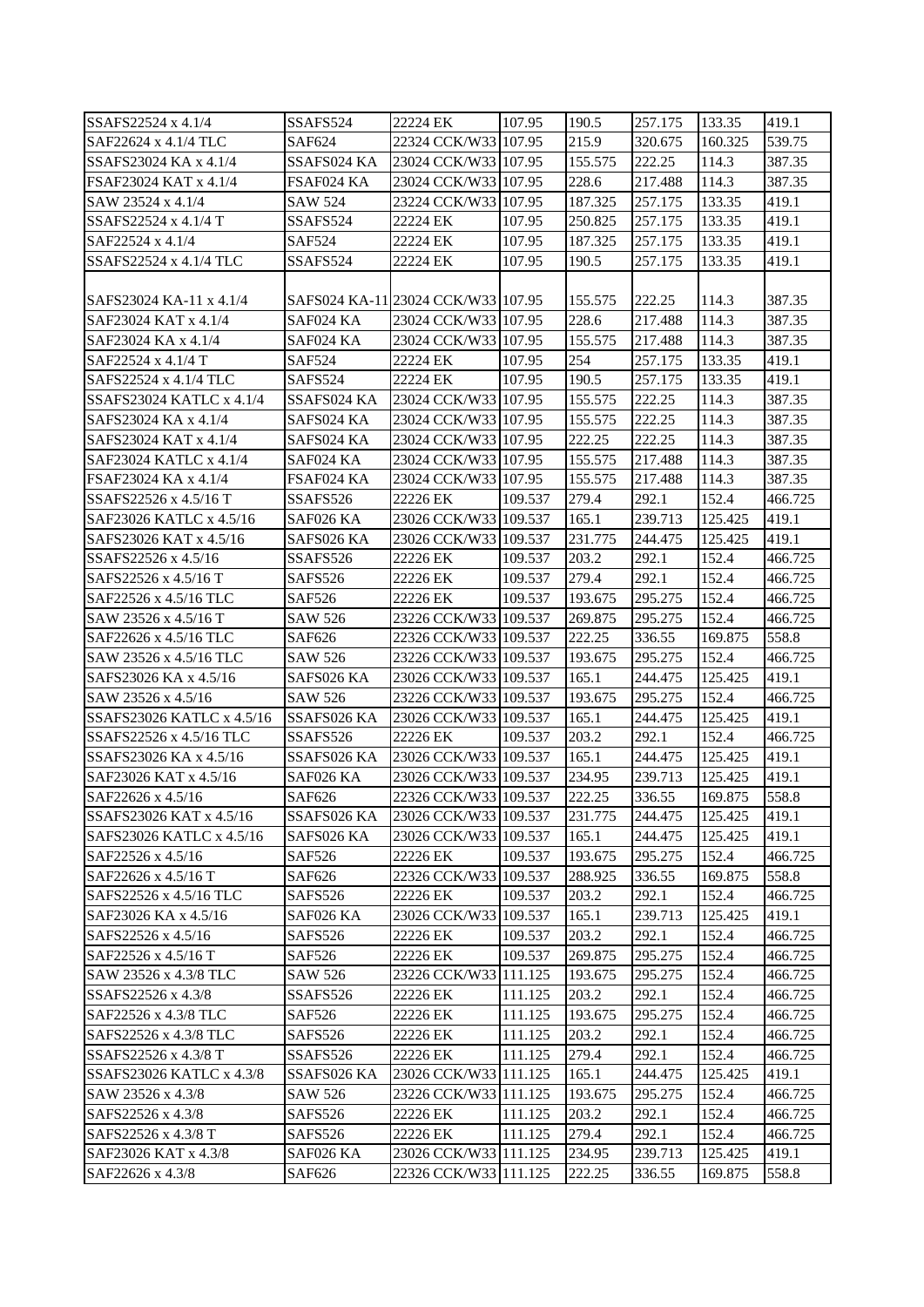| SSAFS22524 x 4.1/4 | SSAFS524 | 22224 EK | 107.95 | 190.5 | 257.175 | 133.35 | 419.1 |
|---|---|---|---|---|---|---|---|
| SAF22624 x 4.1/4 TLC | SAF624 | 22324 CCK/W33 | 107.95 | 215.9 | 320.675 | 160.325 | 539.75 |
| SSAFS23024 KA x 4.1/4 | SSAFS024 KA | 23024 CCK/W33 | 107.95 | 155.575 | 222.25 | 114.3 | 387.35 |
| FSAF23024 KAT x 4.1/4 | FSAF024 KA | 23024 CCK/W33 | 107.95 | 228.6 | 217.488 | 114.3 | 387.35 |
| SAW 23524 x 4.1/4 | SAW 524 | 23224 CCK/W33 | 107.95 | 187.325 | 257.175 | 133.35 | 419.1 |
| SSAFS22524 x 4.1/4 T | SSAFS524 | 22224 EK | 107.95 | 250.825 | 257.175 | 133.35 | 419.1 |
| SAF22524 x 4.1/4 | SAF524 | 22224 EK | 107.95 | 187.325 | 257.175 | 133.35 | 419.1 |
| SSAFS22524 x 4.1/4 TLC | SSAFS524 | 22224 EK | 107.95 | 190.5 | 257.175 | 133.35 | 419.1 |
| SAFS23024 KA-11 x 4.1/4 | SAFS024 KA-11 | 23024 CCK/W33 | 107.95 | 155.575 | 222.25 | 114.3 | 387.35 |
| SAF23024 KAT x 4.1/4 | SAF024 KA | 23024 CCK/W33 | 107.95 | 228.6 | 217.488 | 114.3 | 387.35 |
| SAF23024 KA x 4.1/4 | SAF024 KA | 23024 CCK/W33 | 107.95 | 155.575 | 217.488 | 114.3 | 387.35 |
| SAF22524 x 4.1/4 T | SAF524 | 22224 EK | 107.95 | 254 | 257.175 | 133.35 | 419.1 |
| SAFS22524 x 4.1/4 TLC | SAFS524 | 22224 EK | 107.95 | 190.5 | 257.175 | 133.35 | 419.1 |
| SSAFS23024 KATLC x 4.1/4 | SSAFS024 KA | 23024 CCK/W33 | 107.95 | 155.575 | 222.25 | 114.3 | 387.35 |
| SAFS23024 KA x 4.1/4 | SAFS024 KA | 23024 CCK/W33 | 107.95 | 155.575 | 222.25 | 114.3 | 387.35 |
| SAFS23024 KAT x 4.1/4 | SAFS024 KA | 23024 CCK/W33 | 107.95 | 222.25 | 222.25 | 114.3 | 387.35 |
| SAF23024 KATLC x 4.1/4 | SAF024 KA | 23024 CCK/W33 | 107.95 | 155.575 | 217.488 | 114.3 | 387.35 |
| FSAF23024 KA x 4.1/4 | FSAF024 KA | 23024 CCK/W33 | 107.95 | 155.575 | 217.488 | 114.3 | 387.35 |
| SSAFS22526 x 4.5/16 T | SSAFS526 | 22226 EK | 109.537 | 279.4 | 292.1 | 152.4 | 466.725 |
| SAF23026 KATLC x 4.5/16 | SAF026 KA | 23026 CCK/W33 | 109.537 | 165.1 | 239.713 | 125.425 | 419.1 |
| SAFS23026 KAT x 4.5/16 | SAFS026 KA | 23026 CCK/W33 | 109.537 | 231.775 | 244.475 | 125.425 | 419.1 |
| SSAFS22526 x 4.5/16 | SSAFS526 | 22226 EK | 109.537 | 203.2 | 292.1 | 152.4 | 466.725 |
| SAFS22526 x 4.5/16 T | SAFS526 | 22226 EK | 109.537 | 279.4 | 292.1 | 152.4 | 466.725 |
| SAF22526 x 4.5/16 TLC | SAF526 | 22226 EK | 109.537 | 193.675 | 295.275 | 152.4 | 466.725 |
| SAW 23526 x 4.5/16 T | SAW 526 | 23226 CCK/W33 | 109.537 | 269.875 | 295.275 | 152.4 | 466.725 |
| SAF22626 x 4.5/16 TLC | SAF626 | 22326 CCK/W33 | 109.537 | 222.25 | 336.55 | 169.875 | 558.8 |
| SAW 23526 x 4.5/16 TLC | SAW 526 | 23226 CCK/W33 | 109.537 | 193.675 | 295.275 | 152.4 | 466.725 |
| SAFS23026 KA x 4.5/16 | SAFS026 KA | 23026 CCK/W33 | 109.537 | 165.1 | 244.475 | 125.425 | 419.1 |
| SAW 23526 x 4.5/16 | SAW 526 | 23226 CCK/W33 | 109.537 | 193.675 | 295.275 | 152.4 | 466.725 |
| SSAFS23026 KATLC x 4.5/16 | SSAFS026 KA | 23026 CCK/W33 | 109.537 | 165.1 | 244.475 | 125.425 | 419.1 |
| SSAFS22526 x 4.5/16 TLC | SSAFS526 | 22226 EK | 109.537 | 203.2 | 292.1 | 152.4 | 466.725 |
| SSAFS23026 KA x 4.5/16 | SSAFS026 KA | 23026 CCK/W33 | 109.537 | 165.1 | 244.475 | 125.425 | 419.1 |
| SAF23026 KAT x 4.5/16 | SAF026 KA | 23026 CCK/W33 | 109.537 | 234.95 | 239.713 | 125.425 | 419.1 |
| SAF22626 x 4.5/16 | SAF626 | 22326 CCK/W33 | 109.537 | 222.25 | 336.55 | 169.875 | 558.8 |
| SSAFS23026 KAT x 4.5/16 | SSAFS026 KA | 23026 CCK/W33 | 109.537 | 231.775 | 244.475 | 125.425 | 419.1 |
| SAFS23026 KATLC x 4.5/16 | SAFS026 KA | 23026 CCK/W33 | 109.537 | 165.1 | 244.475 | 125.425 | 419.1 |
| SAF22526 x 4.5/16 | SAF526 | 22226 EK | 109.537 | 193.675 | 295.275 | 152.4 | 466.725 |
| SAF22626 x 4.5/16 T | SAF626 | 22326 CCK/W33 | 109.537 | 288.925 | 336.55 | 169.875 | 558.8 |
| SAFS22526 x 4.5/16 TLC | SAFS526 | 22226 EK | 109.537 | 203.2 | 292.1 | 152.4 | 466.725 |
| SAF23026 KA x 4.5/16 | SAF026 KA | 23026 CCK/W33 | 109.537 | 165.1 | 239.713 | 125.425 | 419.1 |
| SAFS22526 x 4.5/16 | SAFS526 | 22226 EK | 109.537 | 203.2 | 292.1 | 152.4 | 466.725 |
| SAF22526 x 4.5/16 T | SAF526 | 22226 EK | 109.537 | 269.875 | 295.275 | 152.4 | 466.725 |
| SAW 23526 x 4.3/8 TLC | SAW 526 | 23226 CCK/W33 | 111.125 | 193.675 | 295.275 | 152.4 | 466.725 |
| SSAFS22526 x 4.3/8 | SSAFS526 | 22226 EK | 111.125 | 203.2 | 292.1 | 152.4 | 466.725 |
| SAF22526 x 4.3/8 TLC | SAF526 | 22226 EK | 111.125 | 193.675 | 295.275 | 152.4 | 466.725 |
| SAFS22526 x 4.3/8 TLC | SAFS526 | 22226 EK | 111.125 | 203.2 | 292.1 | 152.4 | 466.725 |
| SSAFS22526 x 4.3/8 T | SSAFS526 | 22226 EK | 111.125 | 279.4 | 292.1 | 152.4 | 466.725 |
| SSAFS23026 KATLC x 4.3/8 | SSAFS026 KA | 23026 CCK/W33 | 111.125 | 165.1 | 244.475 | 125.425 | 419.1 |
| SAW 23526 x 4.3/8 | SAW 526 | 23226 CCK/W33 | 111.125 | 193.675 | 295.275 | 152.4 | 466.725 |
| SAFS22526 x 4.3/8 | SAFS526 | 22226 EK | 111.125 | 203.2 | 292.1 | 152.4 | 466.725 |
| SAFS22526 x 4.3/8 T | SAFS526 | 22226 EK | 111.125 | 279.4 | 292.1 | 152.4 | 466.725 |
| SAF23026 KAT x 4.3/8 | SAF026 KA | 23026 CCK/W33 | 111.125 | 234.95 | 239.713 | 125.425 | 419.1 |
| SAF22626 x 4.3/8 | SAF626 | 22326 CCK/W33 | 111.125 | 222.25 | 336.55 | 169.875 | 558.8 |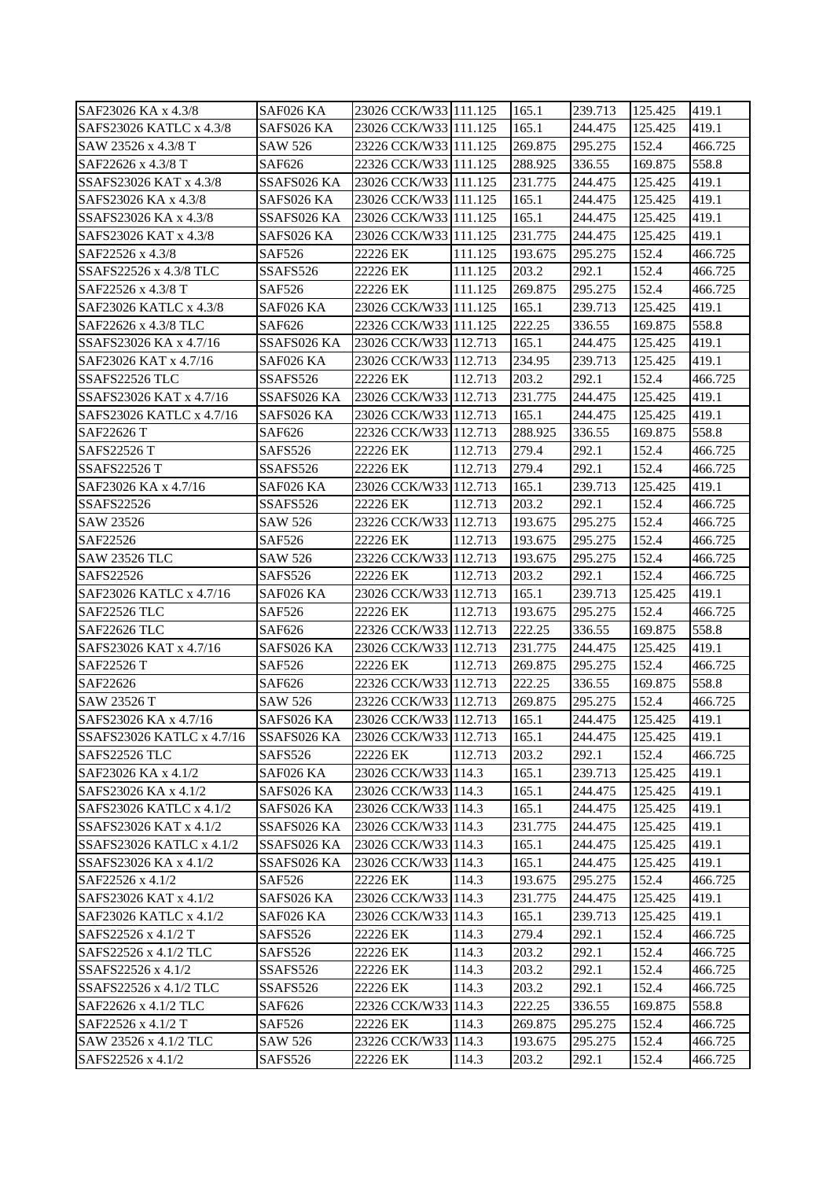| SAF23026 KA x 4.3/8 | SAF026 KA | 23026 CCK/W33 | 111.125 | 165.1 | 239.713 | 125.425 | 419.1 |
|---|---|---|---|---|---|---|---|
| SAFS23026 KATLC x 4.3/8 | SAFS026 KA | 23026 CCK/W33 | 111.125 | 165.1 | 244.475 | 125.425 | 419.1 |
| SAW 23526 x 4.3/8 T | SAW 526 | 23226 CCK/W33 | 111.125 | 269.875 | 295.275 | 152.4 | 466.725 |
| SAF22626 x 4.3/8 T | SAF626 | 22326 CCK/W33 | 111.125 | 288.925 | 336.55 | 169.875 | 558.8 |
| SSAFS23026 KAT x 4.3/8 | SSAFS026 KA | 23026 CCK/W33 | 111.125 | 231.775 | 244.475 | 125.425 | 419.1 |
| SAFS23026 KA x 4.3/8 | SAFS026 KA | 23026 CCK/W33 | 111.125 | 165.1 | 244.475 | 125.425 | 419.1 |
| SSAFS23026 KA x 4.3/8 | SSAFS026 KA | 23026 CCK/W33 | 111.125 | 165.1 | 244.475 | 125.425 | 419.1 |
| SAFS23026 KAT x 4.3/8 | SAFS026 KA | 23026 CCK/W33 | 111.125 | 231.775 | 244.475 | 125.425 | 419.1 |
| SAF22526 x 4.3/8 | SAF526 | 22226 EK | 111.125 | 193.675 | 295.275 | 152.4 | 466.725 |
| SSAFS22526 x 4.3/8 TLC | SSAFS526 | 22226 EK | 111.125 | 203.2 | 292.1 | 152.4 | 466.725 |
| SAF22526 x 4.3/8 T | SAF526 | 22226 EK | 111.125 | 269.875 | 295.275 | 152.4 | 466.725 |
| SAF23026 KATLC x 4.3/8 | SAF026 KA | 23026 CCK/W33 | 111.125 | 165.1 | 239.713 | 125.425 | 419.1 |
| SAF22626 x 4.3/8 TLC | SAF626 | 22326 CCK/W33 | 111.125 | 222.25 | 336.55 | 169.875 | 558.8 |
| SSAFS23026 KA x 4.7/16 | SSAFS026 KA | 23026 CCK/W33 | 112.713 | 165.1 | 244.475 | 125.425 | 419.1 |
| SAF23026 KAT x 4.7/16 | SAF026 KA | 23026 CCK/W33 | 112.713 | 234.95 | 239.713 | 125.425 | 419.1 |
| SSAFS22526 TLC | SSAFS526 | 22226 EK | 112.713 | 203.2 | 292.1 | 152.4 | 466.725 |
| SSAFS23026 KAT x 4.7/16 | SSAFS026 KA | 23026 CCK/W33 | 112.713 | 231.775 | 244.475 | 125.425 | 419.1 |
| SAFS23026 KATLC x 4.7/16 | SAFS026 KA | 23026 CCK/W33 | 112.713 | 165.1 | 244.475 | 125.425 | 419.1 |
| SAF22626 T | SAF626 | 22326 CCK/W33 | 112.713 | 288.925 | 336.55 | 169.875 | 558.8 |
| SAFS22526 T | SAFS526 | 22226 EK | 112.713 | 279.4 | 292.1 | 152.4 | 466.725 |
| SSAFS22526 T | SSAFS526 | 22226 EK | 112.713 | 279.4 | 292.1 | 152.4 | 466.725 |
| SAF23026 KA x 4.7/16 | SAF026 KA | 23026 CCK/W33 | 112.713 | 165.1 | 239.713 | 125.425 | 419.1 |
| SSAFS22526 | SSAFS526 | 22226 EK | 112.713 | 203.2 | 292.1 | 152.4 | 466.725 |
| SAW 23526 | SAW 526 | 23226 CCK/W33 | 112.713 | 193.675 | 295.275 | 152.4 | 466.725 |
| SAF22526 | SAF526 | 22226 EK | 112.713 | 193.675 | 295.275 | 152.4 | 466.725 |
| SAW 23526 TLC | SAW 526 | 23226 CCK/W33 | 112.713 | 193.675 | 295.275 | 152.4 | 466.725 |
| SAFS22526 | SAFS526 | 22226 EK | 112.713 | 203.2 | 292.1 | 152.4 | 466.725 |
| SAF23026 KATLC x 4.7/16 | SAF026 KA | 23026 CCK/W33 | 112.713 | 165.1 | 239.713 | 125.425 | 419.1 |
| SAF22526 TLC | SAF526 | 22226 EK | 112.713 | 193.675 | 295.275 | 152.4 | 466.725 |
| SAF22626 TLC | SAF626 | 22326 CCK/W33 | 112.713 | 222.25 | 336.55 | 169.875 | 558.8 |
| SAFS23026 KAT x 4.7/16 | SAFS026 KA | 23026 CCK/W33 | 112.713 | 231.775 | 244.475 | 125.425 | 419.1 |
| SAF22526 T | SAF526 | 22226 EK | 112.713 | 269.875 | 295.275 | 152.4 | 466.725 |
| SAF22626 | SAF626 | 22326 CCK/W33 | 112.713 | 222.25 | 336.55 | 169.875 | 558.8 |
| SAW 23526 T | SAW 526 | 23226 CCK/W33 | 112.713 | 269.875 | 295.275 | 152.4 | 466.725 |
| SAFS23026 KA x 4.7/16 | SAFS026 KA | 23026 CCK/W33 | 112.713 | 165.1 | 244.475 | 125.425 | 419.1 |
| SSAFS23026 KATLC x 4.7/16 | SSAFS026 KA | 23026 CCK/W33 | 112.713 | 165.1 | 244.475 | 125.425 | 419.1 |
| SAFS22526 TLC | SAFS526 | 22226 EK | 112.713 | 203.2 | 292.1 | 152.4 | 466.725 |
| SAF23026 KA x 4.1/2 | SAF026 KA | 23026 CCK/W33 | 114.3 | 165.1 | 239.713 | 125.425 | 419.1 |
| SAFS23026 KA x 4.1/2 | SAFS026 KA | 23026 CCK/W33 | 114.3 | 165.1 | 244.475 | 125.425 | 419.1 |
| SAFS23026 KATLC x 4.1/2 | SAFS026 KA | 23026 CCK/W33 | 114.3 | 165.1 | 244.475 | 125.425 | 419.1 |
| SSAFS23026 KAT x 4.1/2 | SSAFS026 KA | 23026 CCK/W33 | 114.3 | 231.775 | 244.475 | 125.425 | 419.1 |
| SSAFS23026 KATLC x 4.1/2 | SSAFS026 KA | 23026 CCK/W33 | 114.3 | 165.1 | 244.475 | 125.425 | 419.1 |
| SSAFS23026 KA x 4.1/2 | SSAFS026 KA | 23026 CCK/W33 | 114.3 | 165.1 | 244.475 | 125.425 | 419.1 |
| SAF22526 x 4.1/2 | SAF526 | 22226 EK | 114.3 | 193.675 | 295.275 | 152.4 | 466.725 |
| SAFS23026 KAT x 4.1/2 | SAFS026 KA | 23026 CCK/W33 | 114.3 | 231.775 | 244.475 | 125.425 | 419.1 |
| SAF23026 KATLC x 4.1/2 | SAF026 KA | 23026 CCK/W33 | 114.3 | 165.1 | 239.713 | 125.425 | 419.1 |
| SAFS22526 x 4.1/2 T | SAFS526 | 22226 EK | 114.3 | 279.4 | 292.1 | 152.4 | 466.725 |
| SAFS22526 x 4.1/2 TLC | SAFS526 | 22226 EK | 114.3 | 203.2 | 292.1 | 152.4 | 466.725 |
| SSAFS22526 x 4.1/2 | SSAFS526 | 22226 EK | 114.3 | 203.2 | 292.1 | 152.4 | 466.725 |
| SSAFS22526 x 4.1/2 TLC | SSAFS526 | 22226 EK | 114.3 | 203.2 | 292.1 | 152.4 | 466.725 |
| SAF22626 x 4.1/2 TLC | SAF626 | 22326 CCK/W33 | 114.3 | 222.25 | 336.55 | 169.875 | 558.8 |
| SAF22526 x 4.1/2 T | SAF526 | 22226 EK | 114.3 | 269.875 | 295.275 | 152.4 | 466.725 |
| SAW 23526 x 4.1/2 TLC | SAW 526 | 23226 CCK/W33 | 114.3 | 193.675 | 295.275 | 152.4 | 466.725 |
| SAFS22526 x 4.1/2 | SAFS526 | 22226 EK | 114.3 | 203.2 | 292.1 | 152.4 | 466.725 |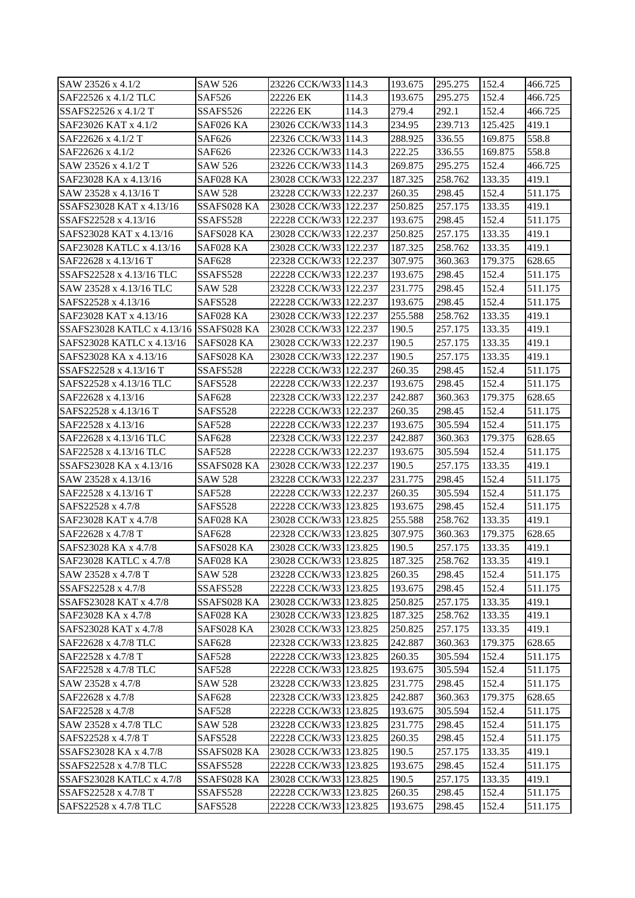| SAW 23526 x 4.1/2 | SAW 526 | 23226 CCK/W33 | 114.3 | 193.675 | 295.275 | 152.4 | 466.725 |
|---|---|---|---|---|---|---|---|
| SAF22526 x 4.1/2 TLC | SAF526 | 22226 EK | 114.3 | 193.675 | 295.275 | 152.4 | 466.725 |
| SSAFS22526 x 4.1/2 T | SSAFS526 | 22226 EK | 114.3 | 279.4 | 292.1 | 152.4 | 466.725 |
| SAF23026 KAT x 4.1/2 | SAF026 KA | 23026 CCK/W33 | 114.3 | 234.95 | 239.713 | 125.425 | 419.1 |
| SAF22626 x 4.1/2 T | SAF626 | 22326 CCK/W33 | 114.3 | 288.925 | 336.55 | 169.875 | 558.8 |
| SAF22626 x 4.1/2 | SAF626 | 22326 CCK/W33 | 114.3 | 222.25 | 336.55 | 169.875 | 558.8 |
| SAW 23526 x 4.1/2 T | SAW 526 | 23226 CCK/W33 | 114.3 | 269.875 | 295.275 | 152.4 | 466.725 |
| SAF23028 KA x 4.13/16 | SAF028 KA | 23028 CCK/W33 | 122.237 | 187.325 | 258.762 | 133.35 | 419.1 |
| SAW 23528 x 4.13/16 T | SAW 528 | 23228 CCK/W33 | 122.237 | 260.35 | 298.45 | 152.4 | 511.175 |
| SSAFS23028 KAT x 4.13/16 | SSAFS028 KA | 23028 CCK/W33 | 122.237 | 250.825 | 257.175 | 133.35 | 419.1 |
| SSAFS22528 x 4.13/16 | SSAFS528 | 22228 CCK/W33 | 122.237 | 193.675 | 298.45 | 152.4 | 511.175 |
| SAFS23028 KAT x 4.13/16 | SAFS028 KA | 23028 CCK/W33 | 122.237 | 250.825 | 257.175 | 133.35 | 419.1 |
| SAF23028 KATLC x 4.13/16 | SAF028 KA | 23028 CCK/W33 | 122.237 | 187.325 | 258.762 | 133.35 | 419.1 |
| SAF22628 x 4.13/16 T | SAF628 | 22328 CCK/W33 | 122.237 | 307.975 | 360.363 | 179.375 | 628.65 |
| SSAFS22528 x 4.13/16 TLC | SSAFS528 | 22228 CCK/W33 | 122.237 | 193.675 | 298.45 | 152.4 | 511.175 |
| SAW 23528 x 4.13/16 TLC | SAW 528 | 23228 CCK/W33 | 122.237 | 231.775 | 298.45 | 152.4 | 511.175 |
| SAFS22528 x 4.13/16 | SAFS528 | 22228 CCK/W33 | 122.237 | 193.675 | 298.45 | 152.4 | 511.175 |
| SAF23028 KAT x 4.13/16 | SAF028 KA | 23028 CCK/W33 | 122.237 | 255.588 | 258.762 | 133.35 | 419.1 |
| SSAFS23028 KATLC x 4.13/16 | SSAFS028 KA | 23028 CCK/W33 | 122.237 | 190.5 | 257.175 | 133.35 | 419.1 |
| SAFS23028 KATLC x 4.13/16 | SAFS028 KA | 23028 CCK/W33 | 122.237 | 190.5 | 257.175 | 133.35 | 419.1 |
| SAFS23028 KA x 4.13/16 | SAFS028 KA | 23028 CCK/W33 | 122.237 | 190.5 | 257.175 | 133.35 | 419.1 |
| SSAFS22528 x 4.13/16 T | SSAFS528 | 22228 CCK/W33 | 122.237 | 260.35 | 298.45 | 152.4 | 511.175 |
| SAFS22528 x 4.13/16 TLC | SAFS528 | 22228 CCK/W33 | 122.237 | 193.675 | 298.45 | 152.4 | 511.175 |
| SAF22628 x 4.13/16 | SAF628 | 22328 CCK/W33 | 122.237 | 242.887 | 360.363 | 179.375 | 628.65 |
| SAFS22528 x 4.13/16 T | SAFS528 | 22228 CCK/W33 | 122.237 | 260.35 | 298.45 | 152.4 | 511.175 |
| SAF22528 x 4.13/16 | SAF528 | 22228 CCK/W33 | 122.237 | 193.675 | 305.594 | 152.4 | 511.175 |
| SAF22628 x 4.13/16 TLC | SAF628 | 22328 CCK/W33 | 122.237 | 242.887 | 360.363 | 179.375 | 628.65 |
| SAF22528 x 4.13/16 TLC | SAF528 | 22228 CCK/W33 | 122.237 | 193.675 | 305.594 | 152.4 | 511.175 |
| SSAFS23028 KA x 4.13/16 | SSAFS028 KA | 23028 CCK/W33 | 122.237 | 190.5 | 257.175 | 133.35 | 419.1 |
| SAW 23528 x 4.13/16 | SAW 528 | 23228 CCK/W33 | 122.237 | 231.775 | 298.45 | 152.4 | 511.175 |
| SAF22528 x 4.13/16 T | SAF528 | 22228 CCK/W33 | 122.237 | 260.35 | 305.594 | 152.4 | 511.175 |
| SAFS22528 x 4.7/8 | SAFS528 | 22228 CCK/W33 | 123.825 | 193.675 | 298.45 | 152.4 | 511.175 |
| SAF23028 KAT x 4.7/8 | SAF028 KA | 23028 CCK/W33 | 123.825 | 255.588 | 258.762 | 133.35 | 419.1 |
| SAF22628 x 4.7/8 T | SAF628 | 22328 CCK/W33 | 123.825 | 307.975 | 360.363 | 179.375 | 628.65 |
| SAFS23028 KA x 4.7/8 | SAFS028 KA | 23028 CCK/W33 | 123.825 | 190.5 | 257.175 | 133.35 | 419.1 |
| SAF23028 KATLC x 4.7/8 | SAF028 KA | 23028 CCK/W33 | 123.825 | 187.325 | 258.762 | 133.35 | 419.1 |
| SAW 23528 x 4.7/8 T | SAW 528 | 23228 CCK/W33 | 123.825 | 260.35 | 298.45 | 152.4 | 511.175 |
| SSAFS22528 x 4.7/8 | SSAFS528 | 22228 CCK/W33 | 123.825 | 193.675 | 298.45 | 152.4 | 511.175 |
| SSAFS23028 KAT x 4.7/8 | SSAFS028 KA | 23028 CCK/W33 | 123.825 | 250.825 | 257.175 | 133.35 | 419.1 |
| SAF23028 KA x 4.7/8 | SAF028 KA | 23028 CCK/W33 | 123.825 | 187.325 | 258.762 | 133.35 | 419.1 |
| SAFS23028 KAT x 4.7/8 | SAFS028 KA | 23028 CCK/W33 | 123.825 | 250.825 | 257.175 | 133.35 | 419.1 |
| SAF22628 x 4.7/8 TLC | SAF628 | 22328 CCK/W33 | 123.825 | 242.887 | 360.363 | 179.375 | 628.65 |
| SAF22528 x 4.7/8 T | SAF528 | 22228 CCK/W33 | 123.825 | 260.35 | 305.594 | 152.4 | 511.175 |
| SAF22528 x 4.7/8 TLC | SAF528 | 22228 CCK/W33 | 123.825 | 193.675 | 305.594 | 152.4 | 511.175 |
| SAW 23528 x 4.7/8 | SAW 528 | 23228 CCK/W33 | 123.825 | 231.775 | 298.45 | 152.4 | 511.175 |
| SAF22628 x 4.7/8 | SAF628 | 22328 CCK/W33 | 123.825 | 242.887 | 360.363 | 179.375 | 628.65 |
| SAF22528 x 4.7/8 | SAF528 | 22228 CCK/W33 | 123.825 | 193.675 | 305.594 | 152.4 | 511.175 |
| SAW 23528 x 4.7/8 TLC | SAW 528 | 23228 CCK/W33 | 123.825 | 231.775 | 298.45 | 152.4 | 511.175 |
| SAFS22528 x 4.7/8 T | SAFS528 | 22228 CCK/W33 | 123.825 | 260.35 | 298.45 | 152.4 | 511.175 |
| SSAFS23028 KA x 4.7/8 | SSAFS028 KA | 23028 CCK/W33 | 123.825 | 190.5 | 257.175 | 133.35 | 419.1 |
| SSAFS22528 x 4.7/8 TLC | SSAFS528 | 22228 CCK/W33 | 123.825 | 193.675 | 298.45 | 152.4 | 511.175 |
| SSAFS23028 KATLC x 4.7/8 | SSAFS028 KA | 23028 CCK/W33 | 123.825 | 190.5 | 257.175 | 133.35 | 419.1 |
| SSAFS22528 x 4.7/8 T | SSAFS528 | 22228 CCK/W33 | 123.825 | 260.35 | 298.45 | 152.4 | 511.175 |
| SAFS22528 x 4.7/8 TLC | SAFS528 | 22228 CCK/W33 | 123.825 | 193.675 | 298.45 | 152.4 | 511.175 |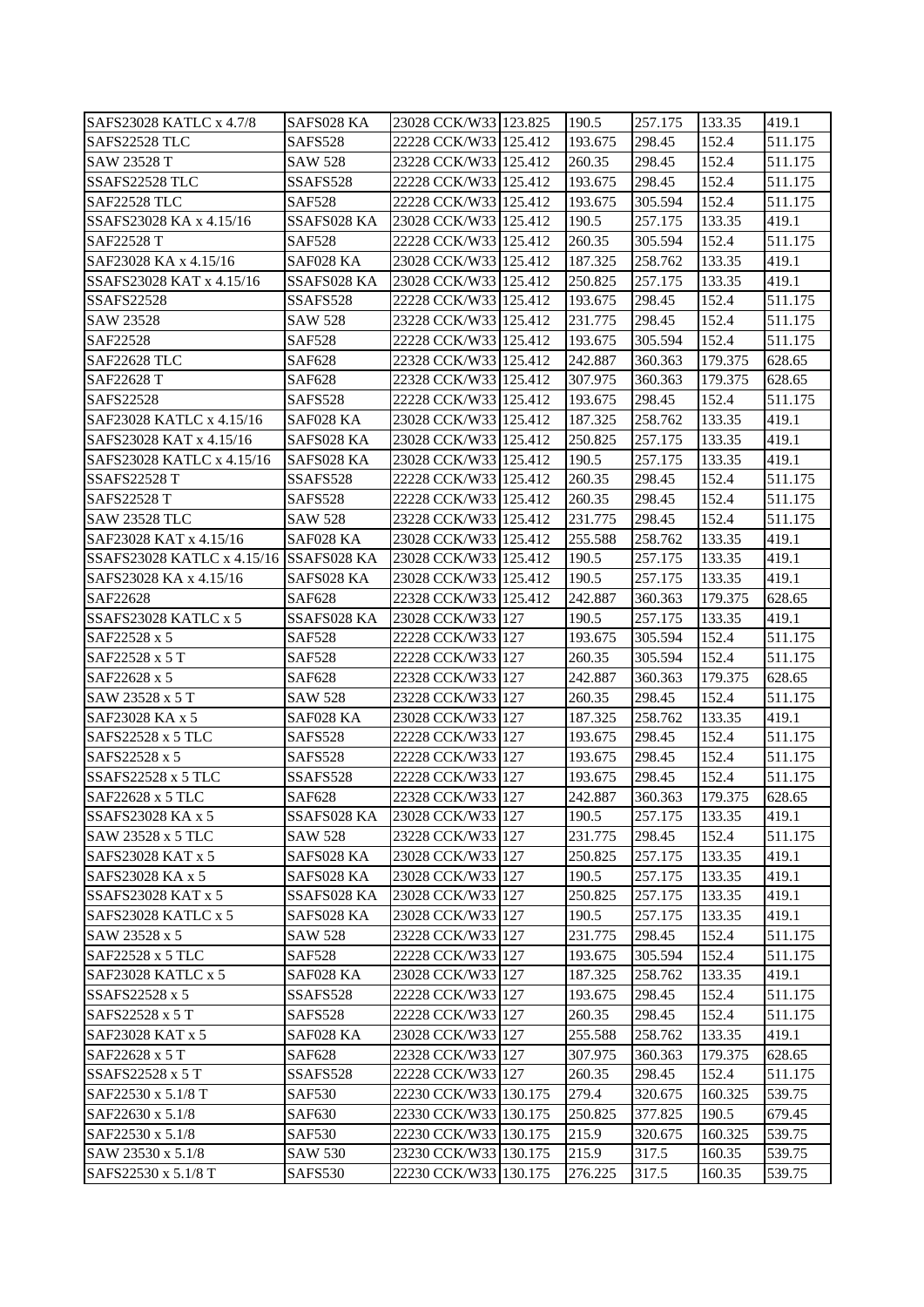| SAFS23028 KATLC x 4.7/8 | SAFS028 KA | 23028 CCK/W33 | 123.825 | 190.5 | 257.175 | 133.35 | 419.1 |
|---|---|---|---|---|---|---|---|
| SAFS22528 TLC | SAFS528 | 22228 CCK/W33 | 125.412 | 193.675 | 298.45 | 152.4 | 511.175 |
| SAW 23528 T | SAW 528 | 23228 CCK/W33 | 125.412 | 260.35 | 298.45 | 152.4 | 511.175 |
| SSAFS22528 TLC | SSAFS528 | 22228 CCK/W33 | 125.412 | 193.675 | 298.45 | 152.4 | 511.175 |
| SAF22528 TLC | SAF528 | 22228 CCK/W33 | 125.412 | 193.675 | 305.594 | 152.4 | 511.175 |
| SSAFS23028 KA x 4.15/16 | SSAFS028 KA | 23028 CCK/W33 | 125.412 | 190.5 | 257.175 | 133.35 | 419.1 |
| SAF22528 T | SAF528 | 22228 CCK/W33 | 125.412 | 260.35 | 305.594 | 152.4 | 511.175 |
| SAF23028 KA x 4.15/16 | SAF028 KA | 23028 CCK/W33 | 125.412 | 187.325 | 258.762 | 133.35 | 419.1 |
| SSAFS23028 KAT x 4.15/16 | SSAFS028 KA | 23028 CCK/W33 | 125.412 | 250.825 | 257.175 | 133.35 | 419.1 |
| SSAFS22528 | SSAFS528 | 22228 CCK/W33 | 125.412 | 193.675 | 298.45 | 152.4 | 511.175 |
| SAW 23528 | SAW 528 | 23228 CCK/W33 | 125.412 | 231.775 | 298.45 | 152.4 | 511.175 |
| SAF22528 | SAF528 | 22228 CCK/W33 | 125.412 | 193.675 | 305.594 | 152.4 | 511.175 |
| SAF22628 TLC | SAF628 | 22328 CCK/W33 | 125.412 | 242.887 | 360.363 | 179.375 | 628.65 |
| SAF22628 T | SAF628 | 22328 CCK/W33 | 125.412 | 307.975 | 360.363 | 179.375 | 628.65 |
| SAFS22528 | SAFS528 | 22228 CCK/W33 | 125.412 | 193.675 | 298.45 | 152.4 | 511.175 |
| SAF23028 KATLC x 4.15/16 | SAF028 KA | 23028 CCK/W33 | 125.412 | 187.325 | 258.762 | 133.35 | 419.1 |
| SAFS23028 KAT x 4.15/16 | SAFS028 KA | 23028 CCK/W33 | 125.412 | 250.825 | 257.175 | 133.35 | 419.1 |
| SAFS23028 KATLC x 4.15/16 | SAFS028 KA | 23028 CCK/W33 | 125.412 | 190.5 | 257.175 | 133.35 | 419.1 |
| SSAFS22528 T | SSAFS528 | 22228 CCK/W33 | 125.412 | 260.35 | 298.45 | 152.4 | 511.175 |
| SAFS22528 T | SAFS528 | 22228 CCK/W33 | 125.412 | 260.35 | 298.45 | 152.4 | 511.175 |
| SAW 23528 TLC | SAW 528 | 23228 CCK/W33 | 125.412 | 231.775 | 298.45 | 152.4 | 511.175 |
| SAF23028 KAT x 4.15/16 | SAF028 KA | 23028 CCK/W33 | 125.412 | 255.588 | 258.762 | 133.35 | 419.1 |
| SSAFS23028 KATLC x 4.15/16 | SSAFS028 KA | 23028 CCK/W33 | 125.412 | 190.5 | 257.175 | 133.35 | 419.1 |
| SAFS23028 KA x 4.15/16 | SAFS028 KA | 23028 CCK/W33 | 125.412 | 190.5 | 257.175 | 133.35 | 419.1 |
| SAF22628 | SAF628 | 22328 CCK/W33 | 125.412 | 242.887 | 360.363 | 179.375 | 628.65 |
| SSAFS23028 KATLC x 5 | SSAFS028 KA | 23028 CCK/W33 | 127 | 190.5 | 257.175 | 133.35 | 419.1 |
| SAF22528 x 5 | SAF528 | 22228 CCK/W33 | 127 | 193.675 | 305.594 | 152.4 | 511.175 |
| SAF22528 x 5 T | SAF528 | 22228 CCK/W33 | 127 | 260.35 | 305.594 | 152.4 | 511.175 |
| SAF22628 x 5 | SAF628 | 22328 CCK/W33 | 127 | 242.887 | 360.363 | 179.375 | 628.65 |
| SAW 23528 x 5 T | SAW 528 | 23228 CCK/W33 | 127 | 260.35 | 298.45 | 152.4 | 511.175 |
| SAF23028 KA x 5 | SAF028 KA | 23028 CCK/W33 | 127 | 187.325 | 258.762 | 133.35 | 419.1 |
| SAFS22528 x 5 TLC | SAFS528 | 22228 CCK/W33 | 127 | 193.675 | 298.45 | 152.4 | 511.175 |
| SAFS22528 x 5 | SAFS528 | 22228 CCK/W33 | 127 | 193.675 | 298.45 | 152.4 | 511.175 |
| SSAFS22528 x 5 TLC | SSAFS528 | 22228 CCK/W33 | 127 | 193.675 | 298.45 | 152.4 | 511.175 |
| SAF22628 x 5 TLC | SAF628 | 22328 CCK/W33 | 127 | 242.887 | 360.363 | 179.375 | 628.65 |
| SSAFS23028 KA x 5 | SSAFS028 KA | 23028 CCK/W33 | 127 | 190.5 | 257.175 | 133.35 | 419.1 |
| SAW 23528 x 5 TLC | SAW 528 | 23228 CCK/W33 | 127 | 231.775 | 298.45 | 152.4 | 511.175 |
| SAFS23028 KAT x 5 | SAFS028 KA | 23028 CCK/W33 | 127 | 250.825 | 257.175 | 133.35 | 419.1 |
| SAFS23028 KA x 5 | SAFS028 KA | 23028 CCK/W33 | 127 | 190.5 | 257.175 | 133.35 | 419.1 |
| SSAFS23028 KAT x 5 | SSAFS028 KA | 23028 CCK/W33 | 127 | 250.825 | 257.175 | 133.35 | 419.1 |
| SAFS23028 KATLC x 5 | SAFS028 KA | 23028 CCK/W33 | 127 | 190.5 | 257.175 | 133.35 | 419.1 |
| SAW 23528 x 5 | SAW 528 | 23228 CCK/W33 | 127 | 231.775 | 298.45 | 152.4 | 511.175 |
| SAF22528 x 5 TLC | SAF528 | 22228 CCK/W33 | 127 | 193.675 | 305.594 | 152.4 | 511.175 |
| SAF23028 KATLC x 5 | SAF028 KA | 23028 CCK/W33 | 127 | 187.325 | 258.762 | 133.35 | 419.1 |
| SSAFS22528 x 5 | SSAFS528 | 22228 CCK/W33 | 127 | 193.675 | 298.45 | 152.4 | 511.175 |
| SAFS22528 x 5 T | SAFS528 | 22228 CCK/W33 | 127 | 260.35 | 298.45 | 152.4 | 511.175 |
| SAF23028 KAT x 5 | SAF028 KA | 23028 CCK/W33 | 127 | 255.588 | 258.762 | 133.35 | 419.1 |
| SAF22628 x 5 T | SAF628 | 22328 CCK/W33 | 127 | 307.975 | 360.363 | 179.375 | 628.65 |
| SSAFS22528 x 5 T | SSAFS528 | 22228 CCK/W33 | 127 | 260.35 | 298.45 | 152.4 | 511.175 |
| SAF22530 x 5.1/8 T | SAF530 | 22230 CCK/W33 | 130.175 | 279.4 | 320.675 | 160.325 | 539.75 |
| SAF22630 x 5.1/8 | SAF630 | 22330 CCK/W33 | 130.175 | 250.825 | 377.825 | 190.5 | 679.45 |
| SAF22530 x 5.1/8 | SAF530 | 22230 CCK/W33 | 130.175 | 215.9 | 320.675 | 160.325 | 539.75 |
| SAW 23530 x 5.1/8 | SAW 530 | 23230 CCK/W33 | 130.175 | 215.9 | 317.5 | 160.35 | 539.75 |
| SAFS22530 x 5.1/8 T | SAFS530 | 22230 CCK/W33 | 130.175 | 276.225 | 317.5 | 160.35 | 539.75 |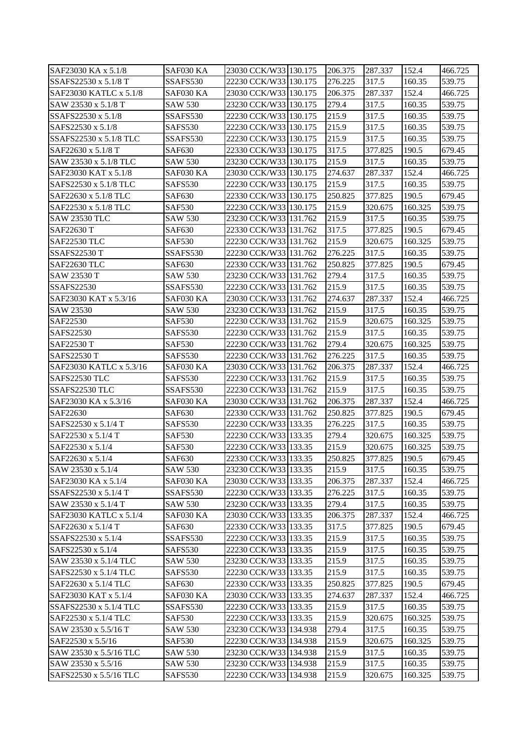| SAF23030 KA x 5.1/8 | SAF030 KA | 23030 CCK/W33 | 130.175 | 206.375 | 287.337 | 152.4 | 466.725 |
|---|---|---|---|---|---|---|---|
| SSAFS22530 x 5.1/8 T | SSAFS530 | 22230 CCK/W33 | 130.175 | 276.225 | 317.5 | 160.35 | 539.75 |
| SAF23030 KATLC x 5.1/8 | SAF030 KA | 23030 CCK/W33 | 130.175 | 206.375 | 287.337 | 152.4 | 466.725 |
| SAW 23530 x 5.1/8 T | SAW 530 | 23230 CCK/W33 | 130.175 | 279.4 | 317.5 | 160.35 | 539.75 |
| SSAFS22530 x 5.1/8 | SSAFS530 | 22230 CCK/W33 | 130.175 | 215.9 | 317.5 | 160.35 | 539.75 |
| SAFS22530 x 5.1/8 | SAFS530 | 22230 CCK/W33 | 130.175 | 215.9 | 317.5 | 160.35 | 539.75 |
| SSAFS22530 x 5.1/8 TLC | SSAFS530 | 22230 CCK/W33 | 130.175 | 215.9 | 317.5 | 160.35 | 539.75 |
| SAF22630 x 5.1/8 T | SAF630 | 22330 CCK/W33 | 130.175 | 317.5 | 377.825 | 190.5 | 679.45 |
| SAW 23530 x 5.1/8 TLC | SAW 530 | 23230 CCK/W33 | 130.175 | 215.9 | 317.5 | 160.35 | 539.75 |
| SAF23030 KAT x 5.1/8 | SAF030 KA | 23030 CCK/W33 | 130.175 | 274.637 | 287.337 | 152.4 | 466.725 |
| SAFS22530 x 5.1/8 TLC | SAFS530 | 22230 CCK/W33 | 130.175 | 215.9 | 317.5 | 160.35 | 539.75 |
| SAF22630 x 5.1/8 TLC | SAF630 | 22330 CCK/W33 | 130.175 | 250.825 | 377.825 | 190.5 | 679.45 |
| SAF22530 x 5.1/8 TLC | SAF530 | 22230 CCK/W33 | 130.175 | 215.9 | 320.675 | 160.325 | 539.75 |
| SAW 23530 TLC | SAW 530 | 23230 CCK/W33 | 131.762 | 215.9 | 317.5 | 160.35 | 539.75 |
| SAF22630 T | SAF630 | 22330 CCK/W33 | 131.762 | 317.5 | 377.825 | 190.5 | 679.45 |
| SAF22530 TLC | SAF530 | 22230 CCK/W33 | 131.762 | 215.9 | 320.675 | 160.325 | 539.75 |
| SSAFS22530 T | SSAFS530 | 22230 CCK/W33 | 131.762 | 276.225 | 317.5 | 160.35 | 539.75 |
| SAF22630 TLC | SAF630 | 22330 CCK/W33 | 131.762 | 250.825 | 377.825 | 190.5 | 679.45 |
| SAW 23530 T | SAW 530 | 23230 CCK/W33 | 131.762 | 279.4 | 317.5 | 160.35 | 539.75 |
| SSAFS22530 | SSAFS530 | 22230 CCK/W33 | 131.762 | 215.9 | 317.5 | 160.35 | 539.75 |
| SAF23030 KAT x 5.3/16 | SAF030 KA | 23030 CCK/W33 | 131.762 | 274.637 | 287.337 | 152.4 | 466.725 |
| SAW 23530 | SAW 530 | 23230 CCK/W33 | 131.762 | 215.9 | 317.5 | 160.35 | 539.75 |
| SAF22530 | SAF530 | 22230 CCK/W33 | 131.762 | 215.9 | 320.675 | 160.325 | 539.75 |
| SAFS22530 | SAFS530 | 22230 CCK/W33 | 131.762 | 215.9 | 317.5 | 160.35 | 539.75 |
| SAF22530 T | SAF530 | 22230 CCK/W33 | 131.762 | 279.4 | 320.675 | 160.325 | 539.75 |
| SAFS22530 T | SAFS530 | 22230 CCK/W33 | 131.762 | 276.225 | 317.5 | 160.35 | 539.75 |
| SAF23030 KATLC x 5.3/16 | SAF030 KA | 23030 CCK/W33 | 131.762 | 206.375 | 287.337 | 152.4 | 466.725 |
| SAFS22530 TLC | SAFS530 | 22230 CCK/W33 | 131.762 | 215.9 | 317.5 | 160.35 | 539.75 |
| SSAFS22530 TLC | SSAFS530 | 22230 CCK/W33 | 131.762 | 215.9 | 317.5 | 160.35 | 539.75 |
| SAF23030 KA x 5.3/16 | SAF030 KA | 23030 CCK/W33 | 131.762 | 206.375 | 287.337 | 152.4 | 466.725 |
| SAF22630 | SAF630 | 22330 CCK/W33 | 131.762 | 250.825 | 377.825 | 190.5 | 679.45 |
| SAFS22530 x 5.1/4 T | SAFS530 | 22230 CCK/W33 | 133.35 | 276.225 | 317.5 | 160.35 | 539.75 |
| SAF22530 x 5.1/4 T | SAF530 | 22230 CCK/W33 | 133.35 | 279.4 | 320.675 | 160.325 | 539.75 |
| SAF22530 x 5.1/4 | SAF530 | 22230 CCK/W33 | 133.35 | 215.9 | 320.675 | 160.325 | 539.75 |
| SAF22630 x 5.1/4 | SAF630 | 22330 CCK/W33 | 133.35 | 250.825 | 377.825 | 190.5 | 679.45 |
| SAW 23530 x 5.1/4 | SAW 530 | 23230 CCK/W33 | 133.35 | 215.9 | 317.5 | 160.35 | 539.75 |
| SAF23030 KA x 5.1/4 | SAF030 KA | 23030 CCK/W33 | 133.35 | 206.375 | 287.337 | 152.4 | 466.725 |
| SSAFS22530 x 5.1/4 T | SSAFS530 | 22230 CCK/W33 | 133.35 | 276.225 | 317.5 | 160.35 | 539.75 |
| SAW 23530 x 5.1/4 T | SAW 530 | 23230 CCK/W33 | 133.35 | 279.4 | 317.5 | 160.35 | 539.75 |
| SAF23030 KATLC x 5.1/4 | SAF030 KA | 23030 CCK/W33 | 133.35 | 206.375 | 287.337 | 152.4 | 466.725 |
| SAF22630 x 5.1/4 T | SAF630 | 22330 CCK/W33 | 133.35 | 317.5 | 377.825 | 190.5 | 679.45 |
| SSAFS22530 x 5.1/4 | SSAFS530 | 22230 CCK/W33 | 133.35 | 215.9 | 317.5 | 160.35 | 539.75 |
| SAFS22530 x 5.1/4 | SAFS530 | 22230 CCK/W33 | 133.35 | 215.9 | 317.5 | 160.35 | 539.75 |
| SAW 23530 x 5.1/4 TLC | SAW 530 | 23230 CCK/W33 | 133.35 | 215.9 | 317.5 | 160.35 | 539.75 |
| SAFS22530 x 5.1/4 TLC | SAFS530 | 22230 CCK/W33 | 133.35 | 215.9 | 317.5 | 160.35 | 539.75 |
| SAF22630 x 5.1/4 TLC | SAF630 | 22330 CCK/W33 | 133.35 | 250.825 | 377.825 | 190.5 | 679.45 |
| SAF23030 KAT x 5.1/4 | SAF030 KA | 23030 CCK/W33 | 133.35 | 274.637 | 287.337 | 152.4 | 466.725 |
| SSAFS22530 x 5.1/4 TLC | SSAFS530 | 22230 CCK/W33 | 133.35 | 215.9 | 317.5 | 160.35 | 539.75 |
| SAF22530 x 5.1/4 TLC | SAF530 | 22230 CCK/W33 | 133.35 | 215.9 | 320.675 | 160.325 | 539.75 |
| SAW 23530 x 5.5/16 T | SAW 530 | 23230 CCK/W33 | 134.938 | 279.4 | 317.5 | 160.35 | 539.75 |
| SAF22530 x 5.5/16 | SAF530 | 22230 CCK/W33 | 134.938 | 215.9 | 320.675 | 160.325 | 539.75 |
| SAW 23530 x 5.5/16 TLC | SAW 530 | 23230 CCK/W33 | 134.938 | 215.9 | 317.5 | 160.35 | 539.75 |
| SAW 23530 x 5.5/16 | SAW 530 | 23230 CCK/W33 | 134.938 | 215.9 | 317.5 | 160.35 | 539.75 |
| SAFS22530 x 5.5/16 TLC | SAFS530 | 22230 CCK/W33 | 134.938 | 215.9 | 320.675 | 160.325 | 539.75 |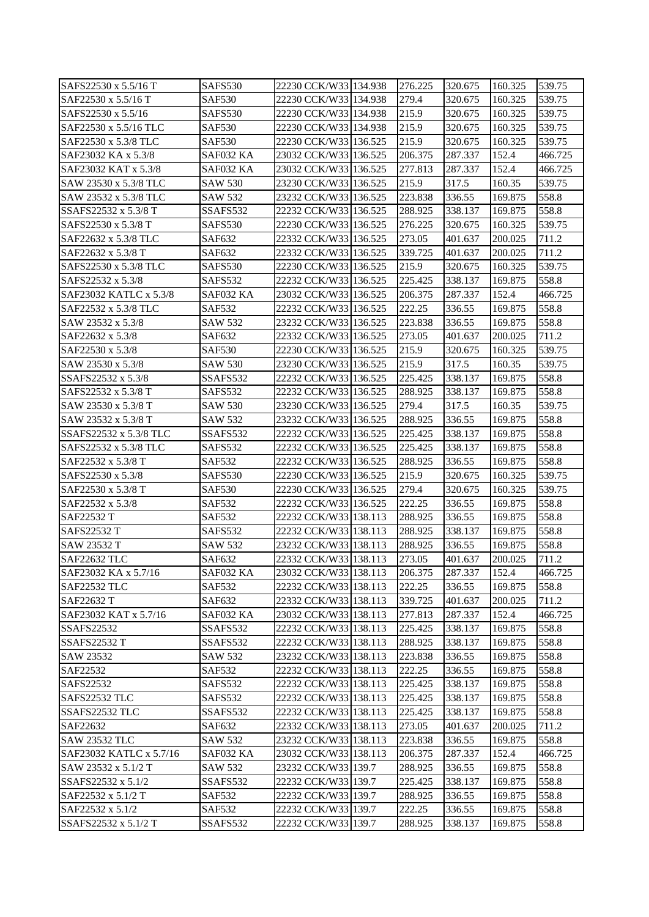| SAFS22530 x 5.5/16 T | SAFS530 | 22230 CCK/W33 | 134.938 | 276.225 | 320.675 | 160.325 | 539.75 |
|---|---|---|---|---|---|---|---|
| SAF22530 x 5.5/16 T | SAF530 | 22230 CCK/W33 | 134.938 | 279.4 | 320.675 | 160.325 | 539.75 |
| SAFS22530 x 5.5/16 | SAFS530 | 22230 CCK/W33 | 134.938 | 215.9 | 320.675 | 160.325 | 539.75 |
| SAF22530 x 5.5/16 TLC | SAF530 | 22230 CCK/W33 | 134.938 | 215.9 | 320.675 | 160.325 | 539.75 |
| SAF22530 x 5.3/8 TLC | SAF530 | 22230 CCK/W33 | 136.525 | 215.9 | 320.675 | 160.325 | 539.75 |
| SAF23032 KA x 5.3/8 | SAF032 KA | 23032 CCK/W33 | 136.525 | 206.375 | 287.337 | 152.4 | 466.725 |
| SAF23032 KAT x 5.3/8 | SAF032 KA | 23032 CCK/W33 | 136.525 | 277.813 | 287.337 | 152.4 | 466.725 |
| SAW 23530 x 5.3/8 TLC | SAW 530 | 23230 CCK/W33 | 136.525 | 215.9 | 317.5 | 160.35 | 539.75 |
| SAW 23532 x 5.3/8 TLC | SAW 532 | 23232 CCK/W33 | 136.525 | 223.838 | 336.55 | 169.875 | 558.8 |
| SSAFS22532 x 5.3/8 T | SSAFS532 | 22232 CCK/W33 | 136.525 | 288.925 | 338.137 | 169.875 | 558.8 |
| SAFS22530 x 5.3/8 T | SAFS530 | 22230 CCK/W33 | 136.525 | 276.225 | 320.675 | 160.325 | 539.75 |
| SAF22632 x 5.3/8 TLC | SAF632 | 22332 CCK/W33 | 136.525 | 273.05 | 401.637 | 200.025 | 711.2 |
| SAF22632 x 5.3/8 T | SAF632 | 22332 CCK/W33 | 136.525 | 339.725 | 401.637 | 200.025 | 711.2 |
| SAFS22530 x 5.3/8 TLC | SAFS530 | 22230 CCK/W33 | 136.525 | 215.9 | 320.675 | 160.325 | 539.75 |
| SAFS22532 x 5.3/8 | SAFS532 | 22232 CCK/W33 | 136.525 | 225.425 | 338.137 | 169.875 | 558.8 |
| SAF23032 KATLC x 5.3/8 | SAF032 KA | 23032 CCK/W33 | 136.525 | 206.375 | 287.337 | 152.4 | 466.725 |
| SAF22532 x 5.3/8 TLC | SAF532 | 22232 CCK/W33 | 136.525 | 222.25 | 336.55 | 169.875 | 558.8 |
| SAW 23532 x 5.3/8 | SAW 532 | 23232 CCK/W33 | 136.525 | 223.838 | 336.55 | 169.875 | 558.8 |
| SAF22632 x 5.3/8 | SAF632 | 22332 CCK/W33 | 136.525 | 273.05 | 401.637 | 200.025 | 711.2 |
| SAF22530 x 5.3/8 | SAF530 | 22230 CCK/W33 | 136.525 | 215.9 | 320.675 | 160.325 | 539.75 |
| SAW 23530 x 5.3/8 | SAW 530 | 23230 CCK/W33 | 136.525 | 215.9 | 317.5 | 160.35 | 539.75 |
| SSAFS22532 x 5.3/8 | SSAFS532 | 22232 CCK/W33 | 136.525 | 225.425 | 338.137 | 169.875 | 558.8 |
| SAFS22532 x 5.3/8 T | SAFS532 | 22232 CCK/W33 | 136.525 | 288.925 | 338.137 | 169.875 | 558.8 |
| SAW 23530 x 5.3/8 T | SAW 530 | 23230 CCK/W33 | 136.525 | 279.4 | 317.5 | 160.35 | 539.75 |
| SAW 23532 x 5.3/8 T | SAW 532 | 23232 CCK/W33 | 136.525 | 288.925 | 336.55 | 169.875 | 558.8 |
| SSAFS22532 x 5.3/8 TLC | SSAFS532 | 22232 CCK/W33 | 136.525 | 225.425 | 338.137 | 169.875 | 558.8 |
| SAFS22532 x 5.3/8 TLC | SAFS532 | 22232 CCK/W33 | 136.525 | 225.425 | 338.137 | 169.875 | 558.8 |
| SAF22532 x 5.3/8 T | SAF532 | 22232 CCK/W33 | 136.525 | 288.925 | 336.55 | 169.875 | 558.8 |
| SAFS22530 x 5.3/8 | SAFS530 | 22230 CCK/W33 | 136.525 | 215.9 | 320.675 | 160.325 | 539.75 |
| SAF22530 x 5.3/8 T | SAF530 | 22230 CCK/W33 | 136.525 | 279.4 | 320.675 | 160.325 | 539.75 |
| SAF22532 x 5.3/8 | SAF532 | 22232 CCK/W33 | 136.525 | 222.25 | 336.55 | 169.875 | 558.8 |
| SAF22532 T | SAF532 | 22232 CCK/W33 | 138.113 | 288.925 | 336.55 | 169.875 | 558.8 |
| SAFS22532 T | SAFS532 | 22232 CCK/W33 | 138.113 | 288.925 | 338.137 | 169.875 | 558.8 |
| SAW 23532 T | SAW 532 | 23232 CCK/W33 | 138.113 | 288.925 | 336.55 | 169.875 | 558.8 |
| SAF22632 TLC | SAF632 | 22332 CCK/W33 | 138.113 | 273.05 | 401.637 | 200.025 | 711.2 |
| SAF23032 KA x 5.7/16 | SAF032 KA | 23032 CCK/W33 | 138.113 | 206.375 | 287.337 | 152.4 | 466.725 |
| SAF22532 TLC | SAF532 | 22232 CCK/W33 | 138.113 | 222.25 | 336.55 | 169.875 | 558.8 |
| SAF22632 T | SAF632 | 22332 CCK/W33 | 138.113 | 339.725 | 401.637 | 200.025 | 711.2 |
| SAF23032 KAT x 5.7/16 | SAF032 KA | 23032 CCK/W33 | 138.113 | 277.813 | 287.337 | 152.4 | 466.725 |
| SSAFS22532 | SSAFS532 | 22232 CCK/W33 | 138.113 | 225.425 | 338.137 | 169.875 | 558.8 |
| SSAFS22532 T | SSAFS532 | 22232 CCK/W33 | 138.113 | 288.925 | 338.137 | 169.875 | 558.8 |
| SAW 23532 | SAW 532 | 23232 CCK/W33 | 138.113 | 223.838 | 336.55 | 169.875 | 558.8 |
| SAF22532 | SAF532 | 22232 CCK/W33 | 138.113 | 222.25 | 336.55 | 169.875 | 558.8 |
| SAFS22532 | SAFS532 | 22232 CCK/W33 | 138.113 | 225.425 | 338.137 | 169.875 | 558.8 |
| SAFS22532 TLC | SAFS532 | 22232 CCK/W33 | 138.113 | 225.425 | 338.137 | 169.875 | 558.8 |
| SSAFS22532 TLC | SSAFS532 | 22232 CCK/W33 | 138.113 | 225.425 | 338.137 | 169.875 | 558.8 |
| SAF22632 | SAF632 | 22332 CCK/W33 | 138.113 | 273.05 | 401.637 | 200.025 | 711.2 |
| SAW 23532 TLC | SAW 532 | 23232 CCK/W33 | 138.113 | 223.838 | 336.55 | 169.875 | 558.8 |
| SAF23032 KATLC x 5.7/16 | SAF032 KA | 23032 CCK/W33 | 138.113 | 206.375 | 287.337 | 152.4 | 466.725 |
| SAW 23532 x 5.1/2 T | SAW 532 | 23232 CCK/W33 | 139.7 | 288.925 | 336.55 | 169.875 | 558.8 |
| SSAFS22532 x 5.1/2 | SSAFS532 | 22232 CCK/W33 | 139.7 | 225.425 | 338.137 | 169.875 | 558.8 |
| SAF22532 x 5.1/2 T | SAF532 | 22232 CCK/W33 | 139.7 | 288.925 | 336.55 | 169.875 | 558.8 |
| SAF22532 x 5.1/2 | SAF532 | 22232 CCK/W33 | 139.7 | 222.25 | 336.55 | 169.875 | 558.8 |
| SSAFS22532 x 5.1/2 T | SSAFS532 | 22232 CCK/W33 | 139.7 | 288.925 | 338.137 | 169.875 | 558.8 |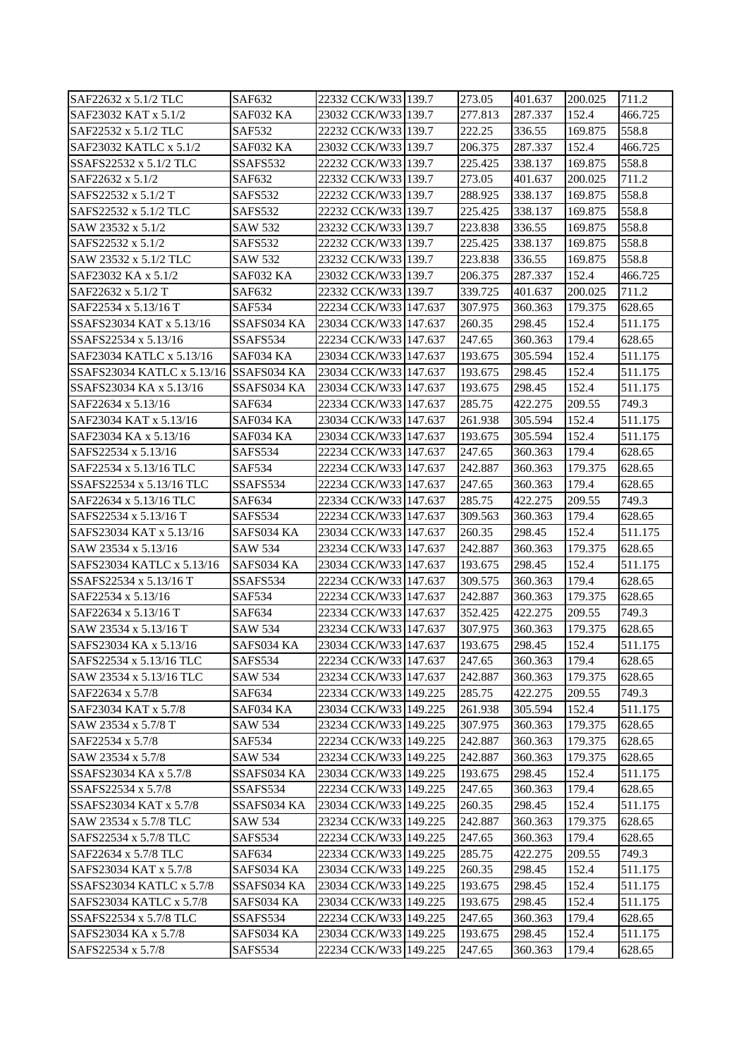| | | | | | | | |
|---|---|---|---|---|---|---|---|
| SAF22632 x 5.1/2 TLC | SAF632 | 22332 CCK/W33 | 139.7 | 273.05 | 401.637 | 200.025 | 711.2 |
| SAF23032 KAT x 5.1/2 | SAF032 KA | 23032 CCK/W33 | 139.7 | 277.813 | 287.337 | 152.4 | 466.725 |
| SAF22532 x 5.1/2 TLC | SAF532 | 22232 CCK/W33 | 139.7 | 222.25 | 336.55 | 169.875 | 558.8 |
| SAF23032 KATLC x 5.1/2 | SAF032 KA | 23032 CCK/W33 | 139.7 | 206.375 | 287.337 | 152.4 | 466.725 |
| SSAFS22532 x 5.1/2 TLC | SSAFS532 | 22232 CCK/W33 | 139.7 | 225.425 | 338.137 | 169.875 | 558.8 |
| SAF22632 x 5.1/2 | SAF632 | 22332 CCK/W33 | 139.7 | 273.05 | 401.637 | 200.025 | 711.2 |
| SAFS22532 x 5.1/2 T | SAFS532 | 22232 CCK/W33 | 139.7 | 288.925 | 338.137 | 169.875 | 558.8 |
| SAFS22532 x 5.1/2 TLC | SAFS532 | 22232 CCK/W33 | 139.7 | 225.425 | 338.137 | 169.875 | 558.8 |
| SAW 23532 x 5.1/2 | SAW 532 | 23232 CCK/W33 | 139.7 | 223.838 | 336.55 | 169.875 | 558.8 |
| SAFS22532 x 5.1/2 | SAFS532 | 22232 CCK/W33 | 139.7 | 225.425 | 338.137 | 169.875 | 558.8 |
| SAW 23532 x 5.1/2 TLC | SAW 532 | 23232 CCK/W33 | 139.7 | 223.838 | 336.55 | 169.875 | 558.8 |
| SAF23032 KA x 5.1/2 | SAF032 KA | 23032 CCK/W33 | 139.7 | 206.375 | 287.337 | 152.4 | 466.725 |
| SAF22632 x 5.1/2 T | SAF632 | 22332 CCK/W33 | 139.7 | 339.725 | 401.637 | 200.025 | 711.2 |
| SAF22534 x 5.13/16 T | SAF534 | 22234 CCK/W33 | 147.637 | 307.975 | 360.363 | 179.375 | 628.65 |
| SSAFS23034 KAT x 5.13/16 | SSAFS034 KA | 23034 CCK/W33 | 147.637 | 260.35 | 298.45 | 152.4 | 511.175 |
| SSAFS22534 x 5.13/16 | SSAFS534 | 22234 CCK/W33 | 147.637 | 247.65 | 360.363 | 179.4 | 628.65 |
| SAF23034 KATLC x 5.13/16 | SAF034 KA | 23034 CCK/W33 | 147.637 | 193.675 | 305.594 | 152.4 | 511.175 |
| SSAFS23034 KATLC x 5.13/16 | SSAFS034 KA | 23034 CCK/W33 | 147.637 | 193.675 | 298.45 | 152.4 | 511.175 |
| SSAFS23034 KA x 5.13/16 | SSAFS034 KA | 23034 CCK/W33 | 147.637 | 193.675 | 298.45 | 152.4 | 511.175 |
| SAF22634 x 5.13/16 | SAF634 | 22334 CCK/W33 | 147.637 | 285.75 | 422.275 | 209.55 | 749.3 |
| SAF23034 KAT x 5.13/16 | SAF034 KA | 23034 CCK/W33 | 147.637 | 261.938 | 305.594 | 152.4 | 511.175 |
| SAF23034 KA x 5.13/16 | SAF034 KA | 23034 CCK/W33 | 147.637 | 193.675 | 305.594 | 152.4 | 511.175 |
| SAFS22534 x 5.13/16 | SAFS534 | 22234 CCK/W33 | 147.637 | 247.65 | 360.363 | 179.4 | 628.65 |
| SAF22534 x 5.13/16 TLC | SAF534 | 22234 CCK/W33 | 147.637 | 242.887 | 360.363 | 179.375 | 628.65 |
| SSAFS22534 x 5.13/16 TLC | SSAFS534 | 22234 CCK/W33 | 147.637 | 247.65 | 360.363 | 179.4 | 628.65 |
| SAF22634 x 5.13/16 TLC | SAF634 | 22334 CCK/W33 | 147.637 | 285.75 | 422.275 | 209.55 | 749.3 |
| SAFS22534 x 5.13/16 T | SAFS534 | 22234 CCK/W33 | 147.637 | 309.563 | 360.363 | 179.4 | 628.65 |
| SAFS23034 KAT x 5.13/16 | SAFS034 KA | 23034 CCK/W33 | 147.637 | 260.35 | 298.45 | 152.4 | 511.175 |
| SAW 23534 x 5.13/16 | SAW 534 | 23234 CCK/W33 | 147.637 | 242.887 | 360.363 | 179.375 | 628.65 |
| SAFS23034 KATLC x 5.13/16 | SAFS034 KA | 23034 CCK/W33 | 147.637 | 193.675 | 298.45 | 152.4 | 511.175 |
| SSAFS22534 x 5.13/16 T | SSAFS534 | 22234 CCK/W33 | 147.637 | 309.575 | 360.363 | 179.4 | 628.65 |
| SAF22534 x 5.13/16 | SAF534 | 22234 CCK/W33 | 147.637 | 242.887 | 360.363 | 179.375 | 628.65 |
| SAF22634 x 5.13/16 T | SAF634 | 22334 CCK/W33 | 147.637 | 352.425 | 422.275 | 209.55 | 749.3 |
| SAW 23534 x 5.13/16 T | SAW 534 | 23234 CCK/W33 | 147.637 | 307.975 | 360.363 | 179.375 | 628.65 |
| SAFS23034 KA x 5.13/16 | SAFS034 KA | 23034 CCK/W33 | 147.637 | 193.675 | 298.45 | 152.4 | 511.175 |
| SAFS22534 x 5.13/16 TLC | SAFS534 | 22234 CCK/W33 | 147.637 | 247.65 | 360.363 | 179.4 | 628.65 |
| SAW 23534 x 5.13/16 TLC | SAW 534 | 23234 CCK/W33 | 147.637 | 242.887 | 360.363 | 179.375 | 628.65 |
| SAF22634 x 5.7/8 | SAF634 | 22334 CCK/W33 | 149.225 | 285.75 | 422.275 | 209.55 | 749.3 |
| SAF23034 KAT x 5.7/8 | SAF034 KA | 23034 CCK/W33 | 149.225 | 261.938 | 305.594 | 152.4 | 511.175 |
| SAW 23534 x 5.7/8 T | SAW 534 | 23234 CCK/W33 | 149.225 | 307.975 | 360.363 | 179.375 | 628.65 |
| SAF22534 x 5.7/8 | SAF534 | 22234 CCK/W33 | 149.225 | 242.887 | 360.363 | 179.375 | 628.65 |
| SAW 23534 x 5.7/8 | SAW 534 | 23234 CCK/W33 | 149.225 | 242.887 | 360.363 | 179.375 | 628.65 |
| SSAFS23034 KA x 5.7/8 | SSAFS034 KA | 23034 CCK/W33 | 149.225 | 193.675 | 298.45 | 152.4 | 511.175 |
| SSAFS22534 x 5.7/8 | SSAFS534 | 22234 CCK/W33 | 149.225 | 247.65 | 360.363 | 179.4 | 628.65 |
| SSAFS23034 KAT x 5.7/8 | SSAFS034 KA | 23034 CCK/W33 | 149.225 | 260.35 | 298.45 | 152.4 | 511.175 |
| SAW 23534 x 5.7/8 TLC | SAW 534 | 23234 CCK/W33 | 149.225 | 242.887 | 360.363 | 179.375 | 628.65 |
| SAFS22534 x 5.7/8 TLC | SAFS534 | 22234 CCK/W33 | 149.225 | 247.65 | 360.363 | 179.4 | 628.65 |
| SAF22634 x 5.7/8 TLC | SAF634 | 22334 CCK/W33 | 149.225 | 285.75 | 422.275 | 209.55 | 749.3 |
| SAFS23034 KAT x 5.7/8 | SAFS034 KA | 23034 CCK/W33 | 149.225 | 260.35 | 298.45 | 152.4 | 511.175 |
| SSAFS23034 KATLC x 5.7/8 | SSAFS034 KA | 23034 CCK/W33 | 149.225 | 193.675 | 298.45 | 152.4 | 511.175 |
| SAFS23034 KATLC x 5.7/8 | SAFS034 KA | 23034 CCK/W33 | 149.225 | 193.675 | 298.45 | 152.4 | 511.175 |
| SSAFS22534 x 5.7/8 TLC | SSAFS534 | 22234 CCK/W33 | 149.225 | 247.65 | 360.363 | 179.4 | 628.65 |
| SAFS23034 KA x 5.7/8 | SAFS034 KA | 23034 CCK/W33 | 149.225 | 193.675 | 298.45 | 152.4 | 511.175 |
| SAFS22534 x 5.7/8 | SAFS534 | 22234 CCK/W33 | 149.225 | 247.65 | 360.363 | 179.4 | 628.65 |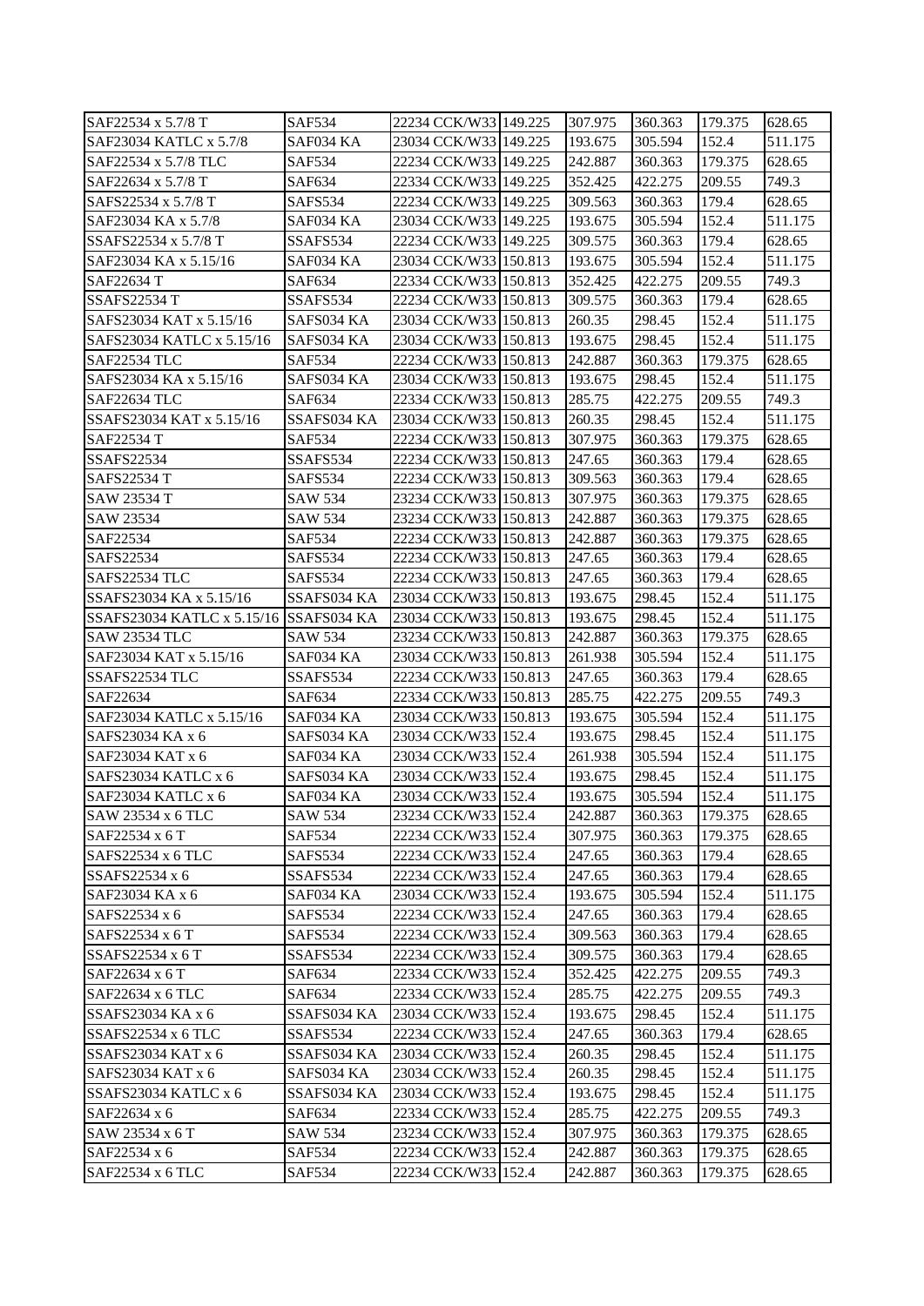| SAF22534 x 5.7/8 T | SAF534 | 22234 CCK/W33 | 149.225 | 307.975 | 360.363 | 179.375 | 628.65 |
|---|---|---|---|---|---|---|---|
| SAF23034 KATLC x 5.7/8 | SAF034 KA | 23034 CCK/W33 | 149.225 | 193.675 | 305.594 | 152.4 | 511.175 |
| SAF22534 x 5.7/8 TLC | SAF534 | 22234 CCK/W33 | 149.225 | 242.887 | 360.363 | 179.375 | 628.65 |
| SAF22634 x 5.7/8 T | SAF634 | 22334 CCK/W33 | 149.225 | 352.425 | 422.275 | 209.55 | 749.3 |
| SAFS22534 x 5.7/8 T | SAFS534 | 22234 CCK/W33 | 149.225 | 309.563 | 360.363 | 179.4 | 628.65 |
| SAF23034 KA x 5.7/8 | SAF034 KA | 23034 CCK/W33 | 149.225 | 193.675 | 305.594 | 152.4 | 511.175 |
| SSAFS22534 x 5.7/8 T | SSAFS534 | 22234 CCK/W33 | 149.225 | 309.575 | 360.363 | 179.4 | 628.65 |
| SAF23034 KA x 5.15/16 | SAF034 KA | 23034 CCK/W33 | 150.813 | 193.675 | 305.594 | 152.4 | 511.175 |
| SAF22634 T | SAF634 | 22334 CCK/W33 | 150.813 | 352.425 | 422.275 | 209.55 | 749.3 |
| SSAFS22534 T | SSAFS534 | 22234 CCK/W33 | 150.813 | 309.575 | 360.363 | 179.4 | 628.65 |
| SAFS23034 KAT x 5.15/16 | SAFS034 KA | 23034 CCK/W33 | 150.813 | 260.35 | 298.45 | 152.4 | 511.175 |
| SAFS23034 KATLC x 5.15/16 | SAFS034 KA | 23034 CCK/W33 | 150.813 | 193.675 | 298.45 | 152.4 | 511.175 |
| SAF22534 TLC | SAF534 | 22234 CCK/W33 | 150.813 | 242.887 | 360.363 | 179.375 | 628.65 |
| SAFS23034 KA x 5.15/16 | SAFS034 KA | 23034 CCK/W33 | 150.813 | 193.675 | 298.45 | 152.4 | 511.175 |
| SAF22634 TLC | SAF634 | 22334 CCK/W33 | 150.813 | 285.75 | 422.275 | 209.55 | 749.3 |
| SSAFS23034 KAT x 5.15/16 | SSAFS034 KA | 23034 CCK/W33 | 150.813 | 260.35 | 298.45 | 152.4 | 511.175 |
| SAF22534 T | SAF534 | 22234 CCK/W33 | 150.813 | 307.975 | 360.363 | 179.375 | 628.65 |
| SSAFS22534 | SSAFS534 | 22234 CCK/W33 | 150.813 | 247.65 | 360.363 | 179.4 | 628.65 |
| SAFS22534 T | SAFS534 | 22234 CCK/W33 | 150.813 | 309.563 | 360.363 | 179.4 | 628.65 |
| SAW 23534 T | SAW 534 | 23234 CCK/W33 | 150.813 | 307.975 | 360.363 | 179.375 | 628.65 |
| SAW 23534 | SAW 534 | 23234 CCK/W33 | 150.813 | 242.887 | 360.363 | 179.375 | 628.65 |
| SAF22534 | SAF534 | 22234 CCK/W33 | 150.813 | 242.887 | 360.363 | 179.375 | 628.65 |
| SAFS22534 | SAFS534 | 22234 CCK/W33 | 150.813 | 247.65 | 360.363 | 179.4 | 628.65 |
| SAFS22534 TLC | SAFS534 | 22234 CCK/W33 | 150.813 | 247.65 | 360.363 | 179.4 | 628.65 |
| SSAFS23034 KA x 5.15/16 | SSAFS034 KA | 23034 CCK/W33 | 150.813 | 193.675 | 298.45 | 152.4 | 511.175 |
| SSAFS23034 KATLC x 5.15/16 | SSAFS034 KA | 23034 CCK/W33 | 150.813 | 193.675 | 298.45 | 152.4 | 511.175 |
| SAW 23534 TLC | SAW 534 | 23234 CCK/W33 | 150.813 | 242.887 | 360.363 | 179.375 | 628.65 |
| SAF23034 KAT x 5.15/16 | SAF034 KA | 23034 CCK/W33 | 150.813 | 261.938 | 305.594 | 152.4 | 511.175 |
| SSAFS22534 TLC | SSAFS534 | 22234 CCK/W33 | 150.813 | 247.65 | 360.363 | 179.4 | 628.65 |
| SAF22634 | SAF634 | 22334 CCK/W33 | 150.813 | 285.75 | 422.275 | 209.55 | 749.3 |
| SAF23034 KATLC x 5.15/16 | SAF034 KA | 23034 CCK/W33 | 150.813 | 193.675 | 305.594 | 152.4 | 511.175 |
| SAFS23034 KA x 6 | SAFS034 KA | 23034 CCK/W33 | 152.4 | 193.675 | 298.45 | 152.4 | 511.175 |
| SAF23034 KAT x 6 | SAF034 KA | 23034 CCK/W33 | 152.4 | 261.938 | 305.594 | 152.4 | 511.175 |
| SAFS23034 KATLC x 6 | SAFS034 KA | 23034 CCK/W33 | 152.4 | 193.675 | 298.45 | 152.4 | 511.175 |
| SAF23034 KATLC x 6 | SAF034 KA | 23034 CCK/W33 | 152.4 | 193.675 | 305.594 | 152.4 | 511.175 |
| SAW 23534 x 6 TLC | SAW 534 | 23234 CCK/W33 | 152.4 | 242.887 | 360.363 | 179.375 | 628.65 |
| SAF22534 x 6 T | SAF534 | 22234 CCK/W33 | 152.4 | 307.975 | 360.363 | 179.375 | 628.65 |
| SAFS22534 x 6 TLC | SAFS534 | 22234 CCK/W33 | 152.4 | 247.65 | 360.363 | 179.4 | 628.65 |
| SSAFS22534 x 6 | SSAFS534 | 22234 CCK/W33 | 152.4 | 247.65 | 360.363 | 179.4 | 628.65 |
| SAF23034 KA x 6 | SAF034 KA | 23034 CCK/W33 | 152.4 | 193.675 | 305.594 | 152.4 | 511.175 |
| SAFS22534 x 6 | SAFS534 | 22234 CCK/W33 | 152.4 | 247.65 | 360.363 | 179.4 | 628.65 |
| SAFS22534 x 6 T | SAFS534 | 22234 CCK/W33 | 152.4 | 309.563 | 360.363 | 179.4 | 628.65 |
| SSAFS22534 x 6 T | SSAFS534 | 22234 CCK/W33 | 152.4 | 309.575 | 360.363 | 179.4 | 628.65 |
| SAF22634 x 6 T | SAF634 | 22334 CCK/W33 | 152.4 | 352.425 | 422.275 | 209.55 | 749.3 |
| SAF22634 x 6 TLC | SAF634 | 22334 CCK/W33 | 152.4 | 285.75 | 422.275 | 209.55 | 749.3 |
| SSAFS23034 KA x 6 | SSAFS034 KA | 23034 CCK/W33 | 152.4 | 193.675 | 298.45 | 152.4 | 511.175 |
| SSAFS22534 x 6 TLC | SSAFS534 | 22234 CCK/W33 | 152.4 | 247.65 | 360.363 | 179.4 | 628.65 |
| SSAFS23034 KAT x 6 | SSAFS034 KA | 23034 CCK/W33 | 152.4 | 260.35 | 298.45 | 152.4 | 511.175 |
| SAFS23034 KAT x 6 | SAFS034 KA | 23034 CCK/W33 | 152.4 | 260.35 | 298.45 | 152.4 | 511.175 |
| SSAFS23034 KATLC x 6 | SSAFS034 KA | 23034 CCK/W33 | 152.4 | 193.675 | 298.45 | 152.4 | 511.175 |
| SAF22634 x 6 | SAF634 | 22334 CCK/W33 | 152.4 | 285.75 | 422.275 | 209.55 | 749.3 |
| SAW 23534 x 6 T | SAW 534 | 23234 CCK/W33 | 152.4 | 307.975 | 360.363 | 179.375 | 628.65 |
| SAF22534 x 6 | SAF534 | 22234 CCK/W33 | 152.4 | 242.887 | 360.363 | 179.375 | 628.65 |
| SAF22534 x 6 TLC | SAF534 | 22234 CCK/W33 | 152.4 | 242.887 | 360.363 | 179.375 | 628.65 |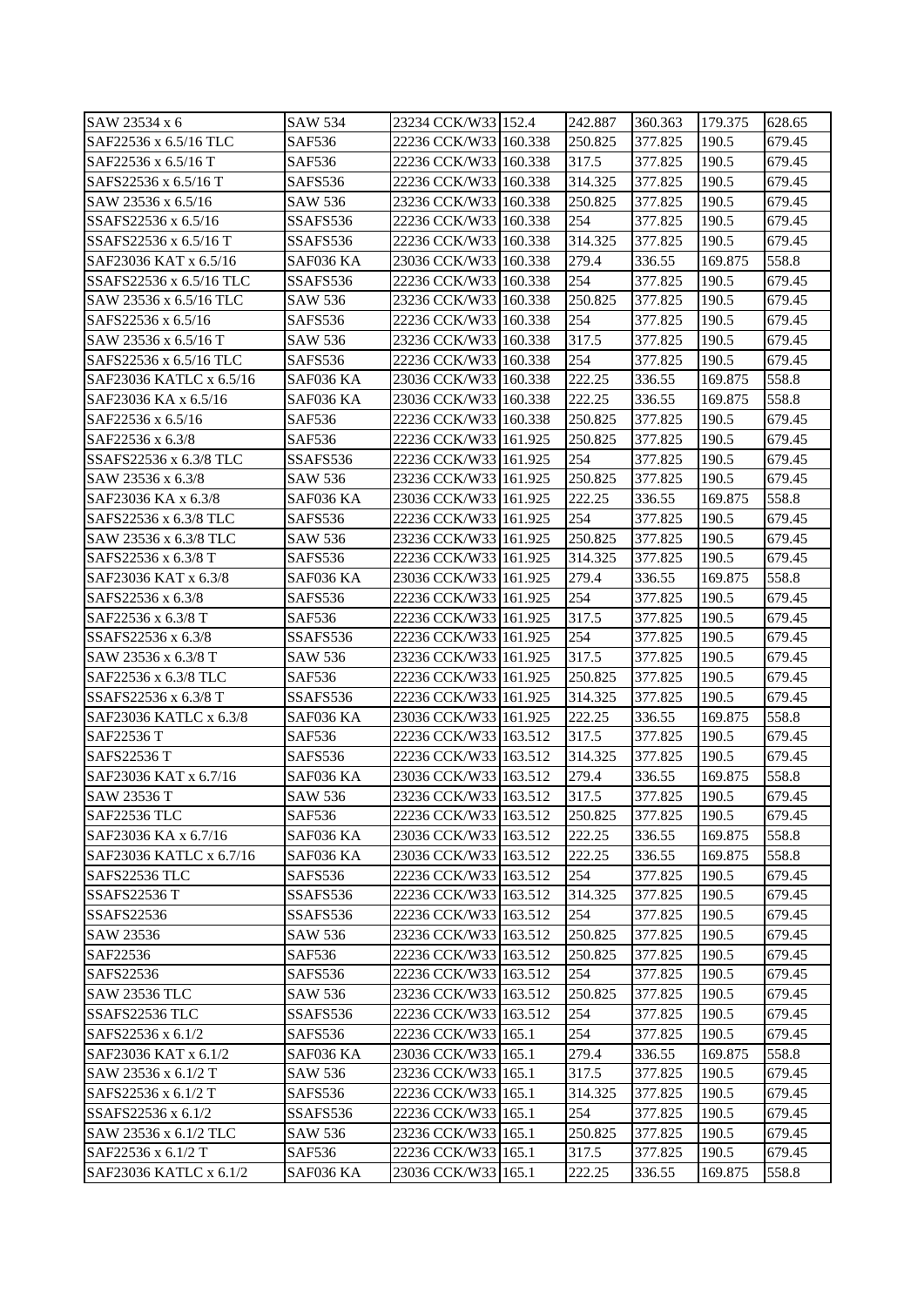| SAW 23534 x 6 | SAW 534 | 23234 CCK/W33 | 152.4 | 242.887 | 360.363 | 179.375 | 628.65 |
|---|---|---|---|---|---|---|---|
| SAF22536 x 6.5/16 TLC | SAF536 | 22236 CCK/W33 | 160.338 | 250.825 | 377.825 | 190.5 | 679.45 |
| SAF22536 x 6.5/16 T | SAF536 | 22236 CCK/W33 | 160.338 | 317.5 | 377.825 | 190.5 | 679.45 |
| SAFS22536 x 6.5/16 T | SAFS536 | 22236 CCK/W33 | 160.338 | 314.325 | 377.825 | 190.5 | 679.45 |
| SAW 23536 x 6.5/16 | SAW 536 | 23236 CCK/W33 | 160.338 | 250.825 | 377.825 | 190.5 | 679.45 |
| SSAFS22536 x 6.5/16 | SSAFS536 | 22236 CCK/W33 | 160.338 | 254 | 377.825 | 190.5 | 679.45 |
| SSAFS22536 x 6.5/16 T | SSAFS536 | 22236 CCK/W33 | 160.338 | 314.325 | 377.825 | 190.5 | 679.45 |
| SAF23036 KAT x 6.5/16 | SAF036 KA | 23036 CCK/W33 | 160.338 | 279.4 | 336.55 | 169.875 | 558.8 |
| SSAFS22536 x 6.5/16 TLC | SSAFS536 | 22236 CCK/W33 | 160.338 | 254 | 377.825 | 190.5 | 679.45 |
| SAW 23536 x 6.5/16 TLC | SAW 536 | 23236 CCK/W33 | 160.338 | 250.825 | 377.825 | 190.5 | 679.45 |
| SAFS22536 x 6.5/16 | SAFS536 | 22236 CCK/W33 | 160.338 | 254 | 377.825 | 190.5 | 679.45 |
| SAW 23536 x 6.5/16 T | SAW 536 | 23236 CCK/W33 | 160.338 | 317.5 | 377.825 | 190.5 | 679.45 |
| SAFS22536 x 6.5/16 TLC | SAFS536 | 22236 CCK/W33 | 160.338 | 254 | 377.825 | 190.5 | 679.45 |
| SAF23036 KATLC x 6.5/16 | SAF036 KA | 23036 CCK/W33 | 160.338 | 222.25 | 336.55 | 169.875 | 558.8 |
| SAF23036 KA x 6.5/16 | SAF036 KA | 23036 CCK/W33 | 160.338 | 222.25 | 336.55 | 169.875 | 558.8 |
| SAF22536 x 6.5/16 | SAF536 | 22236 CCK/W33 | 160.338 | 250.825 | 377.825 | 190.5 | 679.45 |
| SAF22536 x 6.3/8 | SAF536 | 22236 CCK/W33 | 161.925 | 250.825 | 377.825 | 190.5 | 679.45 |
| SSAFS22536 x 6.3/8 TLC | SSAFS536 | 22236 CCK/W33 | 161.925 | 254 | 377.825 | 190.5 | 679.45 |
| SAW 23536 x 6.3/8 | SAW 536 | 23236 CCK/W33 | 161.925 | 250.825 | 377.825 | 190.5 | 679.45 |
| SAF23036 KA x 6.3/8 | SAF036 KA | 23036 CCK/W33 | 161.925 | 222.25 | 336.55 | 169.875 | 558.8 |
| SAFS22536 x 6.3/8 TLC | SAFS536 | 22236 CCK/W33 | 161.925 | 254 | 377.825 | 190.5 | 679.45 |
| SAW 23536 x 6.3/8 TLC | SAW 536 | 23236 CCK/W33 | 161.925 | 250.825 | 377.825 | 190.5 | 679.45 |
| SAFS22536 x 6.3/8 T | SAFS536 | 22236 CCK/W33 | 161.925 | 314.325 | 377.825 | 190.5 | 679.45 |
| SAF23036 KAT x 6.3/8 | SAF036 KA | 23036 CCK/W33 | 161.925 | 279.4 | 336.55 | 169.875 | 558.8 |
| SAFS22536 x 6.3/8 | SAFS536 | 22236 CCK/W33 | 161.925 | 254 | 377.825 | 190.5 | 679.45 |
| SAF22536 x 6.3/8 T | SAF536 | 22236 CCK/W33 | 161.925 | 317.5 | 377.825 | 190.5 | 679.45 |
| SSAFS22536 x 6.3/8 | SSAFS536 | 22236 CCK/W33 | 161.925 | 254 | 377.825 | 190.5 | 679.45 |
| SAW 23536 x 6.3/8 T | SAW 536 | 23236 CCK/W33 | 161.925 | 317.5 | 377.825 | 190.5 | 679.45 |
| SAF22536 x 6.3/8 TLC | SAF536 | 22236 CCK/W33 | 161.925 | 250.825 | 377.825 | 190.5 | 679.45 |
| SSAFS22536 x 6.3/8 T | SSAFS536 | 22236 CCK/W33 | 161.925 | 314.325 | 377.825 | 190.5 | 679.45 |
| SAF23036 KATLC x 6.3/8 | SAF036 KA | 23036 CCK/W33 | 161.925 | 222.25 | 336.55 | 169.875 | 558.8 |
| SAF22536 T | SAF536 | 22236 CCK/W33 | 163.512 | 317.5 | 377.825 | 190.5 | 679.45 |
| SAFS22536 T | SAFS536 | 22236 CCK/W33 | 163.512 | 314.325 | 377.825 | 190.5 | 679.45 |
| SAF23036 KAT x 6.7/16 | SAF036 KA | 23036 CCK/W33 | 163.512 | 279.4 | 336.55 | 169.875 | 558.8 |
| SAW 23536 T | SAW 536 | 23236 CCK/W33 | 163.512 | 317.5 | 377.825 | 190.5 | 679.45 |
| SAF22536 TLC | SAF536 | 22236 CCK/W33 | 163.512 | 250.825 | 377.825 | 190.5 | 679.45 |
| SAF23036 KA x 6.7/16 | SAF036 KA | 23036 CCK/W33 | 163.512 | 222.25 | 336.55 | 169.875 | 558.8 |
| SAF23036 KATLC x 6.7/16 | SAF036 KA | 23036 CCK/W33 | 163.512 | 222.25 | 336.55 | 169.875 | 558.8 |
| SAFS22536 TLC | SAFS536 | 22236 CCK/W33 | 163.512 | 254 | 377.825 | 190.5 | 679.45 |
| SSAFS22536 T | SSAFS536 | 22236 CCK/W33 | 163.512 | 314.325 | 377.825 | 190.5 | 679.45 |
| SSAFS22536 | SSAFS536 | 22236 CCK/W33 | 163.512 | 254 | 377.825 | 190.5 | 679.45 |
| SAW 23536 | SAW 536 | 23236 CCK/W33 | 163.512 | 250.825 | 377.825 | 190.5 | 679.45 |
| SAF22536 | SAF536 | 22236 CCK/W33 | 163.512 | 250.825 | 377.825 | 190.5 | 679.45 |
| SAFS22536 | SAFS536 | 22236 CCK/W33 | 163.512 | 254 | 377.825 | 190.5 | 679.45 |
| SAW 23536 TLC | SAW 536 | 23236 CCK/W33 | 163.512 | 250.825 | 377.825 | 190.5 | 679.45 |
| SSAFS22536 TLC | SSAFS536 | 22236 CCK/W33 | 163.512 | 254 | 377.825 | 190.5 | 679.45 |
| SAFS22536 x 6.1/2 | SAFS536 | 22236 CCK/W33 | 165.1 | 254 | 377.825 | 190.5 | 679.45 |
| SAF23036 KAT x 6.1/2 | SAF036 KA | 23036 CCK/W33 | 165.1 | 279.4 | 336.55 | 169.875 | 558.8 |
| SAW 23536 x 6.1/2 T | SAW 536 | 23236 CCK/W33 | 165.1 | 317.5 | 377.825 | 190.5 | 679.45 |
| SAFS22536 x 6.1/2 T | SAFS536 | 22236 CCK/W33 | 165.1 | 314.325 | 377.825 | 190.5 | 679.45 |
| SSAFS22536 x 6.1/2 | SSAFS536 | 22236 CCK/W33 | 165.1 | 254 | 377.825 | 190.5 | 679.45 |
| SAW 23536 x 6.1/2 TLC | SAW 536 | 23236 CCK/W33 | 165.1 | 250.825 | 377.825 | 190.5 | 679.45 |
| SAF22536 x 6.1/2 T | SAF536 | 22236 CCK/W33 | 165.1 | 317.5 | 377.825 | 190.5 | 679.45 |
| SAF23036 KATLC x 6.1/2 | SAF036 KA | 23036 CCK/W33 | 165.1 | 222.25 | 336.55 | 169.875 | 558.8 |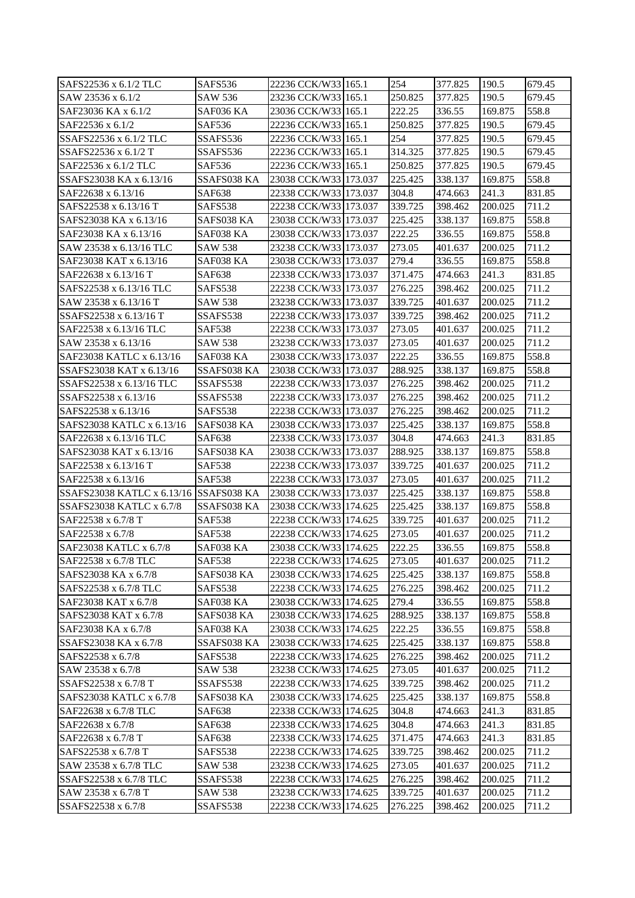| SAFS22536 x 6.1/2 TLC | SAFS536 | 22236 CCK/W33 | 165.1 | 254 | 377.825 | 190.5 | 679.45 |
|---|---|---|---|---|---|---|---|
| SAW 23536 x 6.1/2 | SAW 536 | 23236 CCK/W33 | 165.1 | 250.825 | 377.825 | 190.5 | 679.45 |
| SAF23036 KA x 6.1/2 | SAF036 KA | 23036 CCK/W33 | 165.1 | 222.25 | 336.55 | 169.875 | 558.8 |
| SAF22536 x 6.1/2 | SAF536 | 22236 CCK/W33 | 165.1 | 250.825 | 377.825 | 190.5 | 679.45 |
| SSAFS22536 x 6.1/2 TLC | SSAFS536 | 22236 CCK/W33 | 165.1 | 254 | 377.825 | 190.5 | 679.45 |
| SSAFS22536 x 6.1/2 T | SSAFS536 | 22236 CCK/W33 | 165.1 | 314.325 | 377.825 | 190.5 | 679.45 |
| SAF22536 x 6.1/2 TLC | SAF536 | 22236 CCK/W33 | 165.1 | 250.825 | 377.825 | 190.5 | 679.45 |
| SSAFS23038 KA x 6.13/16 | SSAFS038 KA | 23038 CCK/W33 | 173.037 | 225.425 | 338.137 | 169.875 | 558.8 |
| SAF22638 x 6.13/16 | SAF638 | 22338 CCK/W33 | 173.037 | 304.8 | 474.663 | 241.3 | 831.85 |
| SAFS22538 x 6.13/16 T | SAFS538 | 22238 CCK/W33 | 173.037 | 339.725 | 398.462 | 200.025 | 711.2 |
| SAFS23038 KA x 6.13/16 | SAFS038 KA | 23038 CCK/W33 | 173.037 | 225.425 | 338.137 | 169.875 | 558.8 |
| SAF23038 KA x 6.13/16 | SAF038 KA | 23038 CCK/W33 | 173.037 | 222.25 | 336.55 | 169.875 | 558.8 |
| SAW 23538 x 6.13/16 TLC | SAW 538 | 23238 CCK/W33 | 173.037 | 273.05 | 401.637 | 200.025 | 711.2 |
| SAF23038 KAT x 6.13/16 | SAF038 KA | 23038 CCK/W33 | 173.037 | 279.4 | 336.55 | 169.875 | 558.8 |
| SAF22638 x 6.13/16 T | SAF638 | 22338 CCK/W33 | 173.037 | 371.475 | 474.663 | 241.3 | 831.85 |
| SAFS22538 x 6.13/16 TLC | SAFS538 | 22238 CCK/W33 | 173.037 | 276.225 | 398.462 | 200.025 | 711.2 |
| SAW 23538 x 6.13/16 T | SAW 538 | 23238 CCK/W33 | 173.037 | 339.725 | 401.637 | 200.025 | 711.2 |
| SSAFS22538 x 6.13/16 T | SSAFS538 | 22238 CCK/W33 | 173.037 | 339.725 | 398.462 | 200.025 | 711.2 |
| SAF22538 x 6.13/16 TLC | SAF538 | 22238 CCK/W33 | 173.037 | 273.05 | 401.637 | 200.025 | 711.2 |
| SAW 23538 x 6.13/16 | SAW 538 | 23238 CCK/W33 | 173.037 | 273.05 | 401.637 | 200.025 | 711.2 |
| SAF23038 KATLC x 6.13/16 | SAF038 KA | 23038 CCK/W33 | 173.037 | 222.25 | 336.55 | 169.875 | 558.8 |
| SSAFS23038 KAT x 6.13/16 | SSAFS038 KA | 23038 CCK/W33 | 173.037 | 288.925 | 338.137 | 169.875 | 558.8 |
| SSAFS22538 x 6.13/16 TLC | SSAFS538 | 22238 CCK/W33 | 173.037 | 276.225 | 398.462 | 200.025 | 711.2 |
| SSAFS22538 x 6.13/16 | SSAFS538 | 22238 CCK/W33 | 173.037 | 276.225 | 398.462 | 200.025 | 711.2 |
| SAFS22538 x 6.13/16 | SAFS538 | 22238 CCK/W33 | 173.037 | 276.225 | 398.462 | 200.025 | 711.2 |
| SAFS23038 KATLC x 6.13/16 | SAFS038 KA | 23038 CCK/W33 | 173.037 | 225.425 | 338.137 | 169.875 | 558.8 |
| SAF22638 x 6.13/16 TLC | SAF638 | 22338 CCK/W33 | 173.037 | 304.8 | 474.663 | 241.3 | 831.85 |
| SAFS23038 KAT x 6.13/16 | SAFS038 KA | 23038 CCK/W33 | 173.037 | 288.925 | 338.137 | 169.875 | 558.8 |
| SAF22538 x 6.13/16 T | SAF538 | 22238 CCK/W33 | 173.037 | 339.725 | 401.637 | 200.025 | 711.2 |
| SAF22538 x 6.13/16 | SAF538 | 22238 CCK/W33 | 173.037 | 273.05 | 401.637 | 200.025 | 711.2 |
| SSAFS23038 KATLC x 6.13/16 | SSAFS038 KA | 23038 CCK/W33 | 173.037 | 225.425 | 338.137 | 169.875 | 558.8 |
| SSAFS23038 KATLC x 6.7/8 | SSAFS038 KA | 23038 CCK/W33 | 174.625 | 225.425 | 338.137 | 169.875 | 558.8 |
| SAF22538 x 6.7/8 T | SAF538 | 22238 CCK/W33 | 174.625 | 339.725 | 401.637 | 200.025 | 711.2 |
| SAF22538 x 6.7/8 | SAF538 | 22238 CCK/W33 | 174.625 | 273.05 | 401.637 | 200.025 | 711.2 |
| SAF23038 KATLC x 6.7/8 | SAF038 KA | 23038 CCK/W33 | 174.625 | 222.25 | 336.55 | 169.875 | 558.8 |
| SAF22538 x 6.7/8 TLC | SAF538 | 22238 CCK/W33 | 174.625 | 273.05 | 401.637 | 200.025 | 711.2 |
| SAFS23038 KA x 6.7/8 | SAFS038 KA | 23038 CCK/W33 | 174.625 | 225.425 | 338.137 | 169.875 | 558.8 |
| SAFS22538 x 6.7/8 TLC | SAFS538 | 22238 CCK/W33 | 174.625 | 276.225 | 398.462 | 200.025 | 711.2 |
| SAF23038 KAT x 6.7/8 | SAF038 KA | 23038 CCK/W33 | 174.625 | 279.4 | 336.55 | 169.875 | 558.8 |
| SAFS23038 KAT x 6.7/8 | SAFS038 KA | 23038 CCK/W33 | 174.625 | 288.925 | 338.137 | 169.875 | 558.8 |
| SAF23038 KA x 6.7/8 | SAF038 KA | 23038 CCK/W33 | 174.625 | 222.25 | 336.55 | 169.875 | 558.8 |
| SSAFS23038 KA x 6.7/8 | SSAFS038 KA | 23038 CCK/W33 | 174.625 | 225.425 | 338.137 | 169.875 | 558.8 |
| SAFS22538 x 6.7/8 | SAFS538 | 22238 CCK/W33 | 174.625 | 276.225 | 398.462 | 200.025 | 711.2 |
| SAW 23538 x 6.7/8 | SAW 538 | 23238 CCK/W33 | 174.625 | 273.05 | 401.637 | 200.025 | 711.2 |
| SSAFS22538 x 6.7/8 T | SSAFS538 | 22238 CCK/W33 | 174.625 | 339.725 | 398.462 | 200.025 | 711.2 |
| SAFS23038 KATLC x 6.7/8 | SAFS038 KA | 23038 CCK/W33 | 174.625 | 225.425 | 338.137 | 169.875 | 558.8 |
| SAF22638 x 6.7/8 TLC | SAF638 | 22338 CCK/W33 | 174.625 | 304.8 | 474.663 | 241.3 | 831.85 |
| SAF22638 x 6.7/8 | SAF638 | 22338 CCK/W33 | 174.625 | 304.8 | 474.663 | 241.3 | 831.85 |
| SAF22638 x 6.7/8 T | SAF638 | 22338 CCK/W33 | 174.625 | 371.475 | 474.663 | 241.3 | 831.85 |
| SAFS22538 x 6.7/8 T | SAFS538 | 22238 CCK/W33 | 174.625 | 339.725 | 398.462 | 200.025 | 711.2 |
| SAW 23538 x 6.7/8 TLC | SAW 538 | 23238 CCK/W33 | 174.625 | 273.05 | 401.637 | 200.025 | 711.2 |
| SSAFS22538 x 6.7/8 TLC | SSAFS538 | 22238 CCK/W33 | 174.625 | 276.225 | 398.462 | 200.025 | 711.2 |
| SAW 23538 x 6.7/8 T | SAW 538 | 23238 CCK/W33 | 174.625 | 339.725 | 401.637 | 200.025 | 711.2 |
| SSAFS22538 x 6.7/8 | SSAFS538 | 22238 CCK/W33 | 174.625 | 276.225 | 398.462 | 200.025 | 711.2 |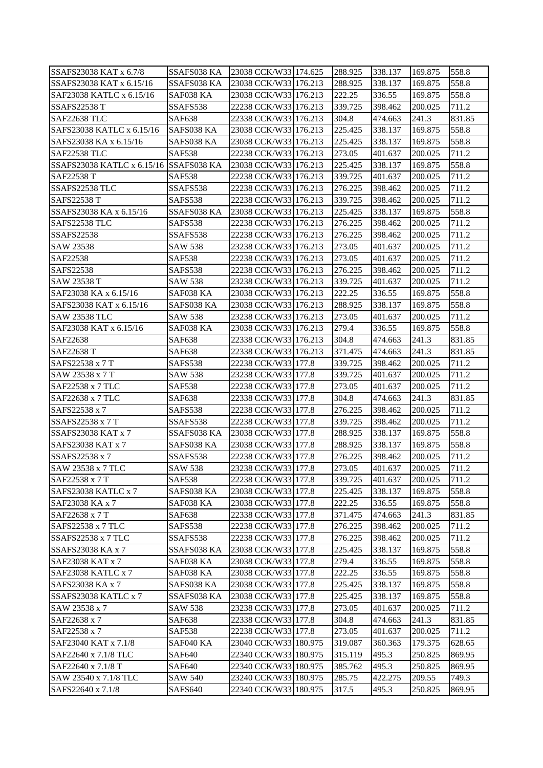| SSAFS23038 KAT x 6.7/8 | SSAFS038 KA | 23038 CCK/W33 | 174.625 | 288.925 | 338.137 | 169.875 | 558.8 |
|---|---|---|---|---|---|---|---|
| SSAFS23038 KAT x 6.15/16 | SSAFS038 KA | 23038 CCK/W33 | 176.213 | 288.925 | 338.137 | 169.875 | 558.8 |
| SAF23038 KATLC x 6.15/16 | SAF038 KA | 23038 CCK/W33 | 176.213 | 222.25 | 336.55 | 169.875 | 558.8 |
| SSAFS22538 T | SSAFS538 | 22238 CCK/W33 | 176.213 | 339.725 | 398.462 | 200.025 | 711.2 |
| SAF22638 TLC | SAF638 | 22338 CCK/W33 | 176.213 | 304.8 | 474.663 | 241.3 | 831.85 |
| SAFS23038 KATLC x 6.15/16 | SAFS038 KA | 23038 CCK/W33 | 176.213 | 225.425 | 338.137 | 169.875 | 558.8 |
| SAFS23038 KA x 6.15/16 | SAFS038 KA | 23038 CCK/W33 | 176.213 | 225.425 | 338.137 | 169.875 | 558.8 |
| SAF22538 TLC | SAF538 | 22238 CCK/W33 | 176.213 | 273.05 | 401.637 | 200.025 | 711.2 |
| SSAFS23038 KATLC x 6.15/16 | SSAFS038 KA | 23038 CCK/W33 | 176.213 | 225.425 | 338.137 | 169.875 | 558.8 |
| SAF22538 T | SAF538 | 22238 CCK/W33 | 176.213 | 339.725 | 401.637 | 200.025 | 711.2 |
| SSAFS22538 TLC | SSAFS538 | 22238 CCK/W33 | 176.213 | 276.225 | 398.462 | 200.025 | 711.2 |
| SAFS22538 T | SAFS538 | 22238 CCK/W33 | 176.213 | 339.725 | 398.462 | 200.025 | 711.2 |
| SSAFS23038 KA x 6.15/16 | SSAFS038 KA | 23038 CCK/W33 | 176.213 | 225.425 | 338.137 | 169.875 | 558.8 |
| SAFS22538 TLC | SAFS538 | 22238 CCK/W33 | 176.213 | 276.225 | 398.462 | 200.025 | 711.2 |
| SSAFS22538 | SSAFS538 | 22238 CCK/W33 | 176.213 | 276.225 | 398.462 | 200.025 | 711.2 |
| SAW 23538 | SAW 538 | 23238 CCK/W33 | 176.213 | 273.05 | 401.637 | 200.025 | 711.2 |
| SAF22538 | SAF538 | 22238 CCK/W33 | 176.213 | 273.05 | 401.637 | 200.025 | 711.2 |
| SAFS22538 | SAFS538 | 22238 CCK/W33 | 176.213 | 276.225 | 398.462 | 200.025 | 711.2 |
| SAW 23538 T | SAW 538 | 23238 CCK/W33 | 176.213 | 339.725 | 401.637 | 200.025 | 711.2 |
| SAF23038 KA x 6.15/16 | SAF038 KA | 23038 CCK/W33 | 176.213 | 222.25 | 336.55 | 169.875 | 558.8 |
| SAFS23038 KAT x 6.15/16 | SAFS038 KA | 23038 CCK/W33 | 176.213 | 288.925 | 338.137 | 169.875 | 558.8 |
| SAW 23538 TLC | SAW 538 | 23238 CCK/W33 | 176.213 | 273.05 | 401.637 | 200.025 | 711.2 |
| SAF23038 KAT x 6.15/16 | SAF038 KA | 23038 CCK/W33 | 176.213 | 279.4 | 336.55 | 169.875 | 558.8 |
| SAF22638 | SAF638 | 22338 CCK/W33 | 176.213 | 304.8 | 474.663 | 241.3 | 831.85 |
| SAF22638 T | SAF638 | 22338 CCK/W33 | 176.213 | 371.475 | 474.663 | 241.3 | 831.85 |
| SAFS22538 x 7 T | SAFS538 | 22238 CCK/W33 | 177.8 | 339.725 | 398.462 | 200.025 | 711.2 |
| SAW 23538 x 7 T | SAW 538 | 23238 CCK/W33 | 177.8 | 339.725 | 401.637 | 200.025 | 711.2 |
| SAF22538 x 7 TLC | SAF538 | 22238 CCK/W33 | 177.8 | 273.05 | 401.637 | 200.025 | 711.2 |
| SAF22638 x 7 TLC | SAF638 | 22338 CCK/W33 | 177.8 | 304.8 | 474.663 | 241.3 | 831.85 |
| SAFS22538 x 7 | SAFS538 | 22238 CCK/W33 | 177.8 | 276.225 | 398.462 | 200.025 | 711.2 |
| SSAFS22538 x 7 T | SSAFS538 | 22238 CCK/W33 | 177.8 | 339.725 | 398.462 | 200.025 | 711.2 |
| SSAFS23038 KAT x 7 | SSAFS038 KA | 23038 CCK/W33 | 177.8 | 288.925 | 338.137 | 169.875 | 558.8 |
| SAFS23038 KAT x 7 | SAFS038 KA | 23038 CCK/W33 | 177.8 | 288.925 | 338.137 | 169.875 | 558.8 |
| SSAFS22538 x 7 | SSAFS538 | 22238 CCK/W33 | 177.8 | 276.225 | 398.462 | 200.025 | 711.2 |
| SAW 23538 x 7 TLC | SAW 538 | 23238 CCK/W33 | 177.8 | 273.05 | 401.637 | 200.025 | 711.2 |
| SAF22538 x 7 T | SAF538 | 22238 CCK/W33 | 177.8 | 339.725 | 401.637 | 200.025 | 711.2 |
| SAFS23038 KATLC x 7 | SAFS038 KA | 23038 CCK/W33 | 177.8 | 225.425 | 338.137 | 169.875 | 558.8 |
| SAF23038 KA x 7 | SAF038 KA | 23038 CCK/W33 | 177.8 | 222.25 | 336.55 | 169.875 | 558.8 |
| SAF22638 x 7 T | SAF638 | 22338 CCK/W33 | 177.8 | 371.475 | 474.663 | 241.3 | 831.85 |
| SAFS22538 x 7 TLC | SAFS538 | 22238 CCK/W33 | 177.8 | 276.225 | 398.462 | 200.025 | 711.2 |
| SSAFS22538 x 7 TLC | SSAFS538 | 22238 CCK/W33 | 177.8 | 276.225 | 398.462 | 200.025 | 711.2 |
| SSAFS23038 KA x 7 | SSAFS038 KA | 23038 CCK/W33 | 177.8 | 225.425 | 338.137 | 169.875 | 558.8 |
| SAF23038 KAT x 7 | SAF038 KA | 23038 CCK/W33 | 177.8 | 279.4 | 336.55 | 169.875 | 558.8 |
| SAF23038 KATLC x 7 | SAF038 KA | 23038 CCK/W33 | 177.8 | 222.25 | 336.55 | 169.875 | 558.8 |
| SAFS23038 KA x 7 | SAFS038 KA | 23038 CCK/W33 | 177.8 | 225.425 | 338.137 | 169.875 | 558.8 |
| SSAFS23038 KATLC x 7 | SSAFS038 KA | 23038 CCK/W33 | 177.8 | 225.425 | 338.137 | 169.875 | 558.8 |
| SAW 23538 x 7 | SAW 538 | 23238 CCK/W33 | 177.8 | 273.05 | 401.637 | 200.025 | 711.2 |
| SAF22638 x 7 | SAF638 | 22338 CCK/W33 | 177.8 | 304.8 | 474.663 | 241.3 | 831.85 |
| SAF22538 x 7 | SAF538 | 22238 CCK/W33 | 177.8 | 273.05 | 401.637 | 200.025 | 711.2 |
| SAF23040 KAT x 7.1/8 | SAF040 KA | 23040 CCK/W33 | 180.975 | 319.087 | 360.363 | 179.375 | 628.65 |
| SAF22640 x 7.1/8 TLC | SAF640 | 22340 CCK/W33 | 180.975 | 315.119 | 495.3 | 250.825 | 869.95 |
| SAF22640 x 7.1/8 T | SAF640 | 22340 CCK/W33 | 180.975 | 385.762 | 495.3 | 250.825 | 869.95 |
| SAW 23540 x 7.1/8 TLC | SAW 540 | 23240 CCK/W33 | 180.975 | 285.75 | 422.275 | 209.55 | 749.3 |
| SAFS22640 x 7.1/8 | SAFS640 | 22340 CCK/W33 | 180.975 | 317.5 | 495.3 | 250.825 | 869.95 |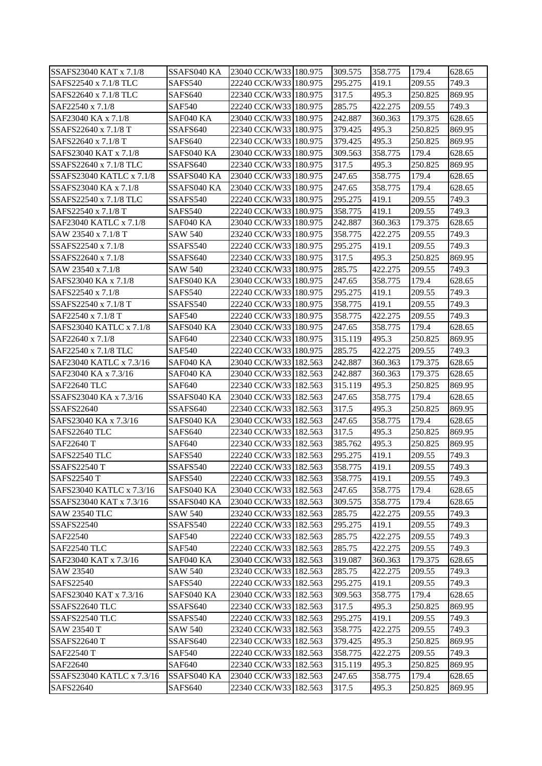| SSAFS23040 KAT x 7.1/8 | SSAFS040 KA | 23040 CCK/W33 | 180.975 | 309.575 | 358.775 | 179.4 | 628.65 |
|---|---|---|---|---|---|---|---|
| SAFS22540 x 7.1/8 TLC | SAFS540 | 22240 CCK/W33 | 180.975 | 295.275 | 419.1 | 209.55 | 749.3 |
| SAFS22640 x 7.1/8 TLC | SAFS640 | 22340 CCK/W33 | 180.975 | 317.5 | 495.3 | 250.825 | 869.95 |
| SAF22540 x 7.1/8 | SAF540 | 22240 CCK/W33 | 180.975 | 285.75 | 422.275 | 209.55 | 749.3 |
| SAF23040 KA x 7.1/8 | SAF040 KA | 23040 CCK/W33 | 180.975 | 242.887 | 360.363 | 179.375 | 628.65 |
| SSAFS22640 x 7.1/8 T | SSAFS640 | 22340 CCK/W33 | 180.975 | 379.425 | 495.3 | 250.825 | 869.95 |
| SAFS22640 x 7.1/8 T | SAFS640 | 22340 CCK/W33 | 180.975 | 379.425 | 495.3 | 250.825 | 869.95 |
| SAFS23040 KAT x 7.1/8 | SAFS040 KA | 23040 CCK/W33 | 180.975 | 309.563 | 358.775 | 179.4 | 628.65 |
| SSAFS22640 x 7.1/8 TLC | SSAFS640 | 22340 CCK/W33 | 180.975 | 317.5 | 495.3 | 250.825 | 869.95 |
| SSAFS23040 KATLC x 7.1/8 | SSAFS040 KA | 23040 CCK/W33 | 180.975 | 247.65 | 358.775 | 179.4 | 628.65 |
| SSAFS23040 KA x 7.1/8 | SSAFS040 KA | 23040 CCK/W33 | 180.975 | 247.65 | 358.775 | 179.4 | 628.65 |
| SSAFS22540 x 7.1/8 TLC | SSAFS540 | 22240 CCK/W33 | 180.975 | 295.275 | 419.1 | 209.55 | 749.3 |
| SAFS22540 x 7.1/8 T | SAFS540 | 22240 CCK/W33 | 180.975 | 358.775 | 419.1 | 209.55 | 749.3 |
| SAF23040 KATLC x 7.1/8 | SAF040 KA | 23040 CCK/W33 | 180.975 | 242.887 | 360.363 | 179.375 | 628.65 |
| SAW 23540 x 7.1/8 T | SAW 540 | 23240 CCK/W33 | 180.975 | 358.775 | 422.275 | 209.55 | 749.3 |
| SSAFS22540 x 7.1/8 | SSAFS540 | 22240 CCK/W33 | 180.975 | 295.275 | 419.1 | 209.55 | 749.3 |
| SSAFS22640 x 7.1/8 | SSAFS640 | 22340 CCK/W33 | 180.975 | 317.5 | 495.3 | 250.825 | 869.95 |
| SAW 23540 x 7.1/8 | SAW 540 | 23240 CCK/W33 | 180.975 | 285.75 | 422.275 | 209.55 | 749.3 |
| SAFS23040 KA x 7.1/8 | SAFS040 KA | 23040 CCK/W33 | 180.975 | 247.65 | 358.775 | 179.4 | 628.65 |
| SAFS22540 x 7.1/8 | SAFS540 | 22240 CCK/W33 | 180.975 | 295.275 | 419.1 | 209.55 | 749.3 |
| SSAFS22540 x 7.1/8 T | SSAFS540 | 22240 CCK/W33 | 180.975 | 358.775 | 419.1 | 209.55 | 749.3 |
| SAF22540 x 7.1/8 T | SAF540 | 22240 CCK/W33 | 180.975 | 358.775 | 422.275 | 209.55 | 749.3 |
| SAFS23040 KATLC x 7.1/8 | SAFS040 KA | 23040 CCK/W33 | 180.975 | 247.65 | 358.775 | 179.4 | 628.65 |
| SAF22640 x 7.1/8 | SAF640 | 22340 CCK/W33 | 180.975 | 315.119 | 495.3 | 250.825 | 869.95 |
| SAF22540 x 7.1/8 TLC | SAF540 | 22240 CCK/W33 | 180.975 | 285.75 | 422.275 | 209.55 | 749.3 |
| SAF23040 KATLC x 7.3/16 | SAF040 KA | 23040 CCK/W33 | 182.563 | 242.887 | 360.363 | 179.375 | 628.65 |
| SAF23040 KA x 7.3/16 | SAF040 KA | 23040 CCK/W33 | 182.563 | 242.887 | 360.363 | 179.375 | 628.65 |
| SAF22640 TLC | SAF640 | 22340 CCK/W33 | 182.563 | 315.119 | 495.3 | 250.825 | 869.95 |
| SSAFS23040 KA x 7.3/16 | SSAFS040 KA | 23040 CCK/W33 | 182.563 | 247.65 | 358.775 | 179.4 | 628.65 |
| SSAFS22640 | SSAFS640 | 22340 CCK/W33 | 182.563 | 317.5 | 495.3 | 250.825 | 869.95 |
| SAFS23040 KA x 7.3/16 | SAFS040 KA | 23040 CCK/W33 | 182.563 | 247.65 | 358.775 | 179.4 | 628.65 |
| SAFS22640 TLC | SAFS640 | 22340 CCK/W33 | 182.563 | 317.5 | 495.3 | 250.825 | 869.95 |
| SAF22640 T | SAF640 | 22340 CCK/W33 | 182.563 | 385.762 | 495.3 | 250.825 | 869.95 |
| SAFS22540 TLC | SAFS540 | 22240 CCK/W33 | 182.563 | 295.275 | 419.1 | 209.55 | 749.3 |
| SSAFS22540 T | SSAFS540 | 22240 CCK/W33 | 182.563 | 358.775 | 419.1 | 209.55 | 749.3 |
| SAFS22540 T | SAFS540 | 22240 CCK/W33 | 182.563 | 358.775 | 419.1 | 209.55 | 749.3 |
| SAFS23040 KATLC x 7.3/16 | SAFS040 KA | 23040 CCK/W33 | 182.563 | 247.65 | 358.775 | 179.4 | 628.65 |
| SSAFS23040 KAT x 7.3/16 | SSAFS040 KA | 23040 CCK/W33 | 182.563 | 309.575 | 358.775 | 179.4 | 628.65 |
| SAW 23540 TLC | SAW 540 | 23240 CCK/W33 | 182.563 | 285.75 | 422.275 | 209.55 | 749.3 |
| SSAFS22540 | SSAFS540 | 22240 CCK/W33 | 182.563 | 295.275 | 419.1 | 209.55 | 749.3 |
| SAF22540 | SAF540 | 22240 CCK/W33 | 182.563 | 285.75 | 422.275 | 209.55 | 749.3 |
| SAF22540 TLC | SAF540 | 22240 CCK/W33 | 182.563 | 285.75 | 422.275 | 209.55 | 749.3 |
| SAF23040 KAT x 7.3/16 | SAF040 KA | 23040 CCK/W33 | 182.563 | 319.087 | 360.363 | 179.375 | 628.65 |
| SAW 23540 | SAW 540 | 23240 CCK/W33 | 182.563 | 285.75 | 422.275 | 209.55 | 749.3 |
| SAFS22540 | SAFS540 | 22240 CCK/W33 | 182.563 | 295.275 | 419.1 | 209.55 | 749.3 |
| SAFS23040 KAT x 7.3/16 | SAFS040 KA | 23040 CCK/W33 | 182.563 | 309.563 | 358.775 | 179.4 | 628.65 |
| SSAFS22640 TLC | SSAFS640 | 22340 CCK/W33 | 182.563 | 317.5 | 495.3 | 250.825 | 869.95 |
| SSAFS22540 TLC | SSAFS540 | 22240 CCK/W33 | 182.563 | 295.275 | 419.1 | 209.55 | 749.3 |
| SAW 23540 T | SAW 540 | 23240 CCK/W33 | 182.563 | 358.775 | 422.275 | 209.55 | 749.3 |
| SSAFS22640 T | SSAFS640 | 22340 CCK/W33 | 182.563 | 379.425 | 495.3 | 250.825 | 869.95 |
| SAF22540 T | SAF540 | 22240 CCK/W33 | 182.563 | 358.775 | 422.275 | 209.55 | 749.3 |
| SAF22640 | SAF640 | 22340 CCK/W33 | 182.563 | 315.119 | 495.3 | 250.825 | 869.95 |
| SSAFS23040 KATLC x 7.3/16 | SSAFS040 KA | 23040 CCK/W33 | 182.563 | 247.65 | 358.775 | 179.4 | 628.65 |
| SAFS22640 | SAFS640 | 22340 CCK/W33 | 182.563 | 317.5 | 495.3 | 250.825 | 869.95 |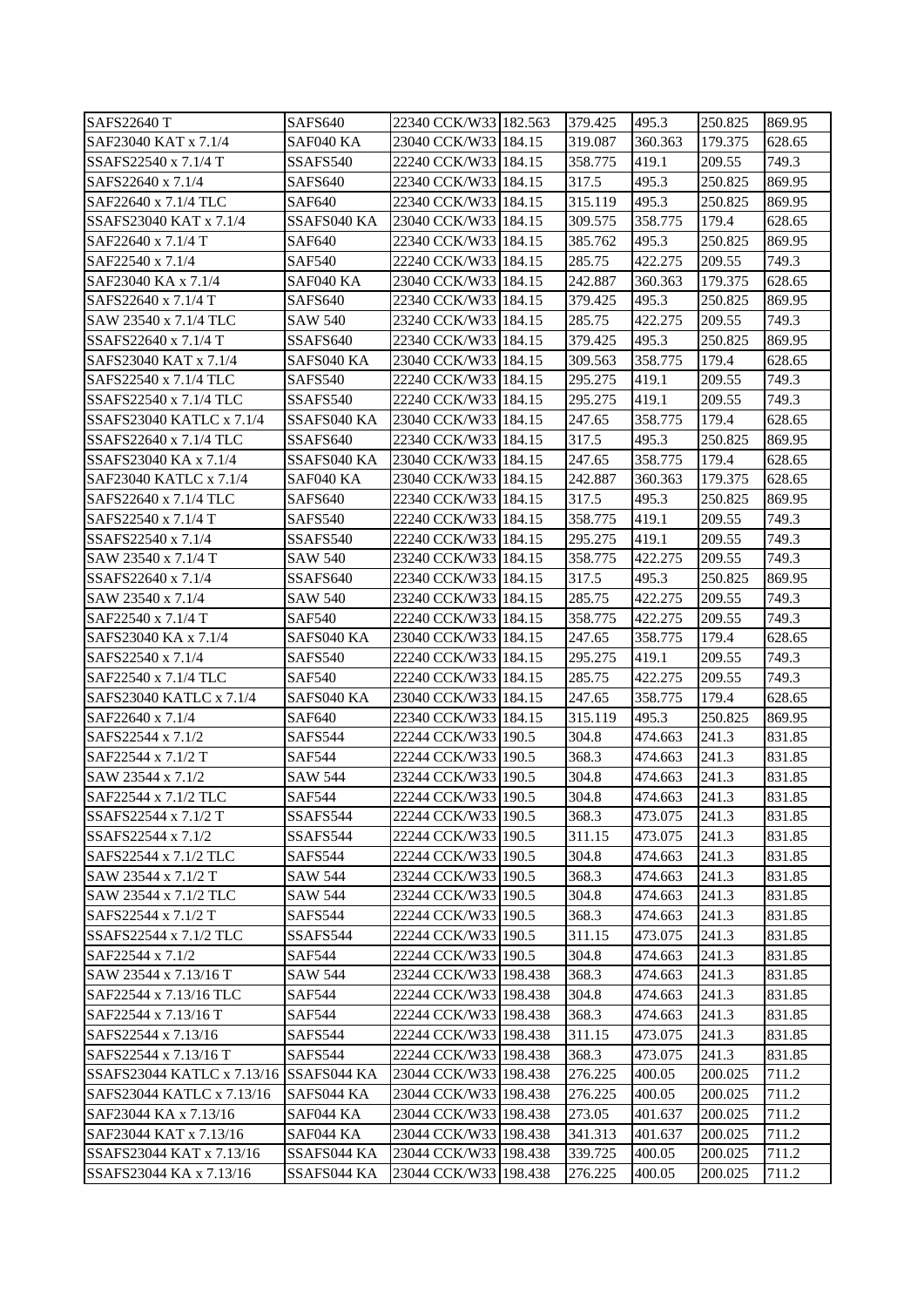| | | | | | | | |
|---|---|---|---|---|---|---|---|
| SAFS22640 T | SAFS640 | 22340 CCK/W33 | 182.563 | 379.425 | 495.3 | 250.825 | 869.95 |
| SAF23040 KAT x 7.1/4 | SAF040 KA | 23040 CCK/W33 | 184.15 | 319.087 | 360.363 | 179.375 | 628.65 |
| SSAFS22540 x 7.1/4 T | SSAFS540 | 22240 CCK/W33 | 184.15 | 358.775 | 419.1 | 209.55 | 749.3 |
| SAFS22640 x 7.1/4 | SAFS640 | 22340 CCK/W33 | 184.15 | 317.5 | 495.3 | 250.825 | 869.95 |
| SAF22640 x 7.1/4 TLC | SAF640 | 22340 CCK/W33 | 184.15 | 315.119 | 495.3 | 250.825 | 869.95 |
| SSAFS23040 KAT x 7.1/4 | SSAFS040 KA | 23040 CCK/W33 | 184.15 | 309.575 | 358.775 | 179.4 | 628.65 |
| SAF22640 x 7.1/4 T | SAF640 | 22340 CCK/W33 | 184.15 | 385.762 | 495.3 | 250.825 | 869.95 |
| SAF22540 x 7.1/4 | SAF540 | 22240 CCK/W33 | 184.15 | 285.75 | 422.275 | 209.55 | 749.3 |
| SAF23040 KA x 7.1/4 | SAF040 KA | 23040 CCK/W33 | 184.15 | 242.887 | 360.363 | 179.375 | 628.65 |
| SAFS22640 x 7.1/4 T | SAFS640 | 22340 CCK/W33 | 184.15 | 379.425 | 495.3 | 250.825 | 869.95 |
| SAW 23540 x 7.1/4 TLC | SAW 540 | 23240 CCK/W33 | 184.15 | 285.75 | 422.275 | 209.55 | 749.3 |
| SSAFS22640 x 7.1/4 T | SSAFS640 | 22340 CCK/W33 | 184.15 | 379.425 | 495.3 | 250.825 | 869.95 |
| SAFS23040 KAT x 7.1/4 | SAFS040 KA | 23040 CCK/W33 | 184.15 | 309.563 | 358.775 | 179.4 | 628.65 |
| SAFS22540 x 7.1/4 TLC | SAFS540 | 22240 CCK/W33 | 184.15 | 295.275 | 419.1 | 209.55 | 749.3 |
| SSAFS22540 x 7.1/4 TLC | SSAFS540 | 22240 CCK/W33 | 184.15 | 295.275 | 419.1 | 209.55 | 749.3 |
| SSAFS23040 KATLC x 7.1/4 | SSAFS040 KA | 23040 CCK/W33 | 184.15 | 247.65 | 358.775 | 179.4 | 628.65 |
| SSAFS22640 x 7.1/4 TLC | SSAFS640 | 22340 CCK/W33 | 184.15 | 317.5 | 495.3 | 250.825 | 869.95 |
| SSAFS23040 KA x 7.1/4 | SSAFS040 KA | 23040 CCK/W33 | 184.15 | 247.65 | 358.775 | 179.4 | 628.65 |
| SAF23040 KATLC x 7.1/4 | SAF040 KA | 23040 CCK/W33 | 184.15 | 242.887 | 360.363 | 179.375 | 628.65 |
| SAFS22640 x 7.1/4 TLC | SAFS640 | 22340 CCK/W33 | 184.15 | 317.5 | 495.3 | 250.825 | 869.95 |
| SAFS22540 x 7.1/4 T | SAFS540 | 22240 CCK/W33 | 184.15 | 358.775 | 419.1 | 209.55 | 749.3 |
| SSAFS22540 x 7.1/4 | SSAFS540 | 22240 CCK/W33 | 184.15 | 295.275 | 419.1 | 209.55 | 749.3 |
| SAW 23540 x 7.1/4 T | SAW 540 | 23240 CCK/W33 | 184.15 | 358.775 | 422.275 | 209.55 | 749.3 |
| SSAFS22640 x 7.1/4 | SSAFS640 | 22340 CCK/W33 | 184.15 | 317.5 | 495.3 | 250.825 | 869.95 |
| SAW 23540 x 7.1/4 | SAW 540 | 23240 CCK/W33 | 184.15 | 285.75 | 422.275 | 209.55 | 749.3 |
| SAF22540 x 7.1/4 T | SAF540 | 22240 CCK/W33 | 184.15 | 358.775 | 422.275 | 209.55 | 749.3 |
| SAFS23040 KA x 7.1/4 | SAFS040 KA | 23040 CCK/W33 | 184.15 | 247.65 | 358.775 | 179.4 | 628.65 |
| SAFS22540 x 7.1/4 | SAFS540 | 22240 CCK/W33 | 184.15 | 295.275 | 419.1 | 209.55 | 749.3 |
| SAF22540 x 7.1/4 TLC | SAF540 | 22240 CCK/W33 | 184.15 | 285.75 | 422.275 | 209.55 | 749.3 |
| SAFS23040 KATLC x 7.1/4 | SAFS040 KA | 23040 CCK/W33 | 184.15 | 247.65 | 358.775 | 179.4 | 628.65 |
| SAF22640 x 7.1/4 | SAF640 | 22340 CCK/W33 | 184.15 | 315.119 | 495.3 | 250.825 | 869.95 |
| SAFS22544 x 7.1/2 | SAFS544 | 22244 CCK/W33 | 190.5 | 304.8 | 474.663 | 241.3 | 831.85 |
| SAF22544 x 7.1/2 T | SAF544 | 22244 CCK/W33 | 190.5 | 368.3 | 474.663 | 241.3 | 831.85 |
| SAW 23544 x 7.1/2 | SAW 544 | 23244 CCK/W33 | 190.5 | 304.8 | 474.663 | 241.3 | 831.85 |
| SAF22544 x 7.1/2 TLC | SAF544 | 22244 CCK/W33 | 190.5 | 304.8 | 474.663 | 241.3 | 831.85 |
| SSAFS22544 x 7.1/2 T | SSAFS544 | 22244 CCK/W33 | 190.5 | 368.3 | 473.075 | 241.3 | 831.85 |
| SSAFS22544 x 7.1/2 | SSAFS544 | 22244 CCK/W33 | 190.5 | 311.15 | 473.075 | 241.3 | 831.85 |
| SAFS22544 x 7.1/2 TLC | SAFS544 | 22244 CCK/W33 | 190.5 | 304.8 | 474.663 | 241.3 | 831.85 |
| SAW 23544 x 7.1/2 T | SAW 544 | 23244 CCK/W33 | 190.5 | 368.3 | 474.663 | 241.3 | 831.85 |
| SAW 23544 x 7.1/2 TLC | SAW 544 | 23244 CCK/W33 | 190.5 | 304.8 | 474.663 | 241.3 | 831.85 |
| SAFS22544 x 7.1/2 T | SAFS544 | 22244 CCK/W33 | 190.5 | 368.3 | 474.663 | 241.3 | 831.85 |
| SSAFS22544 x 7.1/2 TLC | SSAFS544 | 22244 CCK/W33 | 190.5 | 311.15 | 473.075 | 241.3 | 831.85 |
| SAF22544 x 7.1/2 | SAF544 | 22244 CCK/W33 | 190.5 | 304.8 | 474.663 | 241.3 | 831.85 |
| SAW 23544 x 7.13/16 T | SAW 544 | 23244 CCK/W33 | 198.438 | 368.3 | 474.663 | 241.3 | 831.85 |
| SAF22544 x 7.13/16 TLC | SAF544 | 22244 CCK/W33 | 198.438 | 304.8 | 474.663 | 241.3 | 831.85 |
| SAF22544 x 7.13/16 T | SAF544 | 22244 CCK/W33 | 198.438 | 368.3 | 474.663 | 241.3 | 831.85 |
| SAFS22544 x 7.13/16 | SAFS544 | 22244 CCK/W33 | 198.438 | 311.15 | 473.075 | 241.3 | 831.85 |
| SAFS22544 x 7.13/16 T | SAFS544 | 22244 CCK/W33 | 198.438 | 368.3 | 473.075 | 241.3 | 831.85 |
| SSAFS23044 KATLC x 7.13/16 | SSAFS044 KA | 23044 CCK/W33 | 198.438 | 276.225 | 400.05 | 200.025 | 711.2 |
| SAFS23044 KATLC x 7.13/16 | SAFS044 KA | 23044 CCK/W33 | 198.438 | 276.225 | 400.05 | 200.025 | 711.2 |
| SAF23044 KA x 7.13/16 | SAF044 KA | 23044 CCK/W33 | 198.438 | 273.05 | 401.637 | 200.025 | 711.2 |
| SAF23044 KAT x 7.13/16 | SAF044 KA | 23044 CCK/W33 | 198.438 | 341.313 | 401.637 | 200.025 | 711.2 |
| SSAFS23044 KAT x 7.13/16 | SSAFS044 KA | 23044 CCK/W33 | 198.438 | 339.725 | 400.05 | 200.025 | 711.2 |
| SSAFS23044 KA x 7.13/16 | SSAFS044 KA | 23044 CCK/W33 | 198.438 | 276.225 | 400.05 | 200.025 | 711.2 |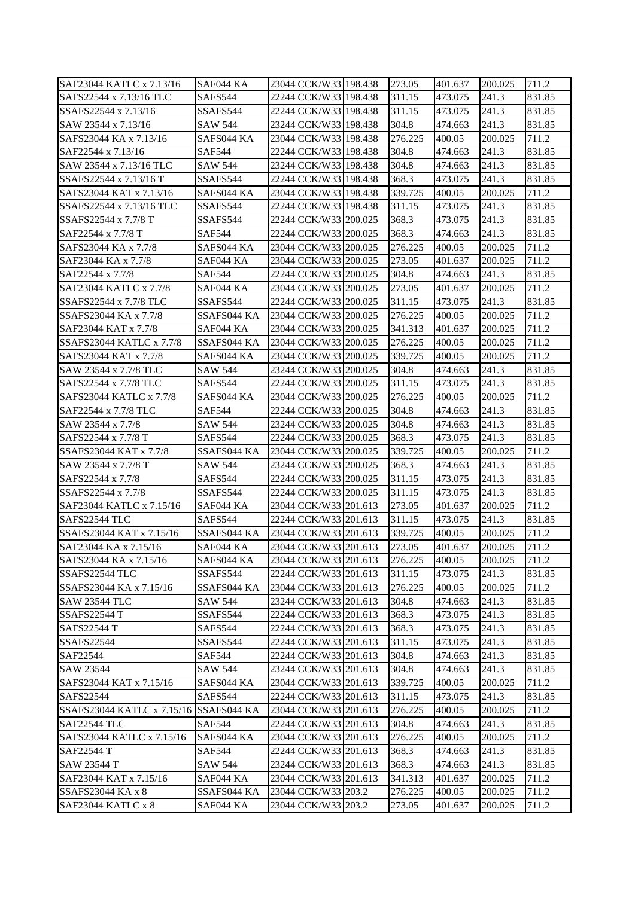| SAF23044 KATLC x 7.13/16 | SAF044 KA | 23044 CCK/W33 | 198.438 | 273.05 | 401.637 | 200.025 | 711.2 |
|---|---|---|---|---|---|---|---|
| SAFS22544 x 7.13/16 TLC | SAFS544 | 22244 CCK/W33 | 198.438 | 311.15 | 473.075 | 241.3 | 831.85 |
| SSAFS22544 x 7.13/16 | SSAFS544 | 22244 CCK/W33 | 198.438 | 311.15 | 473.075 | 241.3 | 831.85 |
| SAW 23544 x 7.13/16 | SAW 544 | 23244 CCK/W33 | 198.438 | 304.8 | 474.663 | 241.3 | 831.85 |
| SAFS23044 KA x 7.13/16 | SAFS044 KA | 23044 CCK/W33 | 198.438 | 276.225 | 400.05 | 200.025 | 711.2 |
| SAF22544 x 7.13/16 | SAF544 | 22244 CCK/W33 | 198.438 | 304.8 | 474.663 | 241.3 | 831.85 |
| SAW 23544 x 7.13/16 TLC | SAW 544 | 23244 CCK/W33 | 198.438 | 304.8 | 474.663 | 241.3 | 831.85 |
| SSAFS22544 x 7.13/16 T | SSAFS544 | 22244 CCK/W33 | 198.438 | 368.3 | 473.075 | 241.3 | 831.85 |
| SAFS23044 KAT x 7.13/16 | SAFS044 KA | 23044 CCK/W33 | 198.438 | 339.725 | 400.05 | 200.025 | 711.2 |
| SSAFS22544 x 7.13/16 TLC | SSAFS544 | 22244 CCK/W33 | 198.438 | 311.15 | 473.075 | 241.3 | 831.85 |
| SSAFS22544 x 7.7/8 T | SSAFS544 | 22244 CCK/W33 | 200.025 | 368.3 | 473.075 | 241.3 | 831.85 |
| SAF22544 x 7.7/8 T | SAF544 | 22244 CCK/W33 | 200.025 | 368.3 | 474.663 | 241.3 | 831.85 |
| SAFS23044 KA x 7.7/8 | SAFS044 KA | 23044 CCK/W33 | 200.025 | 276.225 | 400.05 | 200.025 | 711.2 |
| SAF23044 KA x 7.7/8 | SAF044 KA | 23044 CCK/W33 | 200.025 | 273.05 | 401.637 | 200.025 | 711.2 |
| SAF22544 x 7.7/8 | SAF544 | 22244 CCK/W33 | 200.025 | 304.8 | 474.663 | 241.3 | 831.85 |
| SAF23044 KATLC x 7.7/8 | SAF044 KA | 23044 CCK/W33 | 200.025 | 273.05 | 401.637 | 200.025 | 711.2 |
| SSAFS22544 x 7.7/8 TLC | SSAFS544 | 22244 CCK/W33 | 200.025 | 311.15 | 473.075 | 241.3 | 831.85 |
| SSAFS23044 KA x 7.7/8 | SSAFS044 KA | 23044 CCK/W33 | 200.025 | 276.225 | 400.05 | 200.025 | 711.2 |
| SAF23044 KAT x 7.7/8 | SAF044 KA | 23044 CCK/W33 | 200.025 | 341.313 | 401.637 | 200.025 | 711.2 |
| SSAFS23044 KATLC x 7.7/8 | SSAFS044 KA | 23044 CCK/W33 | 200.025 | 276.225 | 400.05 | 200.025 | 711.2 |
| SAFS23044 KAT x 7.7/8 | SAFS044 KA | 23044 CCK/W33 | 200.025 | 339.725 | 400.05 | 200.025 | 711.2 |
| SAW 23544 x 7.7/8 TLC | SAW 544 | 23244 CCK/W33 | 200.025 | 304.8 | 474.663 | 241.3 | 831.85 |
| SAFS22544 x 7.7/8 TLC | SAFS544 | 22244 CCK/W33 | 200.025 | 311.15 | 473.075 | 241.3 | 831.85 |
| SAFS23044 KATLC x 7.7/8 | SAFS044 KA | 23044 CCK/W33 | 200.025 | 276.225 | 400.05 | 200.025 | 711.2 |
| SAF22544 x 7.7/8 TLC | SAF544 | 22244 CCK/W33 | 200.025 | 304.8 | 474.663 | 241.3 | 831.85 |
| SAW 23544 x 7.7/8 | SAW 544 | 23244 CCK/W33 | 200.025 | 304.8 | 474.663 | 241.3 | 831.85 |
| SAFS22544 x 7.7/8 T | SAFS544 | 22244 CCK/W33 | 200.025 | 368.3 | 473.075 | 241.3 | 831.85 |
| SSAFS23044 KAT x 7.7/8 | SSAFS044 KA | 23044 CCK/W33 | 200.025 | 339.725 | 400.05 | 200.025 | 711.2 |
| SAW 23544 x 7.7/8 T | SAW 544 | 23244 CCK/W33 | 200.025 | 368.3 | 474.663 | 241.3 | 831.85 |
| SAFS22544 x 7.7/8 | SAFS544 | 22244 CCK/W33 | 200.025 | 311.15 | 473.075 | 241.3 | 831.85 |
| SSAFS22544 x 7.7/8 | SSAFS544 | 22244 CCK/W33 | 200.025 | 311.15 | 473.075 | 241.3 | 831.85 |
| SAF23044 KATLC x 7.15/16 | SAF044 KA | 23044 CCK/W33 | 201.613 | 273.05 | 401.637 | 200.025 | 711.2 |
| SAFS22544 TLC | SAFS544 | 22244 CCK/W33 | 201.613 | 311.15 | 473.075 | 241.3 | 831.85 |
| SSAFS23044 KAT x 7.15/16 | SSAFS044 KA | 23044 CCK/W33 | 201.613 | 339.725 | 400.05 | 200.025 | 711.2 |
| SAF23044 KA x 7.15/16 | SAF044 KA | 23044 CCK/W33 | 201.613 | 273.05 | 401.637 | 200.025 | 711.2 |
| SAFS23044 KA x 7.15/16 | SAFS044 KA | 23044 CCK/W33 | 201.613 | 276.225 | 400.05 | 200.025 | 711.2 |
| SSAFS22544 TLC | SSAFS544 | 22244 CCK/W33 | 201.613 | 311.15 | 473.075 | 241.3 | 831.85 |
| SSAFS23044 KA x 7.15/16 | SSAFS044 KA | 23044 CCK/W33 | 201.613 | 276.225 | 400.05 | 200.025 | 711.2 |
| SAW 23544 TLC | SAW 544 | 23244 CCK/W33 | 201.613 | 304.8 | 474.663 | 241.3 | 831.85 |
| SSAFS22544 T | SSAFS544 | 22244 CCK/W33 | 201.613 | 368.3 | 473.075 | 241.3 | 831.85 |
| SAFS22544 T | SAFS544 | 22244 CCK/W33 | 201.613 | 368.3 | 473.075 | 241.3 | 831.85 |
| SSAFS22544 | SSAFS544 | 22244 CCK/W33 | 201.613 | 311.15 | 473.075 | 241.3 | 831.85 |
| SAF22544 | SAF544 | 22244 CCK/W33 | 201.613 | 304.8 | 474.663 | 241.3 | 831.85 |
| SAW 23544 | SAW 544 | 23244 CCK/W33 | 201.613 | 304.8 | 474.663 | 241.3 | 831.85 |
| SAFS23044 KAT x 7.15/16 | SAFS044 KA | 23044 CCK/W33 | 201.613 | 339.725 | 400.05 | 200.025 | 711.2 |
| SAFS22544 | SAFS544 | 22244 CCK/W33 | 201.613 | 311.15 | 473.075 | 241.3 | 831.85 |
| SSAFS23044 KATLC x 7.15/16 | SSAFS044 KA | 23044 CCK/W33 | 201.613 | 276.225 | 400.05 | 200.025 | 711.2 |
| SAF22544 TLC | SAF544 | 22244 CCK/W33 | 201.613 | 304.8 | 474.663 | 241.3 | 831.85 |
| SAFS23044 KATLC x 7.15/16 | SAFS044 KA | 23044 CCK/W33 | 201.613 | 276.225 | 400.05 | 200.025 | 711.2 |
| SAF22544 T | SAF544 | 22244 CCK/W33 | 201.613 | 368.3 | 474.663 | 241.3 | 831.85 |
| SAW 23544 T | SAW 544 | 23244 CCK/W33 | 201.613 | 368.3 | 474.663 | 241.3 | 831.85 |
| SAF23044 KAT x 7.15/16 | SAF044 KA | 23044 CCK/W33 | 201.613 | 341.313 | 401.637 | 200.025 | 711.2 |
| SSAFS23044 KA x 8 | SSAFS044 KA | 23044 CCK/W33 | 203.2 | 276.225 | 400.05 | 200.025 | 711.2 |
| SAF23044 KATLC x 8 | SAF044 KA | 23044 CCK/W33 | 203.2 | 273.05 | 401.637 | 200.025 | 711.2 |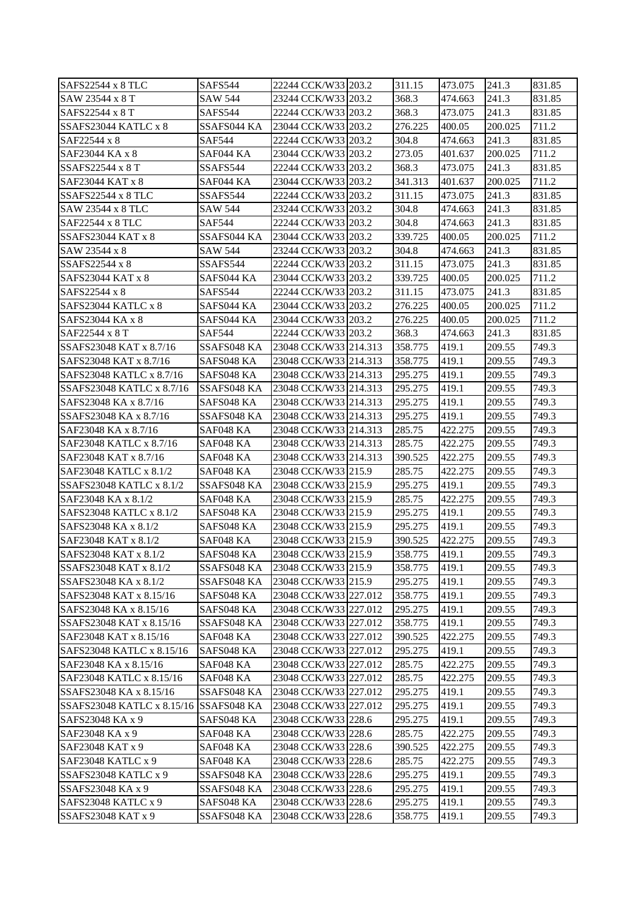| SAFS22544 x 8 TLC | SAFS544 | 22244 CCK/W33 | 203.2 | 311.15 | 473.075 | 241.3 | 831.85 |
|---|---|---|---|---|---|---|---|
| SAW 23544 x 8 T | SAW 544 | 23244 CCK/W33 | 203.2 | 368.3 | 474.663 | 241.3 | 831.85 |
| SAFS22544 x 8 T | SAFS544 | 22244 CCK/W33 | 203.2 | 368.3 | 473.075 | 241.3 | 831.85 |
| SSAFS23044 KATLC x 8 | SSAFS044 KA | 23044 CCK/W33 | 203.2 | 276.225 | 400.05 | 200.025 | 711.2 |
| SAF22544 x 8 | SAF544 | 22244 CCK/W33 | 203.2 | 304.8 | 474.663 | 241.3 | 831.85 |
| SAF23044 KA x 8 | SAF044 KA | 23044 CCK/W33 | 203.2 | 273.05 | 401.637 | 200.025 | 711.2 |
| SSAFS22544 x 8 T | SSAFS544 | 22244 CCK/W33 | 203.2 | 368.3 | 473.075 | 241.3 | 831.85 |
| SAF23044 KAT x 8 | SAF044 KA | 23044 CCK/W33 | 203.2 | 341.313 | 401.637 | 200.025 | 711.2 |
| SSAFS22544 x 8 TLC | SSAFS544 | 22244 CCK/W33 | 203.2 | 311.15 | 473.075 | 241.3 | 831.85 |
| SAW 23544 x 8 TLC | SAW 544 | 23244 CCK/W33 | 203.2 | 304.8 | 474.663 | 241.3 | 831.85 |
| SAF22544 x 8 TLC | SAF544 | 22244 CCK/W33 | 203.2 | 304.8 | 474.663 | 241.3 | 831.85 |
| SSAFS23044 KAT x 8 | SSAFS044 KA | 23044 CCK/W33 | 203.2 | 339.725 | 400.05 | 200.025 | 711.2 |
| SAW 23544 x 8 | SAW 544 | 23244 CCK/W33 | 203.2 | 304.8 | 474.663 | 241.3 | 831.85 |
| SSAFS22544 x 8 | SSAFS544 | 22244 CCK/W33 | 203.2 | 311.15 | 473.075 | 241.3 | 831.85 |
| SAFS23044 KAT x 8 | SAFS044 KA | 23044 CCK/W33 | 203.2 | 339.725 | 400.05 | 200.025 | 711.2 |
| SAFS22544 x 8 | SAFS544 | 22244 CCK/W33 | 203.2 | 311.15 | 473.075 | 241.3 | 831.85 |
| SAFS23044 KATLC x 8 | SAFS044 KA | 23044 CCK/W33 | 203.2 | 276.225 | 400.05 | 200.025 | 711.2 |
| SAFS23044 KA x 8 | SAFS044 KA | 23044 CCK/W33 | 203.2 | 276.225 | 400.05 | 200.025 | 711.2 |
| SAF22544 x 8 T | SAF544 | 22244 CCK/W33 | 203.2 | 368.3 | 474.663 | 241.3 | 831.85 |
| SSAFS23048 KAT x 8.7/16 | SSAFS048 KA | 23048 CCK/W33 | 214.313 | 358.775 | 419.1 | 209.55 | 749.3 |
| SAFS23048 KAT x 8.7/16 | SAFS048 KA | 23048 CCK/W33 | 214.313 | 358.775 | 419.1 | 209.55 | 749.3 |
| SAFS23048 KATLC x 8.7/16 | SAFS048 KA | 23048 CCK/W33 | 214.313 | 295.275 | 419.1 | 209.55 | 749.3 |
| SSAFS23048 KATLC x 8.7/16 | SSAFS048 KA | 23048 CCK/W33 | 214.313 | 295.275 | 419.1 | 209.55 | 749.3 |
| SAFS23048 KA x 8.7/16 | SAFS048 KA | 23048 CCK/W33 | 214.313 | 295.275 | 419.1 | 209.55 | 749.3 |
| SSAFS23048 KA x 8.7/16 | SSAFS048 KA | 23048 CCK/W33 | 214.313 | 295.275 | 419.1 | 209.55 | 749.3 |
| SAF23048 KA x 8.7/16 | SAF048 KA | 23048 CCK/W33 | 214.313 | 285.75 | 422.275 | 209.55 | 749.3 |
| SAF23048 KATLC x 8.7/16 | SAF048 KA | 23048 CCK/W33 | 214.313 | 285.75 | 422.275 | 209.55 | 749.3 |
| SAF23048 KAT x 8.7/16 | SAF048 KA | 23048 CCK/W33 | 214.313 | 390.525 | 422.275 | 209.55 | 749.3 |
| SAF23048 KATLC x 8.1/2 | SAF048 KA | 23048 CCK/W33 | 215.9 | 285.75 | 422.275 | 209.55 | 749.3 |
| SSAFS23048 KATLC x 8.1/2 | SSAFS048 KA | 23048 CCK/W33 | 215.9 | 295.275 | 419.1 | 209.55 | 749.3 |
| SAF23048 KA x 8.1/2 | SAF048 KA | 23048 CCK/W33 | 215.9 | 285.75 | 422.275 | 209.55 | 749.3 |
| SAFS23048 KATLC x 8.1/2 | SAFS048 KA | 23048 CCK/W33 | 215.9 | 295.275 | 419.1 | 209.55 | 749.3 |
| SAFS23048 KA x 8.1/2 | SAFS048 KA | 23048 CCK/W33 | 215.9 | 295.275 | 419.1 | 209.55 | 749.3 |
| SAF23048 KAT x 8.1/2 | SAF048 KA | 23048 CCK/W33 | 215.9 | 390.525 | 422.275 | 209.55 | 749.3 |
| SAFS23048 KAT x 8.1/2 | SAFS048 KA | 23048 CCK/W33 | 215.9 | 358.775 | 419.1 | 209.55 | 749.3 |
| SSAFS23048 KAT x 8.1/2 | SSAFS048 KA | 23048 CCK/W33 | 215.9 | 358.775 | 419.1 | 209.55 | 749.3 |
| SSAFS23048 KA x 8.1/2 | SSAFS048 KA | 23048 CCK/W33 | 215.9 | 295.275 | 419.1 | 209.55 | 749.3 |
| SAFS23048 KAT x 8.15/16 | SAFS048 KA | 23048 CCK/W33 | 227.012 | 358.775 | 419.1 | 209.55 | 749.3 |
| SAFS23048 KA x 8.15/16 | SAFS048 KA | 23048 CCK/W33 | 227.012 | 295.275 | 419.1 | 209.55 | 749.3 |
| SSAFS23048 KAT x 8.15/16 | SSAFS048 KA | 23048 CCK/W33 | 227.012 | 358.775 | 419.1 | 209.55 | 749.3 |
| SAF23048 KAT x 8.15/16 | SAF048 KA | 23048 CCK/W33 | 227.012 | 390.525 | 422.275 | 209.55 | 749.3 |
| SAFS23048 KATLC x 8.15/16 | SAFS048 KA | 23048 CCK/W33 | 227.012 | 295.275 | 419.1 | 209.55 | 749.3 |
| SAF23048 KA x 8.15/16 | SAF048 KA | 23048 CCK/W33 | 227.012 | 285.75 | 422.275 | 209.55 | 749.3 |
| SAF23048 KATLC x 8.15/16 | SAF048 KA | 23048 CCK/W33 | 227.012 | 285.75 | 422.275 | 209.55 | 749.3 |
| SSAFS23048 KA x 8.15/16 | SSAFS048 KA | 23048 CCK/W33 | 227.012 | 295.275 | 419.1 | 209.55 | 749.3 |
| SSAFS23048 KATLC x 8.15/16 | SSAFS048 KA | 23048 CCK/W33 | 227.012 | 295.275 | 419.1 | 209.55 | 749.3 |
| SAFS23048 KA x 9 | SAFS048 KA | 23048 CCK/W33 | 228.6 | 295.275 | 419.1 | 209.55 | 749.3 |
| SAF23048 KA x 9 | SAF048 KA | 23048 CCK/W33 | 228.6 | 285.75 | 422.275 | 209.55 | 749.3 |
| SAF23048 KAT x 9 | SAF048 KA | 23048 CCK/W33 | 228.6 | 390.525 | 422.275 | 209.55 | 749.3 |
| SAF23048 KATLC x 9 | SAF048 KA | 23048 CCK/W33 | 228.6 | 285.75 | 422.275 | 209.55 | 749.3 |
| SSAFS23048 KATLC x 9 | SSAFS048 KA | 23048 CCK/W33 | 228.6 | 295.275 | 419.1 | 209.55 | 749.3 |
| SSAFS23048 KA x 9 | SSAFS048 KA | 23048 CCK/W33 | 228.6 | 295.275 | 419.1 | 209.55 | 749.3 |
| SAFS23048 KATLC x 9 | SAFS048 KA | 23048 CCK/W33 | 228.6 | 295.275 | 419.1 | 209.55 | 749.3 |
| SSAFS23048 KAT x 9 | SSAFS048 KA | 23048 CCK/W33 | 228.6 | 358.775 | 419.1 | 209.55 | 749.3 |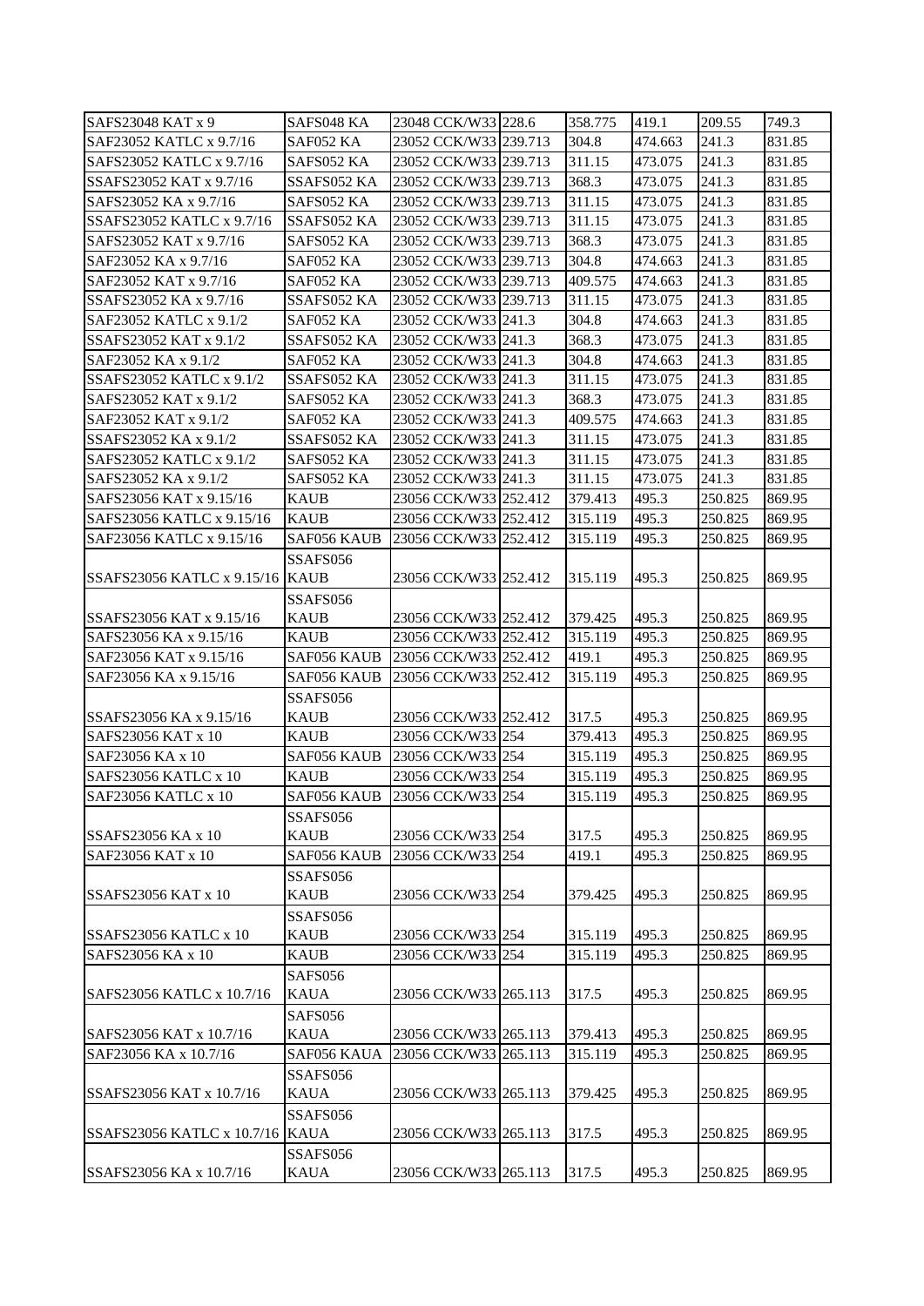| SAFS23048 KAT x 9 | SAFS048 KA | 23048 CCK/W33 | 228.6 | 358.775 | 419.1 | 209.55 | 749.3 |
|---|---|---|---|---|---|---|---|
| SAF23052 KATLC x 9.7/16 | SAF052 KA | 23052 CCK/W33 | 239.713 | 304.8 | 474.663 | 241.3 | 831.85 |
| SAFS23052 KATLC x 9.7/16 | SAFS052 KA | 23052 CCK/W33 | 239.713 | 311.15 | 473.075 | 241.3 | 831.85 |
| SSAFS23052 KAT x 9.7/16 | SSAFS052 KA | 23052 CCK/W33 | 239.713 | 368.3 | 473.075 | 241.3 | 831.85 |
| SAFS23052 KA x 9.7/16 | SAFS052 KA | 23052 CCK/W33 | 239.713 | 311.15 | 473.075 | 241.3 | 831.85 |
| SSAFS23052 KATLC x 9.7/16 | SSAFS052 KA | 23052 CCK/W33 | 239.713 | 311.15 | 473.075 | 241.3 | 831.85 |
| SAFS23052 KAT x 9.7/16 | SAFS052 KA | 23052 CCK/W33 | 239.713 | 368.3 | 473.075 | 241.3 | 831.85 |
| SAF23052 KA x 9.7/16 | SAF052 KA | 23052 CCK/W33 | 239.713 | 304.8 | 474.663 | 241.3 | 831.85 |
| SAF23052 KAT x 9.7/16 | SAF052 KA | 23052 CCK/W33 | 239.713 | 409.575 | 474.663 | 241.3 | 831.85 |
| SSAFS23052 KA x 9.7/16 | SSAFS052 KA | 23052 CCK/W33 | 239.713 | 311.15 | 473.075 | 241.3 | 831.85 |
| SAF23052 KATLC x 9.1/2 | SAF052 KA | 23052 CCK/W33 | 241.3 | 304.8 | 474.663 | 241.3 | 831.85 |
| SSAFS23052 KAT x 9.1/2 | SSAFS052 KA | 23052 CCK/W33 | 241.3 | 368.3 | 473.075 | 241.3 | 831.85 |
| SAF23052 KA x 9.1/2 | SAF052 KA | 23052 CCK/W33 | 241.3 | 304.8 | 474.663 | 241.3 | 831.85 |
| SSAFS23052 KATLC x 9.1/2 | SSAFS052 KA | 23052 CCK/W33 | 241.3 | 311.15 | 473.075 | 241.3 | 831.85 |
| SAFS23052 KAT x 9.1/2 | SAFS052 KA | 23052 CCK/W33 | 241.3 | 368.3 | 473.075 | 241.3 | 831.85 |
| SAF23052 KAT x 9.1/2 | SAF052 KA | 23052 CCK/W33 | 241.3 | 409.575 | 474.663 | 241.3 | 831.85 |
| SSAFS23052 KA x 9.1/2 | SSAFS052 KA | 23052 CCK/W33 | 241.3 | 311.15 | 473.075 | 241.3 | 831.85 |
| SAFS23052 KATLC x 9.1/2 | SAFS052 KA | 23052 CCK/W33 | 241.3 | 311.15 | 473.075 | 241.3 | 831.85 |
| SAFS23052 KA x 9.1/2 | SAFS052 KA | 23052 CCK/W33 | 241.3 | 311.15 | 473.075 | 241.3 | 831.85 |
| SAFS23056 KAT x 9.15/16 | KAUB | 23056 CCK/W33 | 252.412 | 379.413 | 495.3 | 250.825 | 869.95 |
| SAFS23056 KATLC x 9.15/16 | KAUB | 23056 CCK/W33 | 252.412 | 315.119 | 495.3 | 250.825 | 869.95 |
| SAF23056 KATLC x 9.15/16 | SAF056 KAUB | 23056 CCK/W33 | 252.412 | 315.119 | 495.3 | 250.825 | 869.95 |
| SSAFS23056 KATLC x 9.15/16 | SSAFS056 KAUB | 23056 CCK/W33 | 252.412 | 315.119 | 495.3 | 250.825 | 869.95 |
| SSAFS23056 KAT x 9.15/16 | SSAFS056 KAUB | 23056 CCK/W33 | 252.412 | 379.425 | 495.3 | 250.825 | 869.95 |
| SAFS23056 KA x 9.15/16 | KAUB | 23056 CCK/W33 | 252.412 | 315.119 | 495.3 | 250.825 | 869.95 |
| SAF23056 KAT x 9.15/16 | SAF056 KAUB | 23056 CCK/W33 | 252.412 | 419.1 | 495.3 | 250.825 | 869.95 |
| SAF23056 KA x 9.15/16 | SAF056 KAUB | 23056 CCK/W33 | 252.412 | 315.119 | 495.3 | 250.825 | 869.95 |
| SSAFS23056 KA x 9.15/16 | SSAFS056 KAUB | 23056 CCK/W33 | 252.412 | 317.5 | 495.3 | 250.825 | 869.95 |
| SAFS23056 KAT x 10 | KAUB | 23056 CCK/W33 | 254 | 379.413 | 495.3 | 250.825 | 869.95 |
| SAF23056 KA x 10 | SAF056 KAUB | 23056 CCK/W33 | 254 | 315.119 | 495.3 | 250.825 | 869.95 |
| SAFS23056 KATLC x 10 | KAUB | 23056 CCK/W33 | 254 | 315.119 | 495.3 | 250.825 | 869.95 |
| SAF23056 KATLC x 10 | SAF056 KAUB | 23056 CCK/W33 | 254 | 315.119 | 495.3 | 250.825 | 869.95 |
| SSAFS23056 KA x 10 | SSAFS056 KAUB | 23056 CCK/W33 | 254 | 317.5 | 495.3 | 250.825 | 869.95 |
| SAF23056 KAT x 10 | SAF056 KAUB | 23056 CCK/W33 | 254 | 419.1 | 495.3 | 250.825 | 869.95 |
| SSAFS23056 KAT x 10 | SSAFS056 KAUB | 23056 CCK/W33 | 254 | 379.425 | 495.3 | 250.825 | 869.95 |
| SSAFS23056 KATLC x 10 | SSAFS056 KAUB | 23056 CCK/W33 | 254 | 315.119 | 495.3 | 250.825 | 869.95 |
| SAFS23056 KA x 10 | KAUB | 23056 CCK/W33 | 254 | 315.119 | 495.3 | 250.825 | 869.95 |
| SAFS23056 KATLC x 10.7/16 | SAFS056 KAUA | 23056 CCK/W33 | 265.113 | 317.5 | 495.3 | 250.825 | 869.95 |
| SAFS23056 KAT x 10.7/16 | SAFS056 KAUA | 23056 CCK/W33 | 265.113 | 379.413 | 495.3 | 250.825 | 869.95 |
| SAF23056 KA x 10.7/16 | SAF056 KAUA | 23056 CCK/W33 | 265.113 | 315.119 | 495.3 | 250.825 | 869.95 |
| SSAFS23056 KAT x 10.7/16 | SSAFS056 KAUA | 23056 CCK/W33 | 265.113 | 379.425 | 495.3 | 250.825 | 869.95 |
| SSAFS23056 KATLC x 10.7/16 | SSAFS056 KAUA | 23056 CCK/W33 | 265.113 | 317.5 | 495.3 | 250.825 | 869.95 |
| SSAFS23056 KA x 10.7/16 | SSAFS056 KAUA | 23056 CCK/W33 | 265.113 | 317.5 | 495.3 | 250.825 | 869.95 |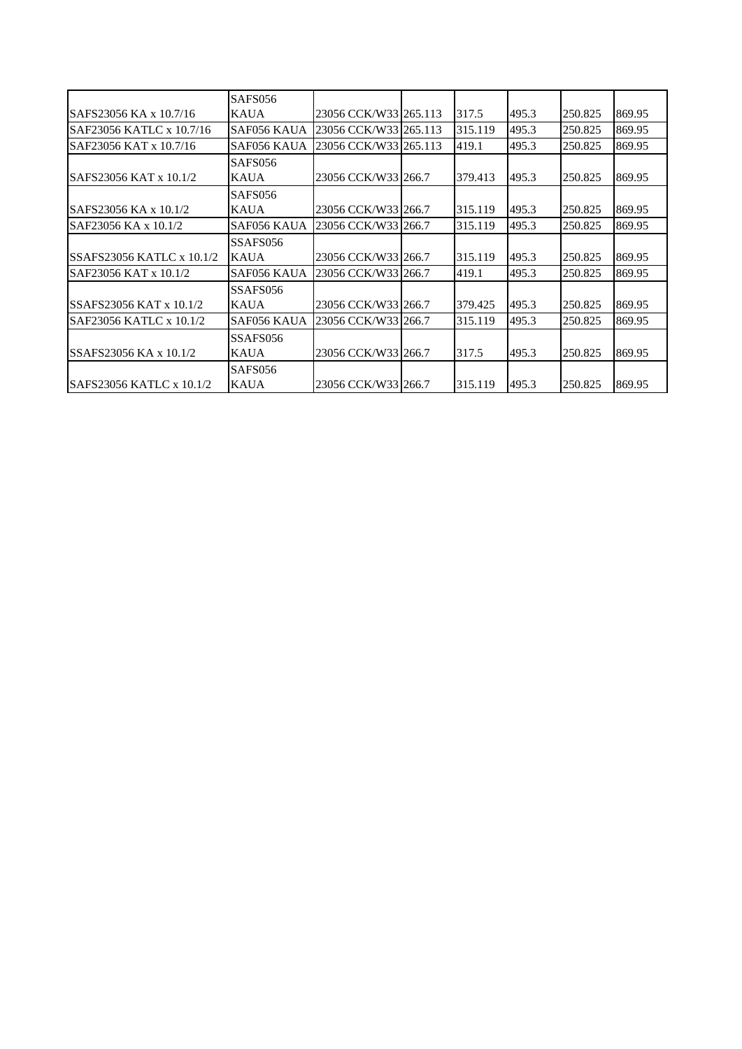| | | | | | | | |
|---|---|---|---|---|---|---|---|
| SAFS23056 KA x 10.7/16 | SAFS056 KAUA | 23056 CCK/W33 | 265.113 | 317.5 | 495.3 | 250.825 | 869.95 |
| SAF23056 KATLC x 10.7/16 | SAF056 KAUA | 23056 CCK/W33 | 265.113 | 315.119 | 495.3 | 250.825 | 869.95 |
| SAF23056 KAT x 10.7/16 | SAF056 KAUA | 23056 CCK/W33 | 265.113 | 419.1 | 495.3 | 250.825 | 869.95 |
| SAFS23056 KAT x 10.1/2 | SAFS056 KAUA | 23056 CCK/W33 | 266.7 | 379.413 | 495.3 | 250.825 | 869.95 |
| SAFS23056 KA x 10.1/2 | SAFS056 KAUA | 23056 CCK/W33 | 266.7 | 315.119 | 495.3 | 250.825 | 869.95 |
| SAF23056 KA x 10.1/2 | SAF056 KAUA | 23056 CCK/W33 | 266.7 | 315.119 | 495.3 | 250.825 | 869.95 |
| SSAFS23056 KATLC x 10.1/2 | SSAFS056 KAUA | 23056 CCK/W33 | 266.7 | 315.119 | 495.3 | 250.825 | 869.95 |
| SAF23056 KAT x 10.1/2 | SAF056 KAUA | 23056 CCK/W33 | 266.7 | 419.1 | 495.3 | 250.825 | 869.95 |
| SSAFS23056 KAT x 10.1/2 | SSAFS056 KAUA | 23056 CCK/W33 | 266.7 | 379.425 | 495.3 | 250.825 | 869.95 |
| SAF23056 KATLC x 10.1/2 | SAF056 KAUA | 23056 CCK/W33 | 266.7 | 315.119 | 495.3 | 250.825 | 869.95 |
| SSAFS23056 KA x 10.1/2 | SSAFS056 KAUA | 23056 CCK/W33 | 266.7 | 317.5 | 495.3 | 250.825 | 869.95 |
| SAFS23056 KATLC x 10.1/2 | SAFS056 KAUA | 23056 CCK/W33 | 266.7 | 315.119 | 495.3 | 250.825 | 869.95 |